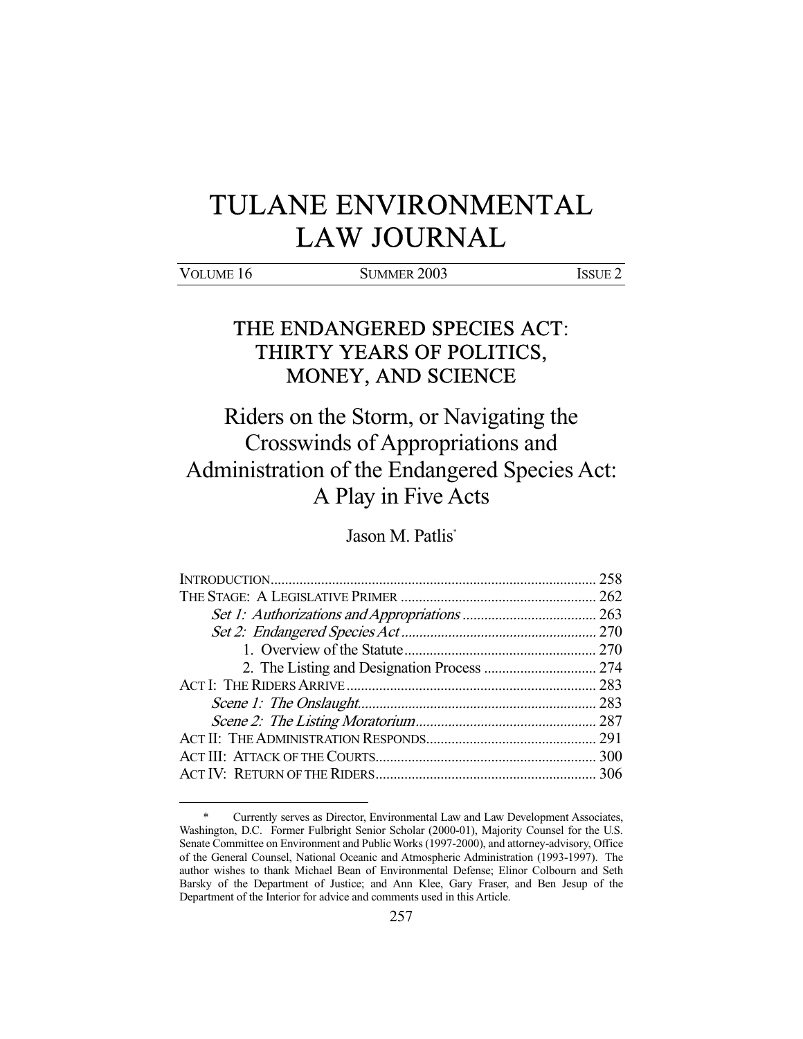# TULANE ENVIRONMENTAL LAW JOURNAL

VOLUME 16 SUMMER 2003 ISSUE 2

## THE ENDANGERED SPECIES ACT: THIRTY YEARS OF POLITICS, MONEY, AND SCIENCE

## Riders on the Storm, or Navigating the Crosswinds of Appropriations and Administration of the Endangered Species Act: A Play in Five Acts

Jason M. Patlis*

INTRODUCTION ........................................................................................ 258
THE STAGE: A LEGISLATIVE PRIMER ...................................................... 262
*Set 1: Authorizations and Appropriations* ..................................... 263
*Set 2: Endangered Species Act* ..................................................... 270
1. Overview of the Statute ..................................................... 270
2. The Listing and Designation Process ............................... 274
ACT I: THE RIDERS ARRIVE ..................................................................... 283
*Scene 1: The Onslaught* ................................................................. 283
*Scene 2: The Listing Moratorium* ................................................. 287
ACT II: THE ADMINISTRATION RESPONDS .............................................. 291
ACT III: ATTACK OF THE COURTS ............................................................ 300
ACT IV: RETURN OF THE RIDERS ............................................................ 306

---

\* Currently serves as Director, Environmental Law and Law Development Associates, Washington, D.C. Former Fulbright Senior Scholar (2000-01), Majority Counsel for the U.S. Senate Committee on Environment and Public Works (1997-2000), and attorney-advisory, Office of the General Counsel, National Oceanic and Atmospheric Administration (1993-1997). The author wishes to thank Michael Bean of Environmental Defense; Elinor Colbourn and Seth Barsky of the Department of Justice; and Ann Klee, Gary Fraser, and Ben Jesup of the Department of the Interior for advice and comments used in this Article.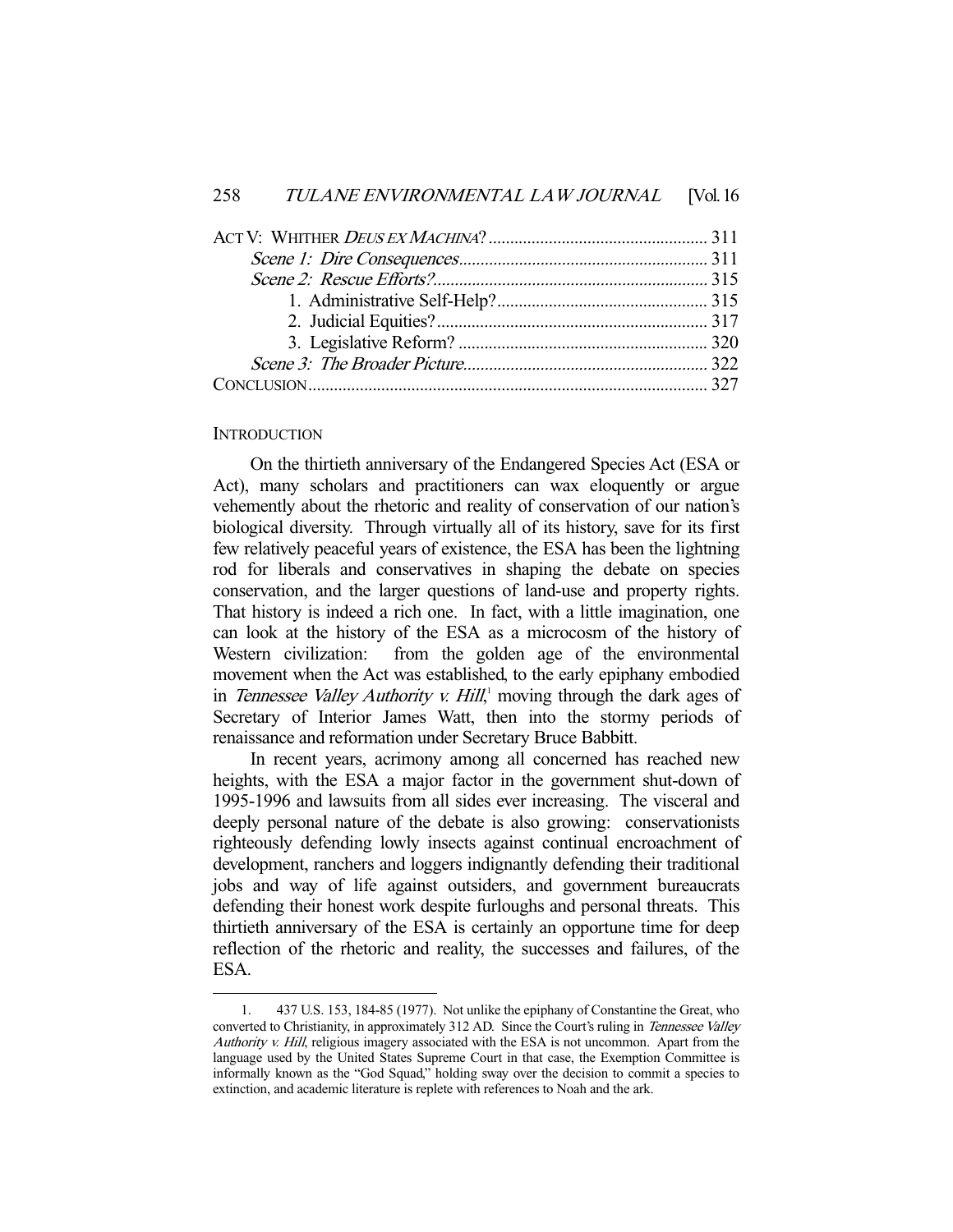ACT V: WHITHER *DEUS EX MACHINA*? .................................................. 311

*Scene 1: Dire Consequences*.......................................................... 311

*Scene 2: Rescue Efforts?*................................................................ 315

1. Administrative Self-Help?................................................ 315
2. Judicial Equities?.............................................................. 317
3. Legislative Reform? ......................................................... 320

*Scene 3: The Broader Picture*......................................................... 322

CONCLUSION............................................................................................ 327

## INTRODUCTION

On the thirtieth anniversary of the Endangered Species Act (ESA or Act), many scholars and practitioners can wax eloquently or argue vehemently about the rhetoric and reality of conservation of our nation's biological diversity. Through virtually all of its history, save for its first few relatively peaceful years of existence, the ESA has been the lightning rod for liberals and conservatives in shaping the debate on species conservation, and the larger questions of land-use and property rights. That history is indeed a rich one. In fact, with a little imagination, one can look at the history of the ESA as a microcosm of the history of Western civilization: from the golden age of the environmental movement when the Act was established, to the early epiphany embodied in *Tennessee Valley Authority v. Hill*,[1] moving through the dark ages of Secretary of Interior James Watt, then into the stormy periods of renaissance and reformation under Secretary Bruce Babbitt.

In recent years, acrimony among all concerned has reached new heights, with the ESA a major factor in the government shut-down of 1995-1996 and lawsuits from all sides ever increasing. The visceral and deeply personal nature of the debate is also growing: conservationists righteously defending lowly insects against continual encroachment of development, ranchers and loggers indignantly defending their traditional jobs and way of life against outsiders, and government bureaucrats defending their honest work despite furloughs and personal threats. This thirtieth anniversary of the ESA is certainly an opportune time for deep reflection of the rhetoric and reality, the successes and failures, of the ESA.

1. 437 U.S. 153, 184-85 (1977). Not unlike the epiphany of Constantine the Great, who converted to Christianity, in approximately 312 AD. Since the Court's ruling in *Tennessee Valley Authority v. Hill*, religious imagery associated with the ESA is not uncommon. Apart from the language used by the United States Supreme Court in that case, the Exemption Committee is informally known as the "God Squad," holding sway over the decision to commit a species to extinction, and academic literature is replete with references to Noah and the ark.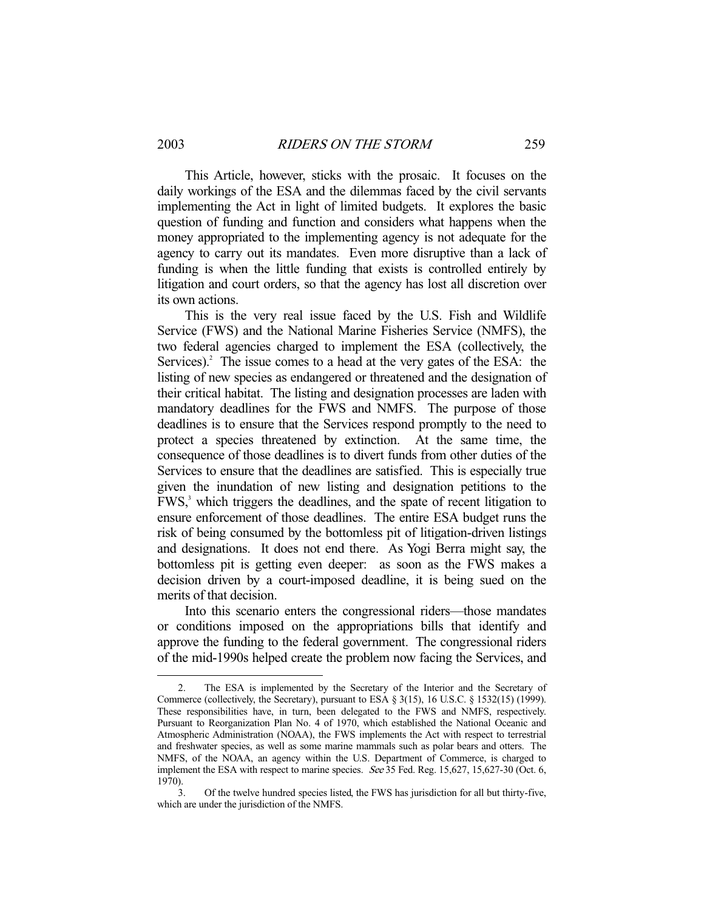This Article, however, sticks with the prosaic. It focuses on the daily workings of the ESA and the dilemmas faced by the civil servants implementing the Act in light of limited budgets. It explores the basic question of funding and function and considers what happens when the money appropriated to the implementing agency is not adequate for the agency to carry out its mandates. Even more disruptive than a lack of funding is when the little funding that exists is controlled entirely by litigation and court orders, so that the agency has lost all discretion over its own actions.

This is the very real issue faced by the U.S. Fish and Wildlife Service (FWS) and the National Marine Fisheries Service (NMFS), the two federal agencies charged to implement the ESA (collectively, the Services).[2] The issue comes to a head at the very gates of the ESA: the listing of new species as endangered or threatened and the designation of their critical habitat. The listing and designation processes are laden with mandatory deadlines for the FWS and NMFS. The purpose of those deadlines is to ensure that the Services respond promptly to the need to protect a species threatened by extinction. At the same time, the consequence of those deadlines is to divert funds from other duties of the Services to ensure that the deadlines are satisfied. This is especially true given the inundation of new listing and designation petitions to the FWS,[3] which triggers the deadlines, and the spate of recent litigation to ensure enforcement of those deadlines. The entire ESA budget runs the risk of being consumed by the bottomless pit of litigation-driven listings and designations. It does not end there. As Yogi Berra might say, the bottomless pit is getting even deeper: as soon as the FWS makes a decision driven by a court-imposed deadline, it is being sued on the merits of that decision.

Into this scenario enters the congressional riders—those mandates or conditions imposed on the appropriations bills that identify and approve the funding to the federal government. The congressional riders of the mid-1990s helped create the problem now facing the Services, and

---

2. The ESA is implemented by the Secretary of the Interior and the Secretary of Commerce (collectively, the Secretary), pursuant to ESA § 3(15), 16 U.S.C. § 1532(15) (1999). These responsibilities have, in turn, been delegated to the FWS and NMFS, respectively. Pursuant to Reorganization Plan No. 4 of 1970, which established the National Oceanic and Atmospheric Administration (NOAA), the FWS implements the Act with respect to terrestrial and freshwater species, as well as some marine mammals such as polar bears and otters. The NMFS, of the NOAA, an agency within the U.S. Department of Commerce, is charged to implement the ESA with respect to marine species. *See* 35 Fed. Reg. 15,627, 15,627-30 (Oct. 6, 1970).

3. Of the twelve hundred species listed, the FWS has jurisdiction for all but thirty-five, which are under the jurisdiction of the NMFS.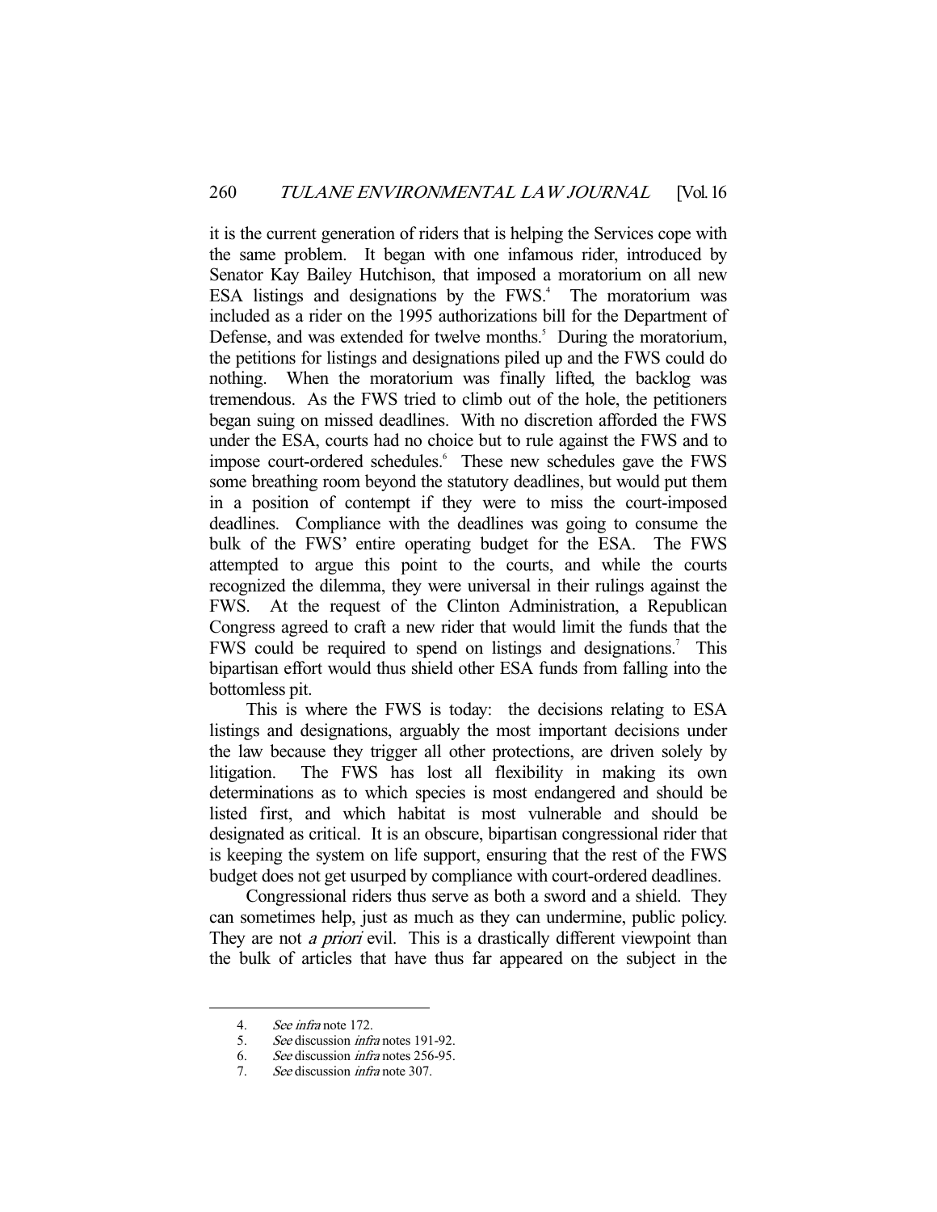it is the current generation of riders that is helping the Services cope with the same problem. It began with one infamous rider, introduced by Senator Kay Bailey Hutchison, that imposed a moratorium on all new ESA listings and designations by the FWS.[4] The moratorium was included as a rider on the 1995 authorizations bill for the Department of Defense, and was extended for twelve months.[5] During the moratorium, the petitions for listings and designations piled up and the FWS could do nothing. When the moratorium was finally lifted, the backlog was tremendous. As the FWS tried to climb out of the hole, the petitioners began suing on missed deadlines. With no discretion afforded the FWS under the ESA, courts had no choice but to rule against the FWS and to impose court-ordered schedules.[6] These new schedules gave the FWS some breathing room beyond the statutory deadlines, but would put them in a position of contempt if they were to miss the court-imposed deadlines. Compliance with the deadlines was going to consume the bulk of the FWS' entire operating budget for the ESA. The FWS attempted to argue this point to the courts, and while the courts recognized the dilemma, they were universal in their rulings against the FWS. At the request of the Clinton Administration, a Republican Congress agreed to craft a new rider that would limit the funds that the FWS could be required to spend on listings and designations.[7] This bipartisan effort would thus shield other ESA funds from falling into the bottomless pit.

This is where the FWS is today: the decisions relating to ESA listings and designations, arguably the most important decisions under the law because they trigger all other protections, are driven solely by litigation. The FWS has lost all flexibility in making its own determinations as to which species is most endangered and should be listed first, and which habitat is most vulnerable and should be designated as critical. It is an obscure, bipartisan congressional rider that is keeping the system on life support, ensuring that the rest of the FWS budget does not get usurped by compliance with court-ordered deadlines.

Congressional riders thus serve as both a sword and a shield. They can sometimes help, just as much as they can undermine, public policy. They are not *a priori* evil. This is a drastically different viewpoint than the bulk of articles that have thus far appeared on the subject in the

---

4. *See infra* note 172.
5. *See* discussion *infra* notes 191-92.
6. *See* discussion *infra* notes 256-95.
7. *See* discussion *infra* note 307.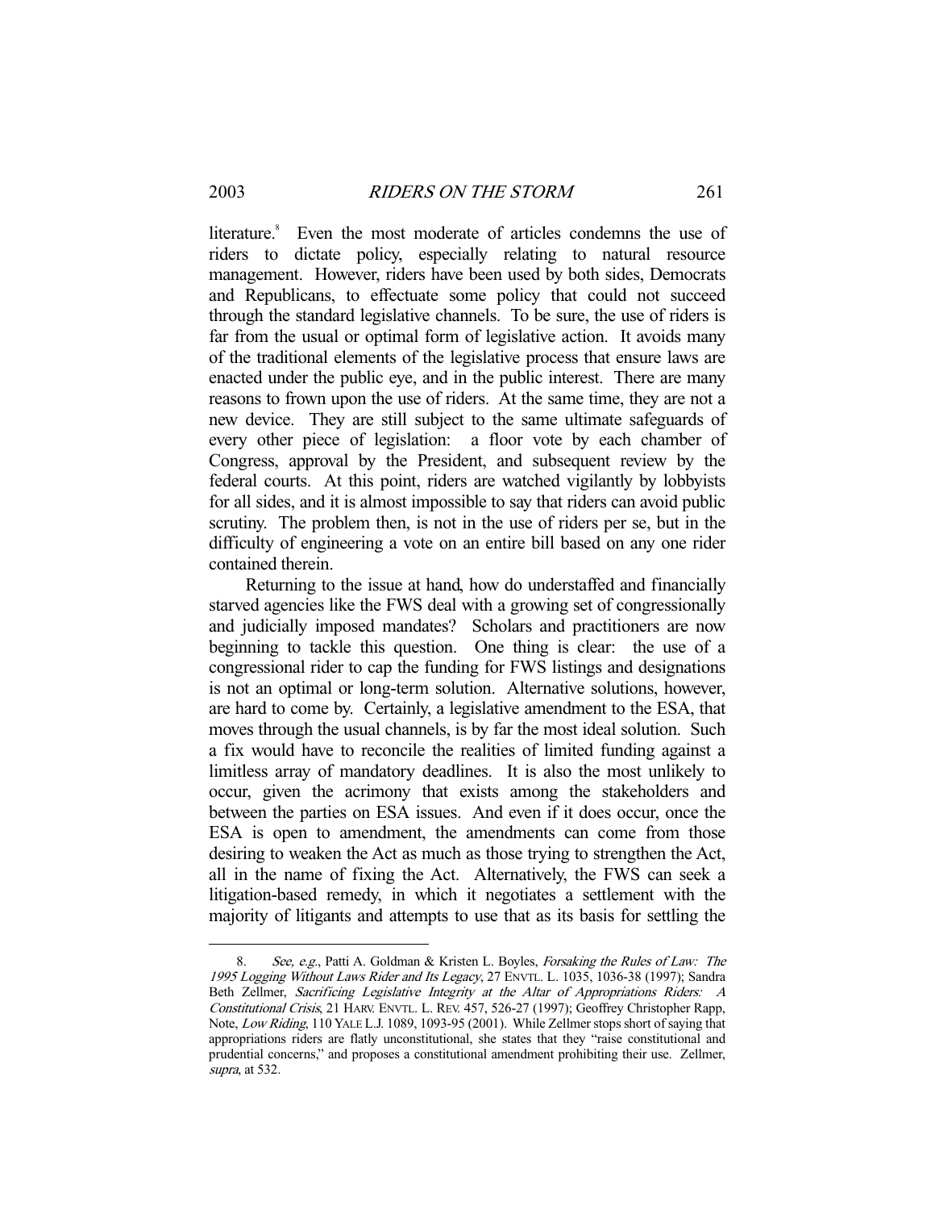literature.[8] Even the most moderate of articles condemns the use of riders to dictate policy, especially relating to natural resource management. However, riders have been used by both sides, Democrats and Republicans, to effectuate some policy that could not succeed through the standard legislative channels. To be sure, the use of riders is far from the usual or optimal form of legislative action. It avoids many of the traditional elements of the legislative process that ensure laws are enacted under the public eye, and in the public interest. There are many reasons to frown upon the use of riders. At the same time, they are not a new device. They are still subject to the same ultimate safeguards of every other piece of legislation: a floor vote by each chamber of Congress, approval by the President, and subsequent review by the federal courts. At this point, riders are watched vigilantly by lobbyists for all sides, and it is almost impossible to say that riders can avoid public scrutiny. The problem then, is not in the use of riders per se, but in the difficulty of engineering a vote on an entire bill based on any one rider contained therein.

Returning to the issue at hand, how do understaffed and financially starved agencies like the FWS deal with a growing set of congressionally and judicially imposed mandates? Scholars and practitioners are now beginning to tackle this question. One thing is clear: the use of a congressional rider to cap the funding for FWS listings and designations is not an optimal or long-term solution. Alternative solutions, however, are hard to come by. Certainly, a legislative amendment to the ESA, that moves through the usual channels, is by far the most ideal solution. Such a fix would have to reconcile the realities of limited funding against a limitless array of mandatory deadlines. It is also the most unlikely to occur, given the acrimony that exists among the stakeholders and between the parties on ESA issues. And even if it does occur, once the ESA is open to amendment, the amendments can come from those desiring to weaken the Act as much as those trying to strengthen the Act, all in the name of fixing the Act. Alternatively, the FWS can seek a litigation-based remedy, in which it negotiates a settlement with the majority of litigants and attempts to use that as its basis for settling the

---

8. *See, e.g.*, Patti A. Goldman & Kristen L. Boyles, *Forsaking the Rules of Law: The 1995 Logging Without Laws Rider and Its Legacy*, 27 ENVTL. L. 1035, 1036-38 (1997); Sandra Beth Zellmer, *Sacrificing Legislative Integrity at the Altar of Appropriations Riders: A Constitutional Crisis*, 21 HARV. ENVTL. L. REV. 457, 526-27 (1997); Geoffrey Christopher Rapp, Note, *Low Riding*, 110 YALE L.J. 1089, 1093-95 (2001). While Zellmer stops short of saying that appropriations riders are flatly unconstitutional, she states that they "raise constitutional and prudential concerns," and proposes a constitutional amendment prohibiting their use. Zellmer, *supra*, at 532.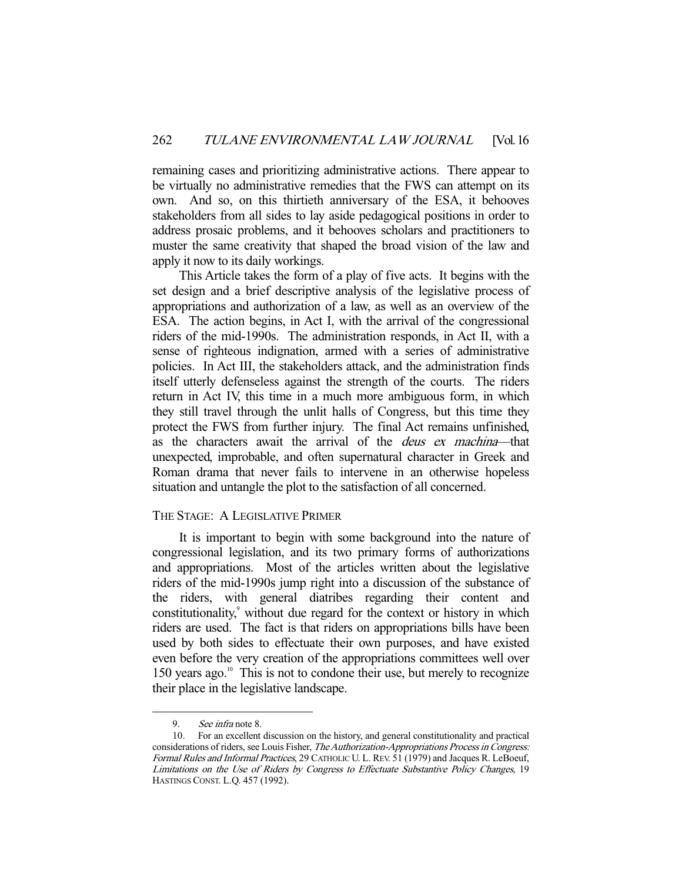remaining cases and prioritizing administrative actions. There appear to be virtually no administrative remedies that the FWS can attempt on its own. And so, on this thirtieth anniversary of the ESA, it behooves stakeholders from all sides to lay aside pedagogical positions in order to address prosaic problems, and it behooves scholars and practitioners to muster the same creativity that shaped the broad vision of the law and apply it now to its daily workings.

This Article takes the form of a play of five acts. It begins with the set design and a brief descriptive analysis of the legislative process of appropriations and authorization of a law, as well as an overview of the ESA. The action begins, in Act I, with the arrival of the congressional riders of the mid-1990s. The administration responds, in Act II, with a sense of righteous indignation, armed with a series of administrative policies. In Act III, the stakeholders attack, and the administration finds itself utterly defenseless against the strength of the courts. The riders return in Act IV, this time in a much more ambiguous form, in which they still travel through the unlit halls of Congress, but this time they protect the FWS from further injury. The final Act remains unfinished, as the characters await the arrival of the *deus ex machina*—that unexpected, improbable, and often supernatural character in Greek and Roman drama that never fails to intervene in an otherwise hopeless situation and untangle the plot to the satisfaction of all concerned.

## THE STAGE: A LEGISLATIVE PRIMER

It is important to begin with some background into the nature of congressional legislation, and its two primary forms of authorizations and appropriations. Most of the articles written about the legislative riders of the mid-1990s jump right into a discussion of the substance of the riders, with general diatribes regarding their content and constitutionality,[9] without due regard for the context or history in which riders are used. The fact is that riders on appropriations bills have been used by both sides to effectuate their own purposes, and have existed even before the very creation of the appropriations committees well over 150 years ago.[10] This is not to condone their use, but merely to recognize their place in the legislative landscape.

---

9. *See infra* note 8.

10. For an excellent discussion on the history, and general constitutionality and practical considerations of riders, see Louis Fisher, *The Authorization-Appropriations Process in Congress: Formal Rules and Informal Practices*, 29 CATHOLIC U. L. REV. 51 (1979) and Jacques R. LeBoeuf, *Limitations on the Use of Riders by Congress to Effectuate Substantive Policy Changes*, 19 HASTINGS CONST. L.Q. 457 (1992).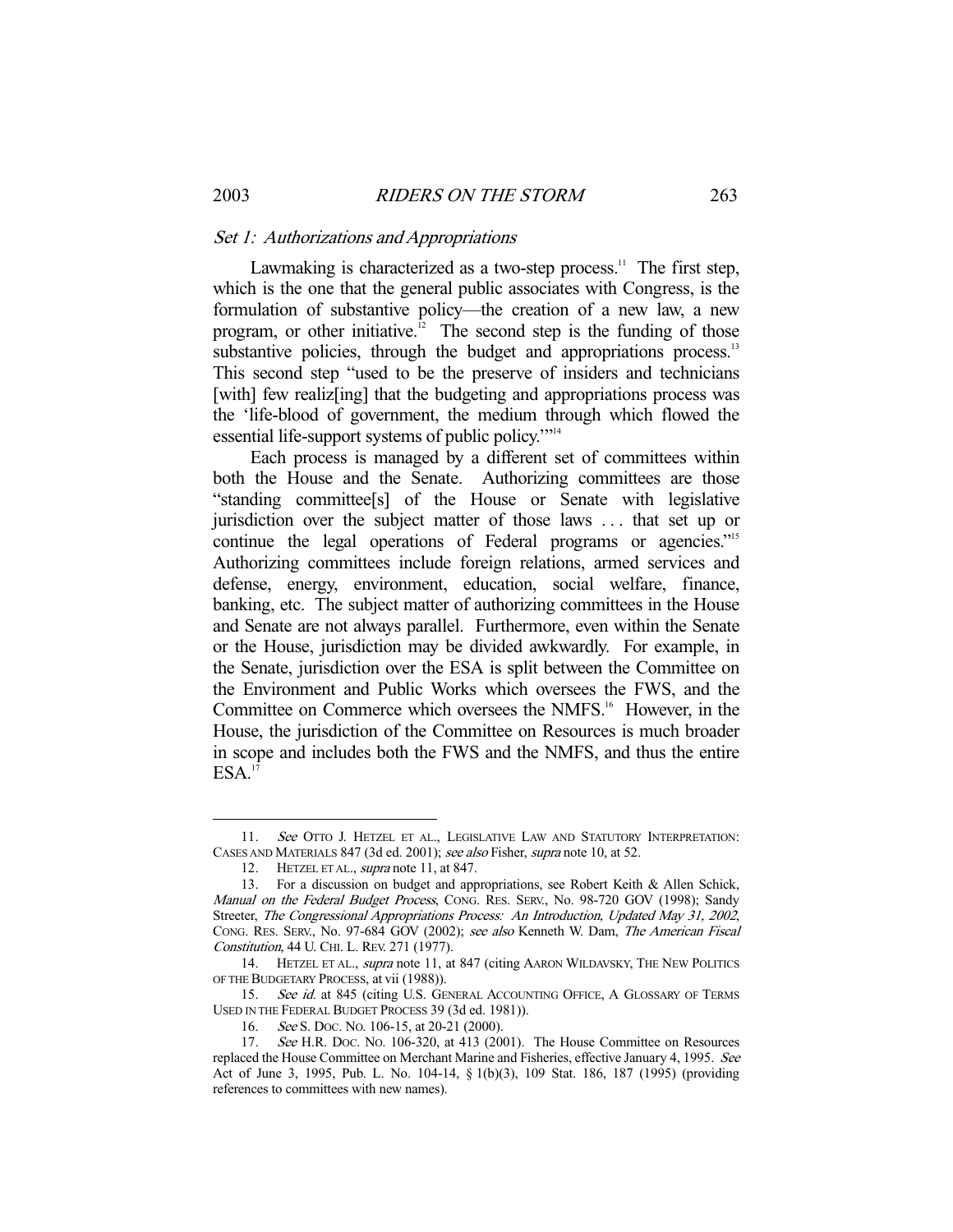### *Set 1: Authorizations and Appropriations*

Lawmaking is characterized as a two-step process.[11] The first step, which is the one that the general public associates with Congress, is the formulation of substantive policy—the creation of a new law, a new program, or other initiative.[12] The second step is the funding of those substantive policies, through the budget and appropriations process.[13] This second step "used to be the preserve of insiders and technicians [with] few realiz[ing] that the budgeting and appropriations process was the 'life-blood of government, the medium through which flowed the essential life-support systems of public policy.'"[14]

Each process is managed by a different set of committees within both the House and the Senate. Authorizing committees are those "standing committee[s] of the House or Senate with legislative jurisdiction over the subject matter of those laws . . . that set up or continue the legal operations of Federal programs or agencies."[15] Authorizing committees include foreign relations, armed services and defense, energy, environment, education, social welfare, finance, banking, etc. The subject matter of authorizing committees in the House and Senate are not always parallel. Furthermore, even within the Senate or the House, jurisdiction may be divided awkwardly. For example, in the Senate, jurisdiction over the ESA is split between the Committee on the Environment and Public Works which oversees the FWS, and the Committee on Commerce which oversees the NMFS.[16] However, in the House, the jurisdiction of the Committee on Resources is much broader in scope and includes both the FWS and the NMFS, and thus the entire ESA.[17]

---

11. *See* OTTO J. HETZEL ET AL., LEGISLATIVE LAW AND STATUTORY INTERPRETATION: CASES AND MATERIALS 847 (3d ed. 2001); *see also* Fisher, *supra* note 10, at 52.

12. HETZEL ET AL., *supra* note 11, at 847.

13. For a discussion on budget and appropriations, see Robert Keith & Allen Schick, *Manual on the Federal Budget Process*, CONG. RES. SERV., No. 98-720 GOV (1998); Sandy Streeter, *The Congressional Appropriations Process: An Introduction, Updated May 31, 2002*, CONG. RES. SERV., No. 97-684 GOV (2002); *see also* Kenneth W. Dam, *The American Fiscal Constitution*, 44 U. CHI. L. REV. 271 (1977).

14. HETZEL ET AL., *supra* note 11, at 847 (citing AARON WILDAVSKY, THE NEW POLITICS OF THE BUDGETARY PROCESS, at vii (1988)).

15. *See id.* at 845 (citing U.S. GENERAL ACCOUNTING OFFICE, A GLOSSARY OF TERMS USED IN THE FEDERAL BUDGET PROCESS 39 (3d ed. 1981)).

16. *See* S. DOC. NO. 106-15, at 20-21 (2000).

17. *See* H.R. DOC. NO. 106-320, at 413 (2001). The House Committee on Resources replaced the House Committee on Merchant Marine and Fisheries, effective January 4, 1995. *See* Act of June 3, 1995, Pub. L. No. 104-14, § 1(b)(3), 109 Stat. 186, 187 (1995) (providing references to committees with new names).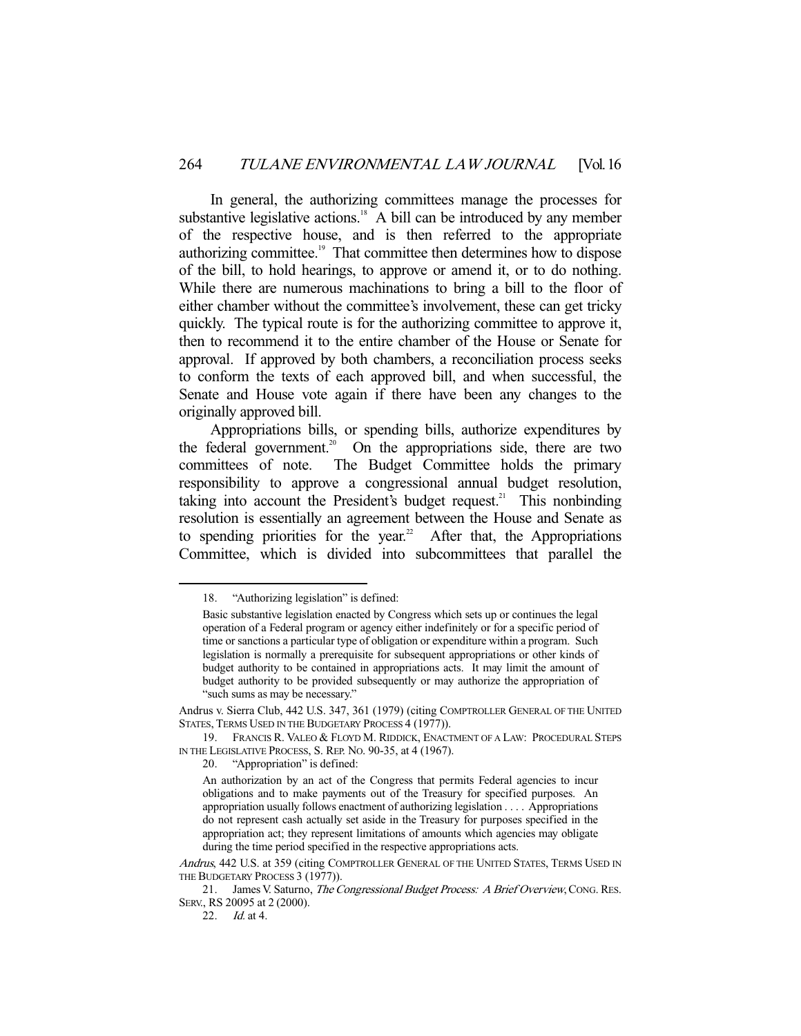In general, the authorizing committees manage the processes for substantive legislative actions.[18] A bill can be introduced by any member of the respective house, and is then referred to the appropriate authorizing committee.[19] That committee then determines how to dispose of the bill, to hold hearings, to approve or amend it, or to do nothing. While there are numerous machinations to bring a bill to the floor of either chamber without the committee's involvement, these can get tricky quickly. The typical route is for the authorizing committee to approve it, then to recommend it to the entire chamber of the House or Senate for approval. If approved by both chambers, a reconciliation process seeks to conform the texts of each approved bill, and when successful, the Senate and House vote again if there have been any changes to the originally approved bill.

Appropriations bills, or spending bills, authorize expenditures by the federal government.[20] On the appropriations side, there are two committees of note. The Budget Committee holds the primary responsibility to approve a congressional annual budget resolution, taking into account the President's budget request.[21] This nonbinding resolution is essentially an agreement between the House and Senate as to spending priorities for the year.[22] After that, the Appropriations Committee, which is divided into subcommittees that parallel the

---

18. "Authorizing legislation" is defined:

> Basic substantive legislation enacted by Congress which sets up or continues the legal operation of a Federal program or agency either indefinitely or for a specific period of time or sanctions a particular type of obligation or expenditure within a program. Such legislation is normally a prerequisite for subsequent appropriations or other kinds of budget authority to be contained in appropriations acts. It may limit the amount of budget authority to be provided subsequently or may authorize the appropriation of "such sums as may be necessary."

Andrus v. Sierra Club, 442 U.S. 347, 361 (1979) (citing COMPTROLLER GENERAL OF THE UNITED STATES, TERMS USED IN THE BUDGETARY PROCESS 4 (1977)).

19. FRANCIS R. VALEO & FLOYD M. RIDDICK, ENACTMENT OF A LAW: PROCEDURAL STEPS IN THE LEGISLATIVE PROCESS, S. REP. NO. 90-35, at 4 (1967).

20. "Appropriation" is defined:

> An authorization by an act of the Congress that permits Federal agencies to incur obligations and to make payments out of the Treasury for specified purposes. An appropriation usually follows enactment of authorizing legislation . . . . Appropriations do not represent cash actually set aside in the Treasury for purposes specified in the appropriation act; they represent limitations of amounts which agencies may obligate during the time period specified in the respective appropriations acts.

*Andrus*, 442 U.S. at 359 (citing COMPTROLLER GENERAL OF THE UNITED STATES, TERMS USED IN THE BUDGETARY PROCESS 3 (1977)).

21. James V. Saturno, *The Congressional Budget Process: A Brief Overview*, CONG. RES. SERV., RS 20095 at 2 (2000).

22. *Id.* at 4.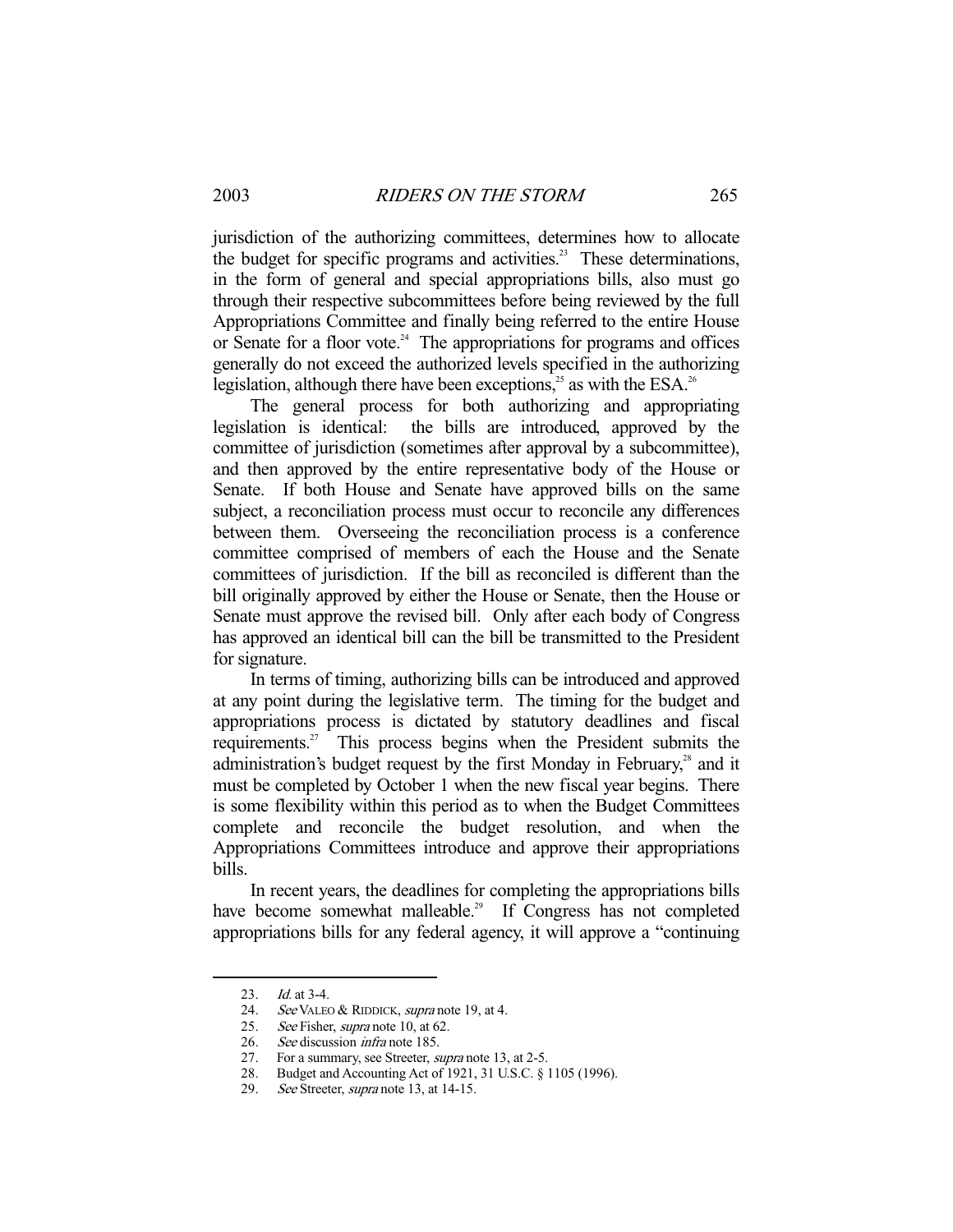jurisdiction of the authorizing committees, determines how to allocate the budget for specific programs and activities.[23] These determinations, in the form of general and special appropriations bills, also must go through their respective subcommittees before being reviewed by the full Appropriations Committee and finally being referred to the entire House or Senate for a floor vote.[24] The appropriations for programs and offices generally do not exceed the authorized levels specified in the authorizing legislation, although there have been exceptions,[25] as with the ESA.[26]

The general process for both authorizing and appropriating legislation is identical: the bills are introduced, approved by the committee of jurisdiction (sometimes after approval by a subcommittee), and then approved by the entire representative body of the House or Senate. If both House and Senate have approved bills on the same subject, a reconciliation process must occur to reconcile any differences between them. Overseeing the reconciliation process is a conference committee comprised of members of each the House and the Senate committees of jurisdiction. If the bill as reconciled is different than the bill originally approved by either the House or Senate, then the House or Senate must approve the revised bill. Only after each body of Congress has approved an identical bill can the bill be transmitted to the President for signature.

In terms of timing, authorizing bills can be introduced and approved at any point during the legislative term. The timing for the budget and appropriations process is dictated by statutory deadlines and fiscal requirements.[27] This process begins when the President submits the administration's budget request by the first Monday in February,[28] and it must be completed by October 1 when the new fiscal year begins. There is some flexibility within this period as to when the Budget Committees complete and reconcile the budget resolution, and when the Appropriations Committees introduce and approve their appropriations bills.

In recent years, the deadlines for completing the appropriations bills have become somewhat malleable.[29] If Congress has not completed appropriations bills for any federal agency, it will approve a "continuing

---

23. *Id.* at 3-4.
24. *See* VALEO & RIDDICK, *supra* note 19, at 4.
25. *See* Fisher, *supra* note 10, at 62.
26. *See* discussion *infra* note 185.
27. For a summary, see Streeter, *supra* note 13, at 2-5.
28. Budget and Accounting Act of 1921, 31 U.S.C. § 1105 (1996).
29. *See* Streeter, *supra* note 13, at 14-15.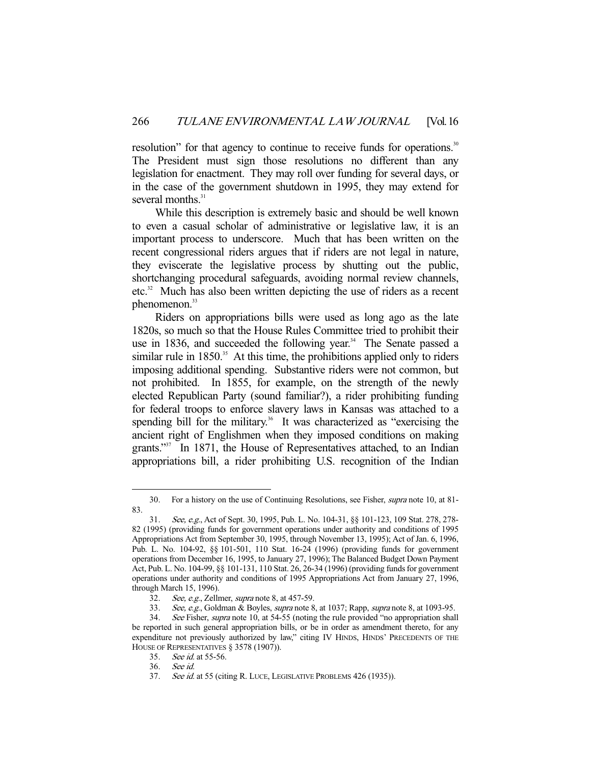resolution" for that agency to continue to receive funds for operations.[30] The President must sign those resolutions no different than any legislation for enactment. They may roll over funding for several days, or in the case of the government shutdown in 1995, they may extend for several months.[31]

While this description is extremely basic and should be well known to even a casual scholar of administrative or legislative law, it is an important process to underscore. Much that has been written on the recent congressional riders argues that if riders are not legal in nature, they eviscerate the legislative process by shutting out the public, shortchanging procedural safeguards, avoiding normal review channels, etc.[32] Much has also been written depicting the use of riders as a recent phenomenon.[33]

Riders on appropriations bills were used as long ago as the late 1820s, so much so that the House Rules Committee tried to prohibit their use in 1836, and succeeded the following year.[34] The Senate passed a similar rule in 1850.[35] At this time, the prohibitions applied only to riders imposing additional spending. Substantive riders were not common, but not prohibited. In 1855, for example, on the strength of the newly elected Republican Party (sound familiar?), a rider prohibiting funding for federal troops to enforce slavery laws in Kansas was attached to a spending bill for the military.[36] It was characterized as "exercising the ancient right of Englishmen when they imposed conditions on making grants."[37] In 1871, the House of Representatives attached, to an Indian appropriations bill, a rider prohibiting U.S. recognition of the Indian

---

30. For a history on the use of Continuing Resolutions, see Fisher, *supra* note 10, at 81-83.

31. *See, e.g.*, Act of Sept. 30, 1995, Pub. L. No. 104-31, §§ 101-123, 109 Stat. 278, 278-82 (1995) (providing funds for government operations under authority and conditions of 1995 Appropriations Act from September 30, 1995, through November 13, 1995); Act of Jan. 6, 1996, Pub. L. No. 104-92, §§ 101-501, 110 Stat. 16-24 (1996) (providing funds for government operations from December 16, 1995, to January 27, 1996); The Balanced Budget Down Payment Act, Pub. L. No. 104-99, §§ 101-131, 110 Stat. 26, 26-34 (1996) (providing funds for government operations under authority and conditions of 1995 Appropriations Act from January 27, 1996, through March 15, 1996).

32. *See, e.g.*, Zellmer, *supra* note 8, at 457-59.

33. *See, e.g.*, Goldman & Boyles, *supra* note 8, at 1037; Rapp, *supra* note 8, at 1093-95.

34. *See* Fisher, *supra* note 10, at 54-55 (noting the rule provided "no appropriation shall be reported in such general appropriation bills, or be in order as amendment thereto, for any expenditure not previously authorized by law," citing IV HINDS, HINDS' PRECEDENTS OF THE HOUSE OF REPRESENTATIVES § 3578 (1907)).

35. *See id.* at 55-56.

36. *See id.*

37. *See id.* at 55 (citing R. LUCE, LEGISLATIVE PROBLEMS 426 (1935)).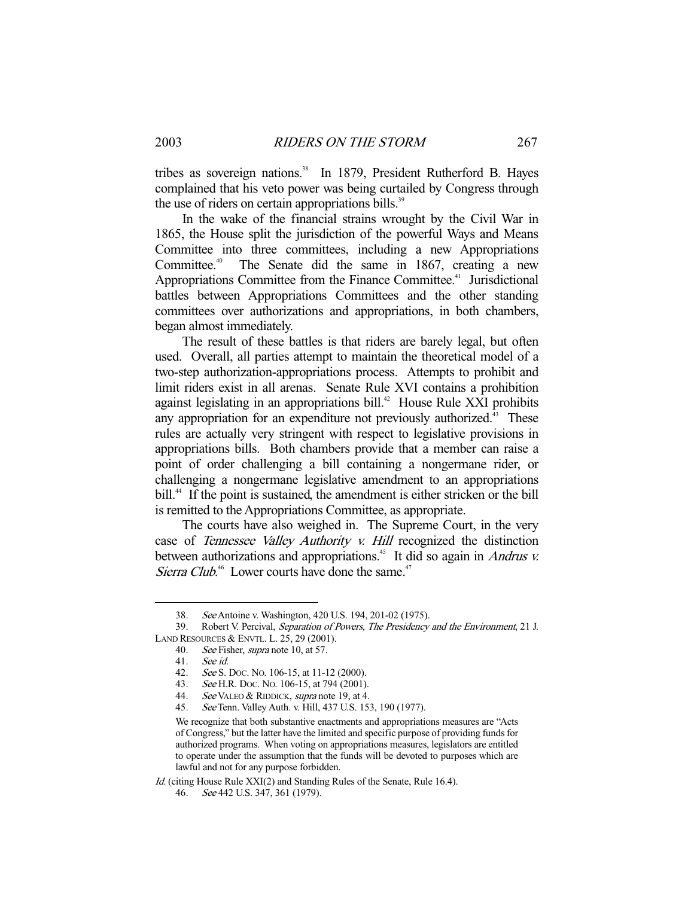tribes as sovereign nations.[38] In 1879, President Rutherford B. Hayes complained that his veto power was being curtailed by Congress through the use of riders on certain appropriations bills.[39]

In the wake of the financial strains wrought by the Civil War in 1865, the House split the jurisdiction of the powerful Ways and Means Committee into three committees, including a new Appropriations Committee.[40] The Senate did the same in 1867, creating a new Appropriations Committee from the Finance Committee.[41] Jurisdictional battles between Appropriations Committees and the other standing committees over authorizations and appropriations, in both chambers, began almost immediately.

The result of these battles is that riders are barely legal, but often used. Overall, all parties attempt to maintain the theoretical model of a two-step authorization-appropriations process. Attempts to prohibit and limit riders exist in all arenas. Senate Rule XVI contains a prohibition against legislating in an appropriations bill.[42] House Rule XXI prohibits any appropriation for an expenditure not previously authorized.[43] These rules are actually very stringent with respect to legislative provisions in appropriations bills. Both chambers provide that a member can raise a point of order challenging a bill containing a nongermane rider, or challenging a nongermane legislative amendment to an appropriations bill.[44] If the point is sustained, the amendment is either stricken or the bill is remitted to the Appropriations Committee, as appropriate.

The courts have also weighed in. The Supreme Court, in the very case of *Tennessee Valley Authority v. Hill* recognized the distinction between authorizations and appropriations.[45] It did so again in *Andrus v. Sierra Club*.[46] Lower courts have done the same.[47]

---

38. *See* Antoine v. Washington, 420 U.S. 194, 201-02 (1975).

39. Robert V. Percival, *Separation of Powers, The Presidency and the Environment*, 21 J. LAND RESOURCES & ENVTL. L. 25, 29 (2001).

40. *See* Fisher, *supra* note 10, at 57.

41. *See id.*

42. *See* S. DOC. NO. 106-15, at 11-12 (2000).

43. *See* H.R. DOC. NO. 106-15, at 794 (2001).

44. *See* VALEO & RIDDICK, *supra* note 19, at 4.

45. *See* Tenn. Valley Auth. v. Hill, 437 U.S. 153, 190 (1977).

> We recognize that both substantive enactments and appropriations measures are "Acts of Congress," but the latter have the limited and specific purpose of providing funds for authorized programs. When voting on appropriations measures, legislators are entitled to operate under the assumption that the funds will be devoted to purposes which are lawful and not for any purpose forbidden.

*Id.* (citing House Rule XXI(2) and Standing Rules of the Senate, Rule 16.4).

46. *See* 442 U.S. 347, 361 (1979).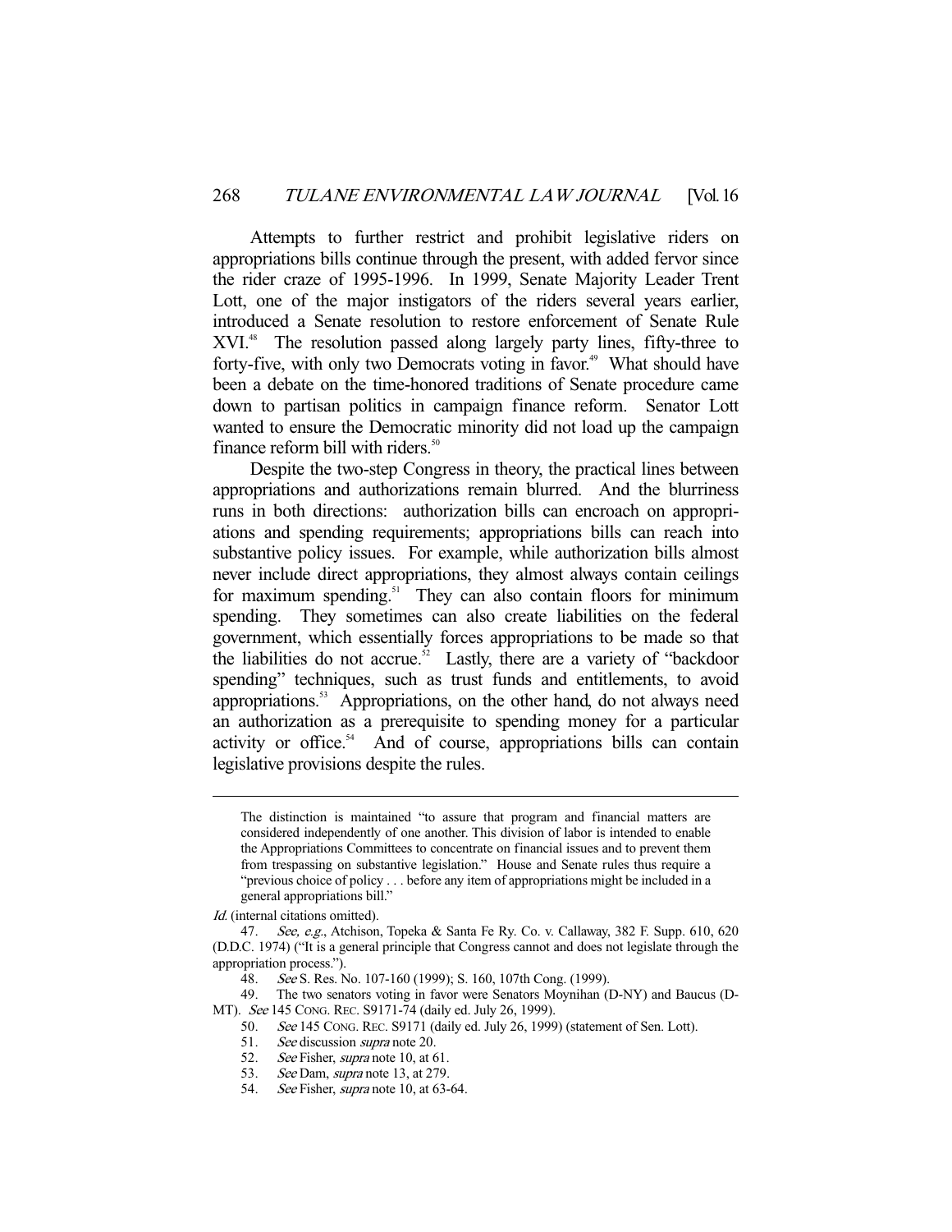Attempts to further restrict and prohibit legislative riders on appropriations bills continue through the present, with added fervor since the rider craze of 1995-1996. In 1999, Senate Majority Leader Trent Lott, one of the major instigators of the riders several years earlier, introduced a Senate resolution to restore enforcement of Senate Rule XVI.[48] The resolution passed along largely party lines, fifty-three to forty-five, with only two Democrats voting in favor.[49] What should have been a debate on the time-honored traditions of Senate procedure came down to partisan politics in campaign finance reform. Senator Lott wanted to ensure the Democratic minority did not load up the campaign finance reform bill with riders.[50]

Despite the two-step Congress in theory, the practical lines between appropriations and authorizations remain blurred. And the blurriness runs in both directions: authorization bills can encroach on appropriations and spending requirements; appropriations bills can reach into substantive policy issues. For example, while authorization bills almost never include direct appropriations, they almost always contain ceilings for maximum spending.[51] They can also contain floors for minimum spending. They sometimes can also create liabilities on the federal government, which essentially forces appropriations to be made so that the liabilities do not accrue.[52] Lastly, there are a variety of "backdoor spending" techniques, such as trust funds and entitlements, to avoid appropriations.[53] Appropriations, on the other hand, do not always need an authorization as a prerequisite to spending money for a particular activity or office.[54] And of course, appropriations bills can contain legislative provisions despite the rules.

---

> The distinction is maintained "to assure that program and financial matters are considered independently of one another. This division of labor is intended to enable the Appropriations Committees to concentrate on financial issues and to prevent them from trespassing on substantive legislation." House and Senate rules thus require a "previous choice of policy . . . before any item of appropriations might be included in a general appropriations bill."

*Id.* (internal citations omitted).

47. *See, e.g.*, Atchison, Topeka & Santa Fe Ry. Co. v. Callaway, 382 F. Supp. 610, 620 (D.D.C. 1974) ("It is a general principle that Congress cannot and does not legislate through the appropriation process.").

48. *See* S. Res. No. 107-160 (1999); S. 160, 107th Cong. (1999).

49. The two senators voting in favor were Senators Moynihan (D-NY) and Baucus (D-MT). *See* 145 CONG. REC. S9171-74 (daily ed. July 26, 1999).

50. *See* 145 CONG. REC. S9171 (daily ed. July 26, 1999) (statement of Sen. Lott).

51. *See* discussion *supra* note 20.

52. *See* Fisher, *supra* note 10, at 61.

53. *See* Dam, *supra* note 13, at 279.

54. *See* Fisher, *supra* note 10, at 63-64.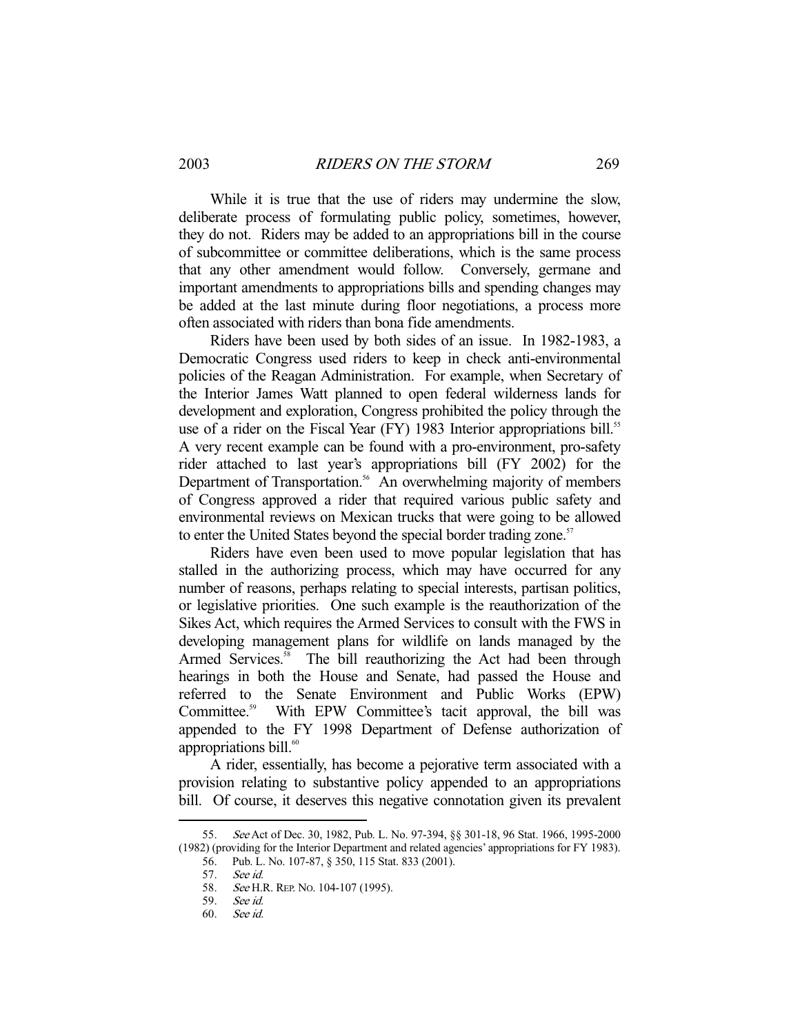While it is true that the use of riders may undermine the slow, deliberate process of formulating public policy, sometimes, however, they do not. Riders may be added to an appropriations bill in the course of subcommittee or committee deliberations, which is the same process that any other amendment would follow. Conversely, germane and important amendments to appropriations bills and spending changes may be added at the last minute during floor negotiations, a process more often associated with riders than bona fide amendments.

Riders have been used by both sides of an issue. In 1982-1983, a Democratic Congress used riders to keep in check anti-environmental policies of the Reagan Administration. For example, when Secretary of the Interior James Watt planned to open federal wilderness lands for development and exploration, Congress prohibited the policy through the use of a rider on the Fiscal Year (FY) 1983 Interior appropriations bill.[55] A very recent example can be found with a pro-environment, pro-safety rider attached to last year's appropriations bill (FY 2002) for the Department of Transportation.[56] An overwhelming majority of members of Congress approved a rider that required various public safety and environmental reviews on Mexican trucks that were going to be allowed to enter the United States beyond the special border trading zone.[57]

Riders have even been used to move popular legislation that has stalled in the authorizing process, which may have occurred for any number of reasons, perhaps relating to special interests, partisan politics, or legislative priorities. One such example is the reauthorization of the Sikes Act, which requires the Armed Services to consult with the FWS in developing management plans for wildlife on lands managed by the Armed Services.[58] The bill reauthorizing the Act had been through hearings in both the House and Senate, had passed the House and referred to the Senate Environment and Public Works (EPW) Committee.[59] With EPW Committee's tacit approval, the bill was appended to the FY 1998 Department of Defense authorization of appropriations bill.[60]

A rider, essentially, has become a pejorative term associated with a provision relating to substantive policy appended to an appropriations bill. Of course, it deserves this negative connotation given its prevalent

---

55. *See* Act of Dec. 30, 1982, Pub. L. No. 97-394, §§ 301-18, 96 Stat. 1966, 1995-2000 (1982) (providing for the Interior Department and related agencies' appropriations for FY 1983).

56. Pub. L. No. 107-87, § 350, 115 Stat. 833 (2001).

57. *See id.*

58. *See* H.R. REP. NO. 104-107 (1995).

59. *See id.*

60. *See id.*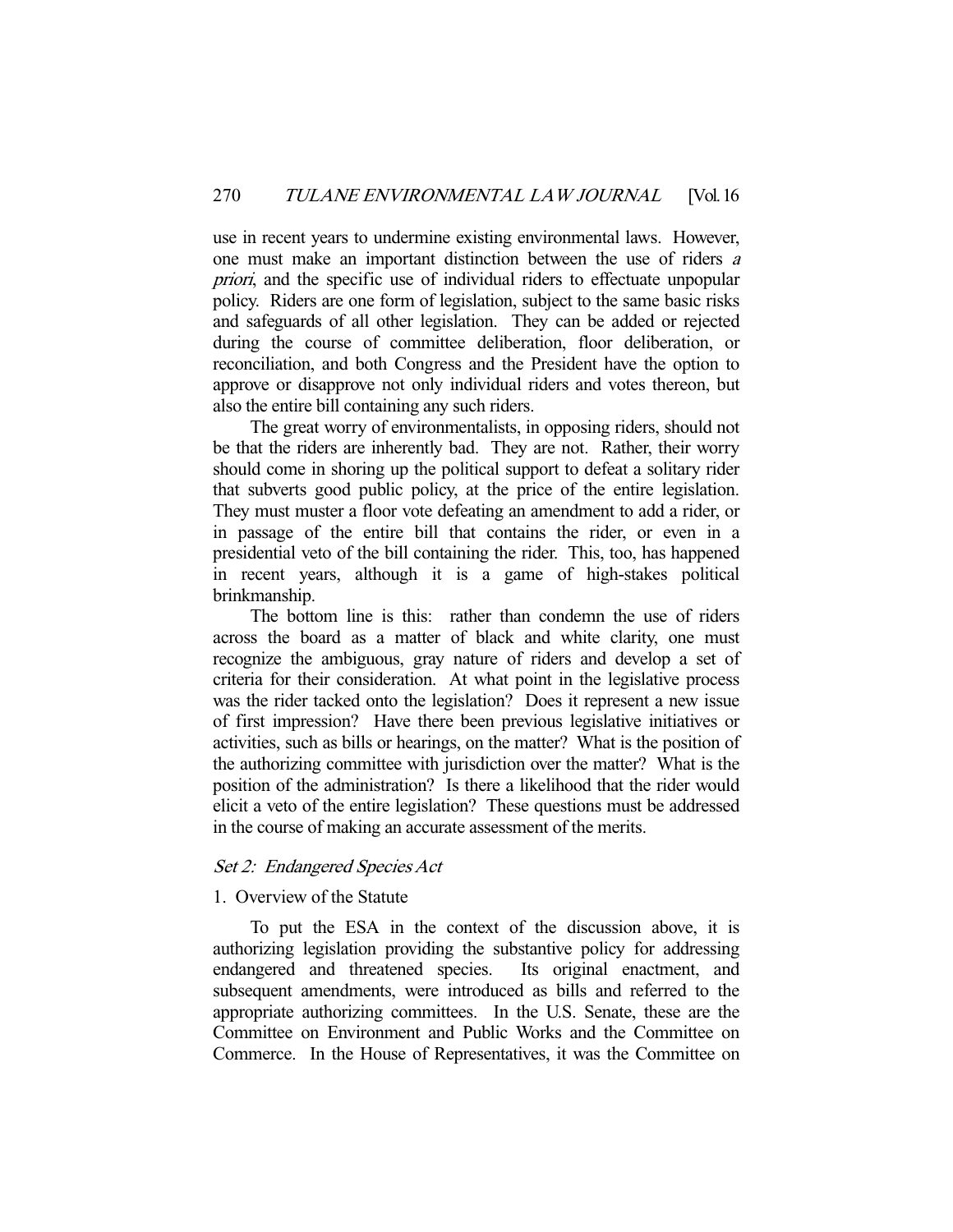use in recent years to undermine existing environmental laws. However, one must make an important distinction between the use of riders *a priori*, and the specific use of individual riders to effectuate unpopular policy. Riders are one form of legislation, subject to the same basic risks and safeguards of all other legislation. They can be added or rejected during the course of committee deliberation, floor deliberation, or reconciliation, and both Congress and the President have the option to approve or disapprove not only individual riders and votes thereon, but also the entire bill containing any such riders.

The great worry of environmentalists, in opposing riders, should not be that the riders are inherently bad. They are not. Rather, their worry should come in shoring up the political support to defeat a solitary rider that subverts good public policy, at the price of the entire legislation. They must muster a floor vote defeating an amendment to add a rider, or in passage of the entire bill that contains the rider, or even in a presidential veto of the bill containing the rider. This, too, has happened in recent years, although it is a game of high-stakes political brinkmanship.

The bottom line is this: rather than condemn the use of riders across the board as a matter of black and white clarity, one must recognize the ambiguous, gray nature of riders and develop a set of criteria for their consideration. At what point in the legislative process was the rider tacked onto the legislation? Does it represent a new issue of first impression? Have there been previous legislative initiatives or activities, such as bills or hearings, on the matter? What is the position of the authorizing committee with jurisdiction over the matter? What is the position of the administration? Is there a likelihood that the rider would elicit a veto of the entire legislation? These questions must be addressed in the course of making an accurate assessment of the merits.

### *Set 2: Endangered Species Act*

#### 1. Overview of the Statute

To put the ESA in the context of the discussion above, it is authorizing legislation providing the substantive policy for addressing endangered and threatened species. Its original enactment, and subsequent amendments, were introduced as bills and referred to the appropriate authorizing committees. In the U.S. Senate, these are the Committee on Environment and Public Works and the Committee on Commerce. In the House of Representatives, it was the Committee on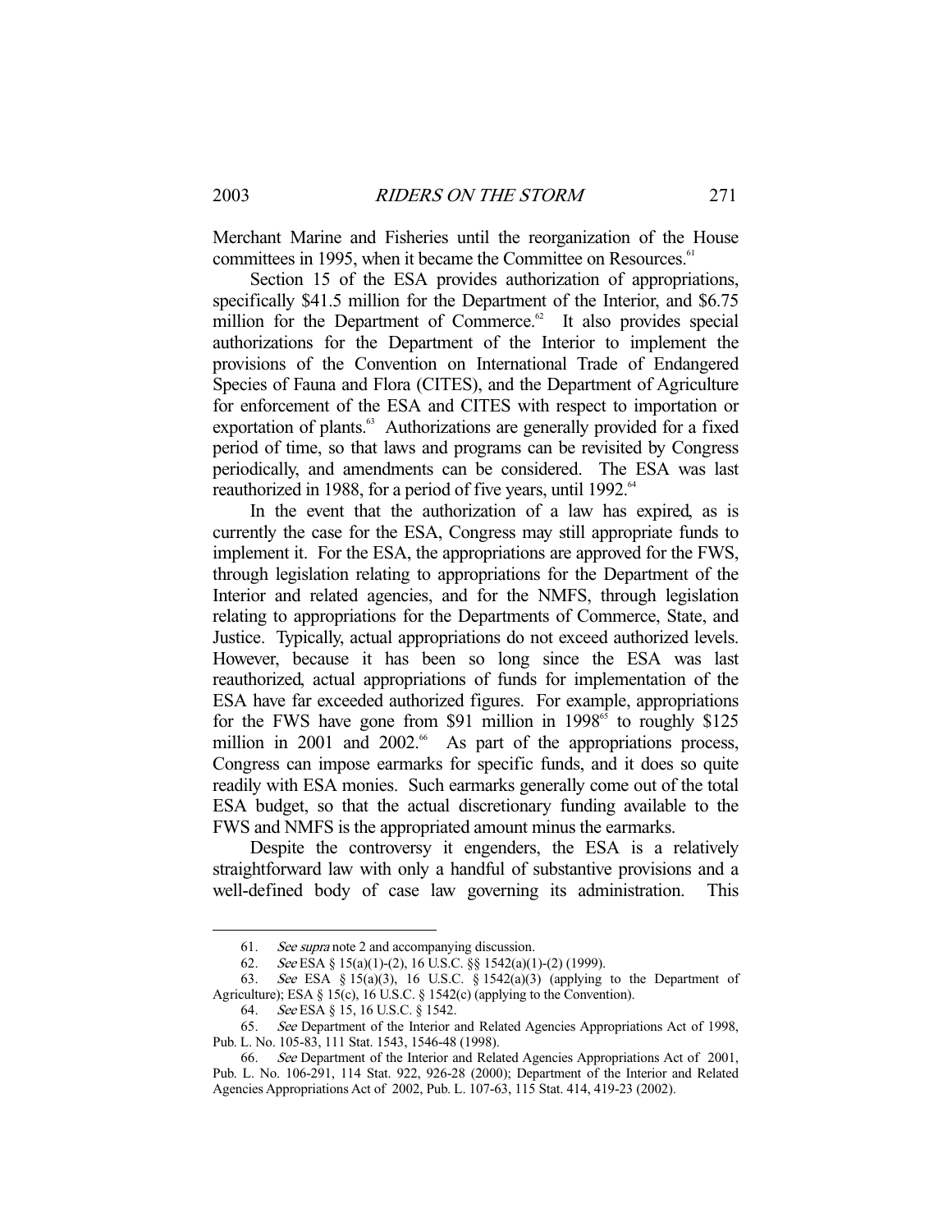Merchant Marine and Fisheries until the reorganization of the House committees in 1995, when it became the Committee on Resources.[61]

Section 15 of the ESA provides authorization of appropriations, specifically $41.5 million for the Department of the Interior, and $6.75 million for the Department of Commerce.[62] It also provides special authorizations for the Department of the Interior to implement the provisions of the Convention on International Trade of Endangered Species of Fauna and Flora (CITES), and the Department of Agriculture for enforcement of the ESA and CITES with respect to importation or exportation of plants.[63] Authorizations are generally provided for a fixed period of time, so that laws and programs can be revisited by Congress periodically, and amendments can be considered. The ESA was last reauthorized in 1988, for a period of five years, until 1992.[64]

In the event that the authorization of a law has expired, as is currently the case for the ESA, Congress may still appropriate funds to implement it. For the ESA, the appropriations are approved for the FWS, through legislation relating to appropriations for the Department of the Interior and related agencies, and for the NMFS, through legislation relating to appropriations for the Departments of Commerce, State, and Justice. Typically, actual appropriations do not exceed authorized levels. However, because it has been so long since the ESA was last reauthorized, actual appropriations of funds for implementation of the ESA have far exceeded authorized figures. For example, appropriations for the FWS have gone from $91 million in 1998[65] to roughly $125 million in 2001 and 2002.[66] As part of the appropriations process, Congress can impose earmarks for specific funds, and it does so quite readily with ESA monies. Such earmarks generally come out of the total ESA budget, so that the actual discretionary funding available to the FWS and NMFS is the appropriated amount minus the earmarks.

Despite the controversy it engenders, the ESA is a relatively straightforward law with only a handful of substantive provisions and a well-defined body of case law governing its administration. This

---

61. *See supra* note 2 and accompanying discussion.

62. *See* ESA § 15(a)(1)-(2), 16 U.S.C. §§ 1542(a)(1)-(2) (1999).

63. *See* ESA § 15(a)(3), 16 U.S.C. § 1542(a)(3) (applying to the Department of Agriculture); ESA § 15(c), 16 U.S.C. § 1542(c) (applying to the Convention).

64. *See* ESA § 15, 16 U.S.C. § 1542.

65. *See* Department of the Interior and Related Agencies Appropriations Act of 1998, Pub. L. No. 105-83, 111 Stat. 1543, 1546-48 (1998).

66. *See* Department of the Interior and Related Agencies Appropriations Act of 2001, Pub. L. No. 106-291, 114 Stat. 922, 926-28 (2000); Department of the Interior and Related Agencies Appropriations Act of 2002, Pub. L. 107-63, 115 Stat. 414, 419-23 (2002).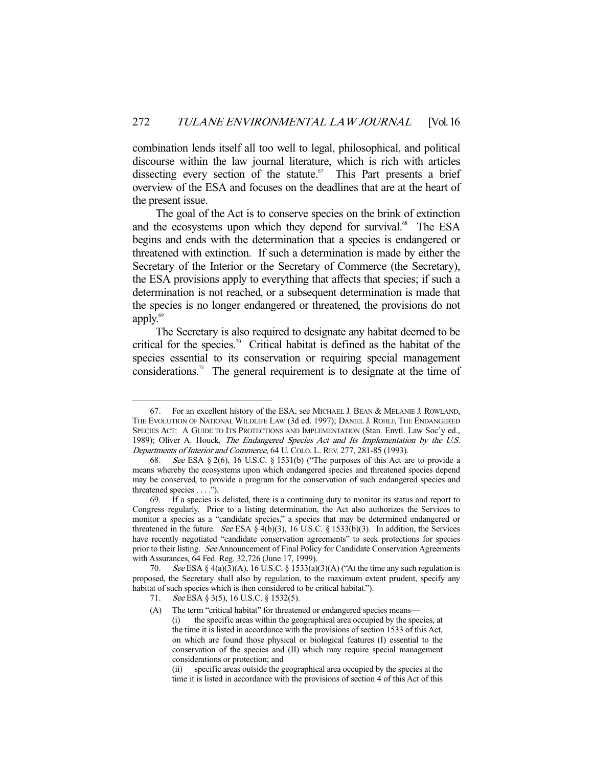combination lends itself all too well to legal, philosophical, and political discourse within the law journal literature, which is rich with articles dissecting every section of the statute.[67] This Part presents a brief overview of the ESA and focuses on the deadlines that are at the heart of the present issue.

The goal of the Act is to conserve species on the brink of extinction and the ecosystems upon which they depend for survival.[68] The ESA begins and ends with the determination that a species is endangered or threatened with extinction. If such a determination is made by either the Secretary of the Interior or the Secretary of Commerce (the Secretary), the ESA provisions apply to everything that affects that species; if such a determination is not reached, or a subsequent determination is made that the species is no longer endangered or threatened, the provisions do not apply.[69]

The Secretary is also required to designate any habitat deemed to be critical for the species.[70] Critical habitat is defined as the habitat of the species essential to its conservation or requiring special management considerations.[71] The general requirement is to designate at the time of

---

67. For an excellent history of the ESA, see MICHAEL J. BEAN & MELANIE J. ROWLAND, THE EVOLUTION OF NATIONAL WILDLIFE LAW (3d ed. 1997); DANIEL J. ROHLF, THE ENDANGERED SPECIES ACT: A GUIDE TO ITS PROTECTIONS AND IMPLEMENTATION (Stan. Envtl. Law Soc'y ed., 1989); Oliver A. Houck, *The Endangered Species Act and Its Implementation by the U.S. Departments of Interior and Commerce*, 64 U. COLO. L. REV. 277, 281-85 (1993).

68. *See* ESA § 2(6), 16 U.S.C. § 1531(b) ("The purposes of this Act are to provide a means whereby the ecosystems upon which endangered species and threatened species depend may be conserved, to provide a program for the conservation of such endangered species and threatened species . . . .").

69. If a species is delisted, there is a continuing duty to monitor its status and report to Congress regularly. Prior to a listing determination, the Act also authorizes the Services to monitor a species as a "candidate species," a species that may be determined endangered or threatened in the future. *See* ESA § 4(b)(3), 16 U.S.C. § 1533(b)(3). In addition, the Services have recently negotiated "candidate conservation agreements" to seek protections for species prior to their listing. *See* Announcement of Final Policy for Candidate Conservation Agreements with Assurances, 64 Fed. Reg. 32,726 (June 17, 1999).

70. *See* ESA § 4(a)(3)(A), 16 U.S.C. § 1533(a)(3)(A) ("At the time any such regulation is proposed, the Secretary shall also by regulation, to the maximum extent prudent, specify any habitat of such species which is then considered to be critical habitat.").

71. *See* ESA § 3(5), 16 U.S.C. § 1532(5).

(A) The term "critical habitat" for threatened or endangered species means—

(i) the specific areas within the geographical area occupied by the species, at the time it is listed in accordance with the provisions of section 1533 of this Act, on which are found those physical or biological features (I) essential to the conservation of the species and (II) which may require special management considerations or protection; and

(ii) specific areas outside the geographical area occupied by the species at the time it is listed in accordance with the provisions of section 4 of this Act of this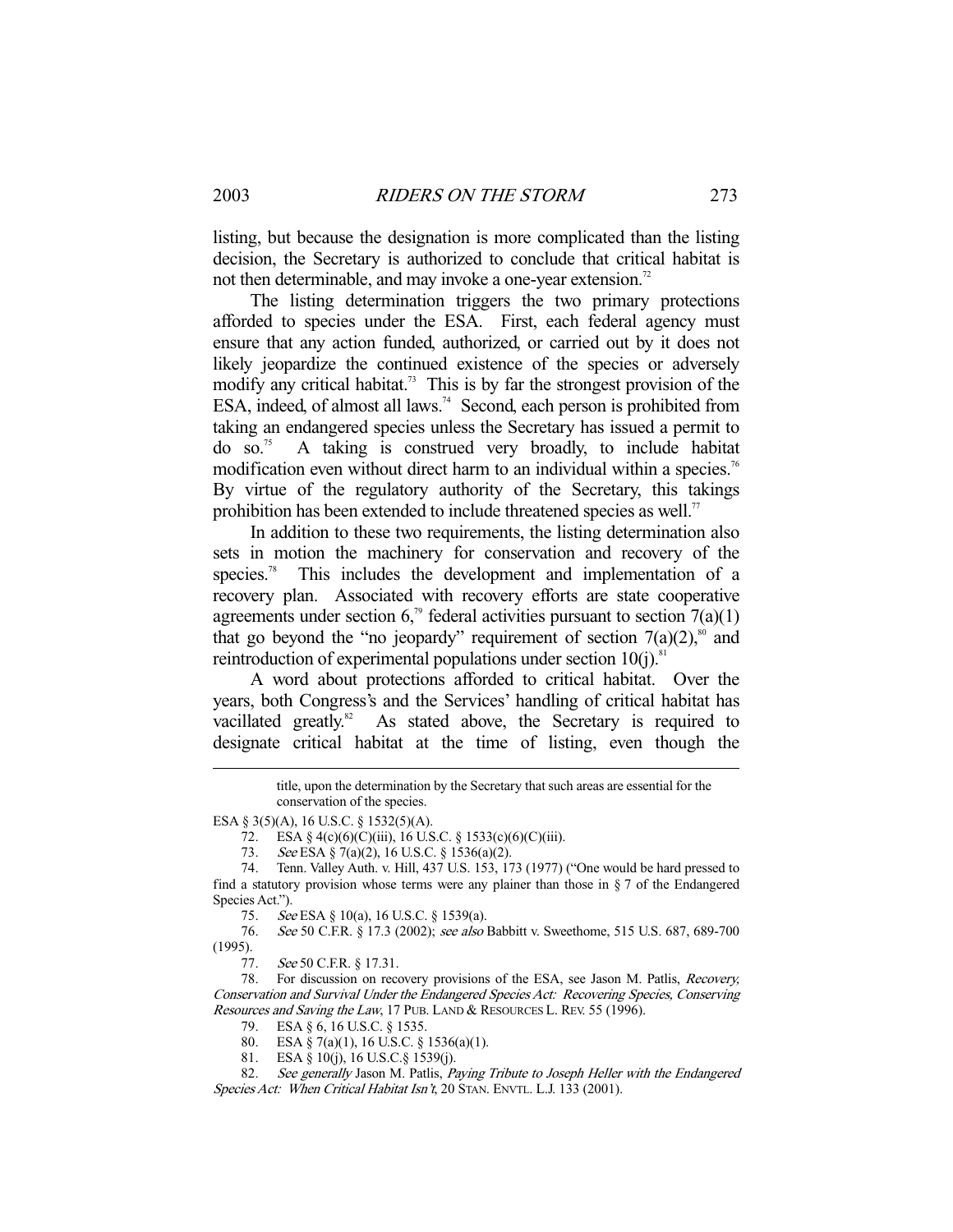listing, but because the designation is more complicated than the listing decision, the Secretary is authorized to conclude that critical habitat is not then determinable, and may invoke a one-year extension.[72]

The listing determination triggers the two primary protections afforded to species under the ESA. First, each federal agency must ensure that any action funded, authorized, or carried out by it does not likely jeopardize the continued existence of the species or adversely modify any critical habitat.[73] This is by far the strongest provision of the ESA, indeed, of almost all laws.[74] Second, each person is prohibited from taking an endangered species unless the Secretary has issued a permit to do so.[75] A taking is construed very broadly, to include habitat modification even without direct harm to an individual within a species.[76] By virtue of the regulatory authority of the Secretary, this takings prohibition has been extended to include threatened species as well.[77]

In addition to these two requirements, the listing determination also sets in motion the machinery for conservation and recovery of the species.[78] This includes the development and implementation of a recovery plan. Associated with recovery efforts are state cooperative agreements under section 6,[79] federal activities pursuant to section 7(a)(1) that go beyond the "no jeopardy" requirement of section 7(a)(2),[80] and reintroduction of experimental populations under section 10(j).[81]

A word about protections afforded to critical habitat. Over the years, both Congress's and the Services' handling of critical habitat has vacillated greatly.[82] As stated above, the Secretary is required to designate critical habitat at the time of listing, even though the

---

> title, upon the determination by the Secretary that such areas are essential for the conservation of the species.

ESA § 3(5)(A), 16 U.S.C. § 1532(5)(A).

72. ESA § 4(c)(6)(C)(iii), 16 U.S.C. § 1533(c)(6)(C)(iii).

73. *See* ESA § 7(a)(2), 16 U.S.C. § 1536(a)(2).

74. Tenn. Valley Auth. v. Hill, 437 U.S. 153, 173 (1977) ("One would be hard pressed to find a statutory provision whose terms were any plainer than those in § 7 of the Endangered Species Act.").

75. *See* ESA § 10(a), 16 U.S.C. § 1539(a).

76. *See* 50 C.F.R. § 17.3 (2002); *see also* Babbitt v. Sweethome, 515 U.S. 687, 689-700 (1995).

77. *See* 50 C.F.R. § 17.31.

78. For discussion on recovery provisions of the ESA, see Jason M. Patlis, *Recovery, Conservation and Survival Under the Endangered Species Act: Recovering Species, Conserving Resources and Saving the Law*, 17 PUB. LAND & RESOURCES L. REV. 55 (1996).

79. ESA § 6, 16 U.S.C. § 1535.

80. ESA § 7(a)(1), 16 U.S.C. § 1536(a)(1).

81. ESA § 10(j), 16 U.S.C.§ 1539(j).

82. *See generally* Jason M. Patlis, *Paying Tribute to Joseph Heller with the Endangered Species Act: When Critical Habitat Isn't*, 20 STAN. ENVTL. L.J. 133 (2001).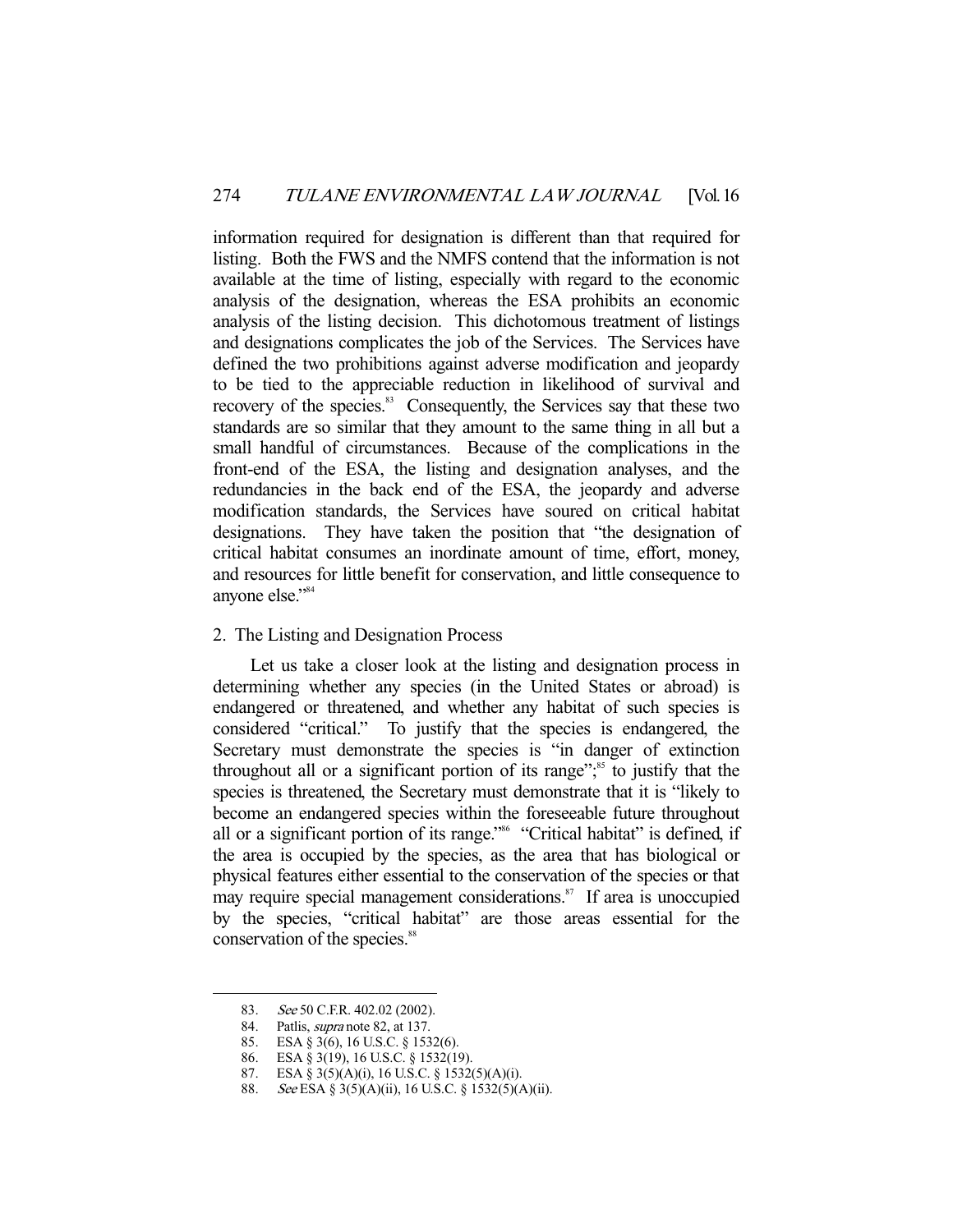information required for designation is different than that required for listing. Both the FWS and the NMFS contend that the information is not available at the time of listing, especially with regard to the economic analysis of the designation, whereas the ESA prohibits an economic analysis of the listing decision. This dichotomous treatment of listings and designations complicates the job of the Services. The Services have defined the two prohibitions against adverse modification and jeopardy to be tied to the appreciable reduction in likelihood of survival and recovery of the species.[83] Consequently, the Services say that these two standards are so similar that they amount to the same thing in all but a small handful of circumstances. Because of the complications in the front-end of the ESA, the listing and designation analyses, and the redundancies in the back end of the ESA, the jeopardy and adverse modification standards, the Services have soured on critical habitat designations. They have taken the position that "the designation of critical habitat consumes an inordinate amount of time, effort, money, and resources for little benefit for conservation, and little consequence to anyone else."[84]

### 2. The Listing and Designation Process

Let us take a closer look at the listing and designation process in determining whether any species (in the United States or abroad) is endangered or threatened, and whether any habitat of such species is considered "critical." To justify that the species is endangered, the Secretary must demonstrate the species is "in danger of extinction throughout all or a significant portion of its range";[85] to justify that the species is threatened, the Secretary must demonstrate that it is "likely to become an endangered species within the foreseeable future throughout all or a significant portion of its range."[86] "Critical habitat" is defined, if the area is occupied by the species, as the area that has biological or physical features either essential to the conservation of the species or that may require special management considerations.[87] If area is unoccupied by the species, "critical habitat" are those areas essential for the conservation of the species.[88]

---

83. *See* 50 C.F.R. 402.02 (2002).
84. Patlis, *supra* note 82, at 137.
85. ESA § 3(6), 16 U.S.C. § 1532(6).
86. ESA § 3(19), 16 U.S.C. § 1532(19).
87. ESA § 3(5)(A)(i), 16 U.S.C. § 1532(5)(A)(i).
88. *See* ESA § 3(5)(A)(ii), 16 U.S.C. § 1532(5)(A)(ii).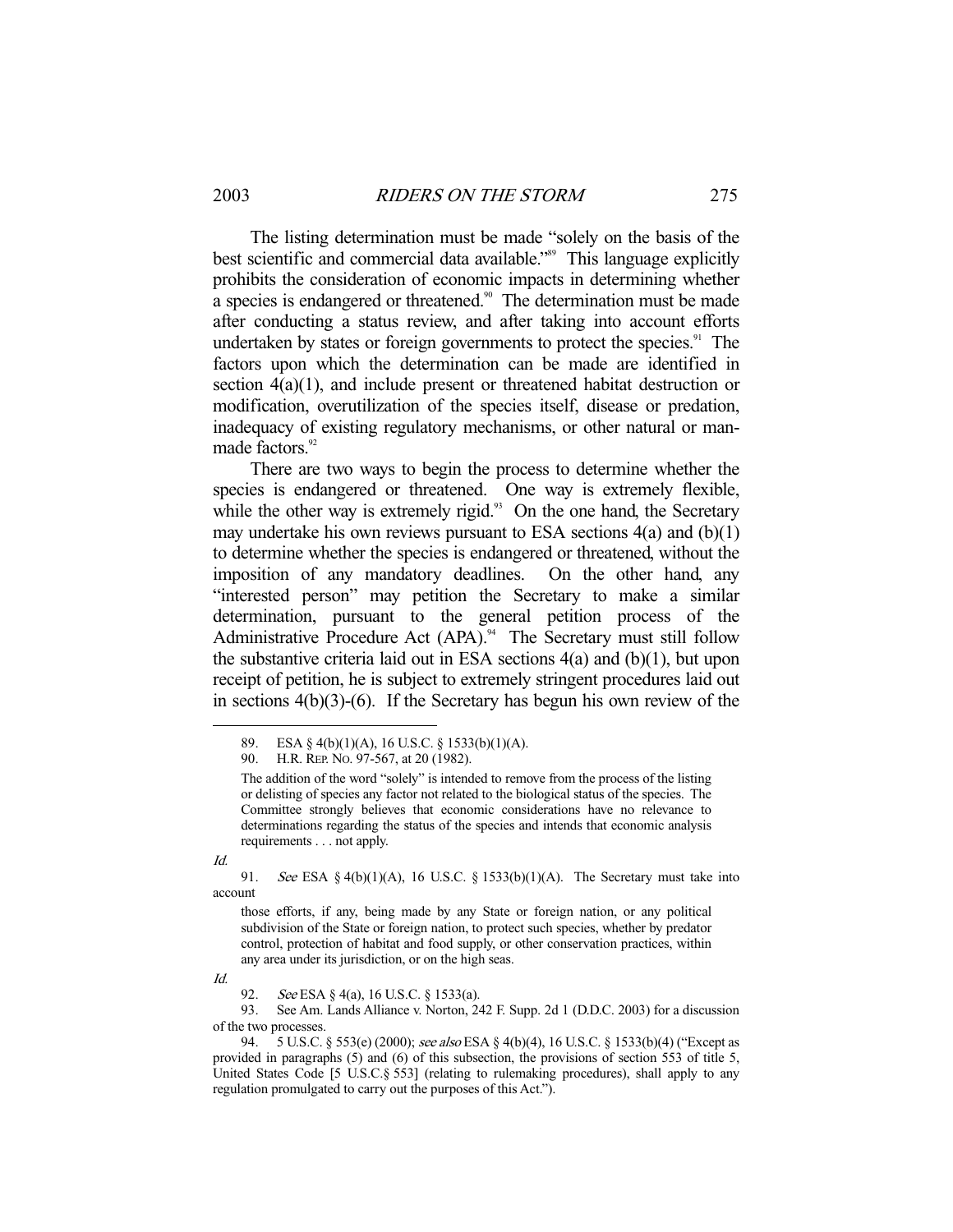The listing determination must be made "solely on the basis of the best scientific and commercial data available."[89] This language explicitly prohibits the consideration of economic impacts in determining whether a species is endangered or threatened.[90] The determination must be made after conducting a status review, and after taking into account efforts undertaken by states or foreign governments to protect the species.[91] The factors upon which the determination can be made are identified in section 4(a)(1), and include present or threatened habitat destruction or modification, overutilization of the species itself, disease or predation, inadequacy of existing regulatory mechanisms, or other natural or man-made factors.[92]

There are two ways to begin the process to determine whether the species is endangered or threatened. One way is extremely flexible, while the other way is extremely rigid.[93] On the one hand, the Secretary may undertake his own reviews pursuant to ESA sections 4(a) and (b)(1) to determine whether the species is endangered or threatened, without the imposition of any mandatory deadlines. On the other hand, any "interested person" may petition the Secretary to make a similar determination, pursuant to the general petition process of the Administrative Procedure Act (APA).[94] The Secretary must still follow the substantive criteria laid out in ESA sections 4(a) and (b)(1), but upon receipt of petition, he is subject to extremely stringent procedures laid out in sections 4(b)(3)-(6). If the Secretary has begun his own review of the

---

89. ESA § 4(b)(1)(A), 16 U.S.C. § 1533(b)(1)(A).

90. H.R. REP. NO. 97-567, at 20 (1982).

> The addition of the word "solely" is intended to remove from the process of the listing or delisting of species any factor not related to the biological status of the species. The Committee strongly believes that economic considerations have no relevance to determinations regarding the status of the species and intends that economic analysis requirements . . . not apply.

*Id.*

91. *See* ESA § 4(b)(1)(A), 16 U.S.C. § 1533(b)(1)(A). The Secretary must take into account

> those efforts, if any, being made by any State or foreign nation, or any political subdivision of the State or foreign nation, to protect such species, whether by predator control, protection of habitat and food supply, or other conservation practices, within any area under its jurisdiction, or on the high seas.

*Id.*

92. *See* ESA § 4(a), 16 U.S.C. § 1533(a).

93. See Am. Lands Alliance v. Norton, 242 F. Supp. 2d 1 (D.D.C. 2003) for a discussion of the two processes.

94. 5 U.S.C. § 553(e) (2000); *see also* ESA § 4(b)(4), 16 U.S.C. § 1533(b)(4) ("Except as provided in paragraphs (5) and (6) of this subsection, the provisions of section 553 of title 5, United States Code [5 U.S.C.§ 553] (relating to rulemaking procedures), shall apply to any regulation promulgated to carry out the purposes of this Act.").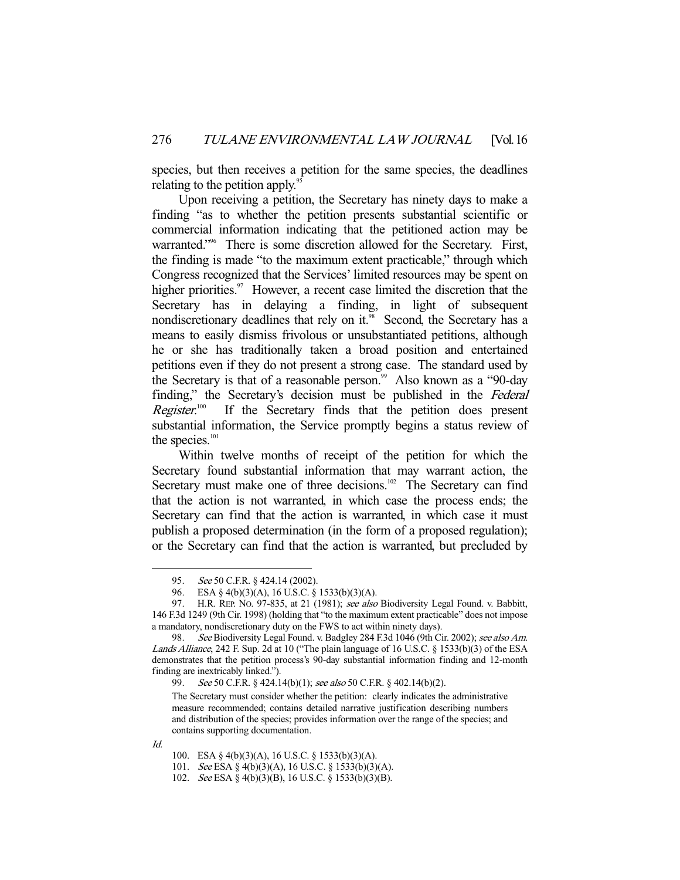species, but then receives a petition for the same species, the deadlines relating to the petition apply.[95]

Upon receiving a petition, the Secretary has ninety days to make a finding "as to whether the petition presents substantial scientific or commercial information indicating that the petitioned action may be warranted."[96] There is some discretion allowed for the Secretary. First, the finding is made "to the maximum extent practicable," through which Congress recognized that the Services' limited resources may be spent on higher priorities.[97] However, a recent case limited the discretion that the Secretary has in delaying a finding, in light of subsequent nondiscretionary deadlines that rely on it.[98] Second, the Secretary has a means to easily dismiss frivolous or unsubstantiated petitions, although he or she has traditionally taken a broad position and entertained petitions even if they do not present a strong case. The standard used by the Secretary is that of a reasonable person.[99] Also known as a "90-day finding," the Secretary's decision must be published in the *Federal Register*.[100] If the Secretary finds that the petition does present substantial information, the Service promptly begins a status review of the species.[101]

Within twelve months of receipt of the petition for which the Secretary found substantial information that may warrant action, the Secretary must make one of three decisions.[102] The Secretary can find that the action is not warranted, in which case the process ends; the Secretary can find that the action is warranted, in which case it must publish a proposed determination (in the form of a proposed regulation); or the Secretary can find that the action is warranted, but precluded by

---

95. *See* 50 C.F.R. § 424.14 (2002).

96. ESA § 4(b)(3)(A), 16 U.S.C. § 1533(b)(3)(A).

97. H.R. REP. NO. 97-835, at 21 (1981); *see also* Biodiversity Legal Found. v. Babbitt, 146 F.3d 1249 (9th Cir. 1998) (holding that "to the maximum extent practicable" does not impose a mandatory, nondiscretionary duty on the FWS to act within ninety days).

98. *See* Biodiversity Legal Found. v. Badgley 284 F.3d 1046 (9th Cir. 2002); *see also Am. Lands Alliance*, 242 F. Sup. 2d at 10 ("The plain language of 16 U.S.C. § 1533(b)(3) of the ESA demonstrates that the petition process's 90-day substantial information finding and 12-month finding are inextricably linked.").

99. *See* 50 C.F.R. § 424.14(b)(1); *see also* 50 C.F.R. § 402.14(b)(2).

> The Secretary must consider whether the petition: clearly indicates the administrative measure recommended; contains detailed narrative justification describing numbers and distribution of the species; provides information over the range of the species; and contains supporting documentation.

*Id.*

100. ESA § 4(b)(3)(A), 16 U.S.C. § 1533(b)(3)(A).

101. *See* ESA § 4(b)(3)(A), 16 U.S.C. § 1533(b)(3)(A).

102. *See* ESA § 4(b)(3)(B), 16 U.S.C. § 1533(b)(3)(B).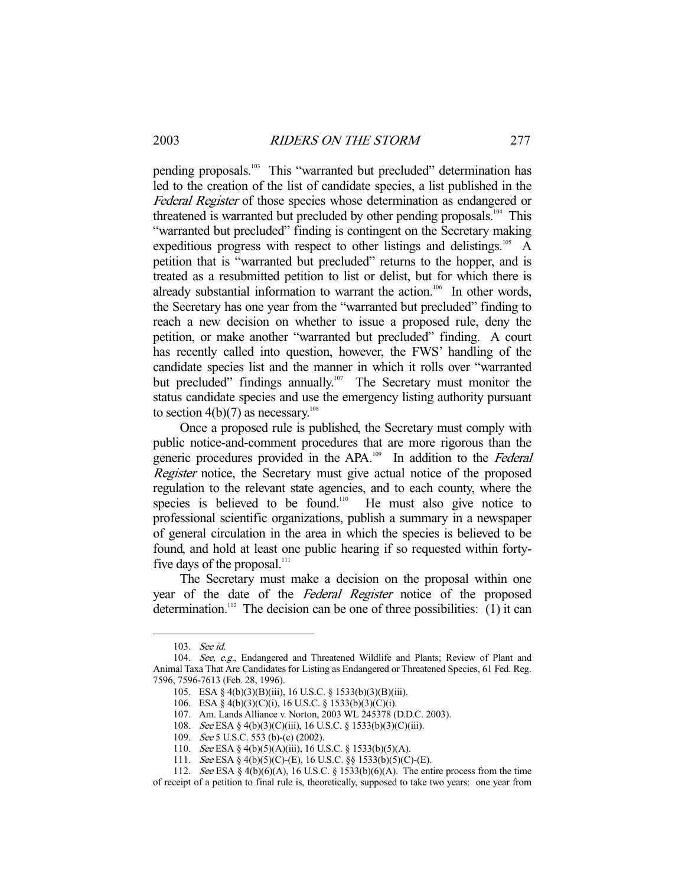pending proposals.[103] This "warranted but precluded" determination has led to the creation of the list of candidate species, a list published in the *Federal Register* of those species whose determination as endangered or threatened is warranted but precluded by other pending proposals.[104] This "warranted but precluded" finding is contingent on the Secretary making expeditious progress with respect to other listings and delistings.[105] A petition that is "warranted but precluded" returns to the hopper, and is treated as a resubmitted petition to list or delist, but for which there is already substantial information to warrant the action.[106] In other words, the Secretary has one year from the "warranted but precluded" finding to reach a new decision on whether to issue a proposed rule, deny the petition, or make another "warranted but precluded" finding. A court has recently called into question, however, the FWS' handling of the candidate species list and the manner in which it rolls over "warranted but precluded" findings annually.[107] The Secretary must monitor the status candidate species and use the emergency listing authority pursuant to section 4(b)(7) as necessary.[108]

Once a proposed rule is published, the Secretary must comply with public notice-and-comment procedures that are more rigorous than the generic procedures provided in the APA.[109] In addition to the *Federal Register* notice, the Secretary must give actual notice of the proposed regulation to the relevant state agencies, and to each county, where the species is believed to be found.[110] He must also give notice to professional scientific organizations, publish a summary in a newspaper of general circulation in the area in which the species is believed to be found, and hold at least one public hearing if so requested within forty-five days of the proposal.[111]

The Secretary must make a decision on the proposal within one year of the date of the *Federal Register* notice of the proposed determination.[112] The decision can be one of three possibilities: (1) it can

---

103. *See id.*

104. *See, e.g.*, Endangered and Threatened Wildlife and Plants; Review of Plant and Animal Taxa That Are Candidates for Listing as Endangered or Threatened Species, 61 Fed. Reg. 7596, 7596-7613 (Feb. 28, 1996).

105. ESA § 4(b)(3)(B)(iii), 16 U.S.C. § 1533(b)(3)(B)(iii).

106. ESA § 4(b)(3)(C)(i), 16 U.S.C. § 1533(b)(3)(C)(i).

107. Am. Lands Alliance v. Norton, 2003 WL 245378 (D.D.C. 2003).

108. *See* ESA § 4(b)(3)(C)(iii), 16 U.S.C. § 1533(b)(3)(C)(iii).

109. *See* 5 U.S.C. 553 (b)-(c) (2002).

110. *See* ESA § 4(b)(5)(A)(iii), 16 U.S.C. § 1533(b)(5)(A).

111. *See* ESA § 4(b)(5)(C)-(E), 16 U.S.C. §§ 1533(b)(5)(C)-(E).

112. *See* ESA § 4(b)(6)(A), 16 U.S.C. § 1533(b)(6)(A). The entire process from the time of receipt of a petition to final rule is, theoretically, supposed to take two years: one year from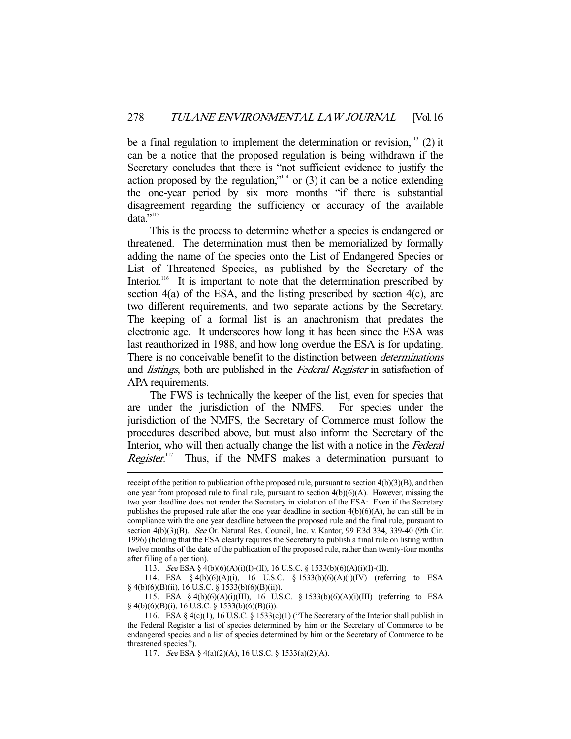be a final regulation to implement the determination or revision,[113] (2) it can be a notice that the proposed regulation is being withdrawn if the Secretary concludes that there is "not sufficient evidence to justify the action proposed by the regulation,"[114] or (3) it can be a notice extending the one-year period by six more months "if there is substantial disagreement regarding the sufficiency or accuracy of the available data."[115]

This is the process to determine whether a species is endangered or threatened. The determination must then be memorialized by formally adding the name of the species onto the List of Endangered Species or List of Threatened Species, as published by the Secretary of the Interior.[116] It is important to note that the determination prescribed by section 4(a) of the ESA, and the listing prescribed by section 4(c), are two different requirements, and two separate actions by the Secretary. The keeping of a formal list is an anachronism that predates the electronic age. It underscores how long it has been since the ESA was last reauthorized in 1988, and how long overdue the ESA is for updating. There is no conceivable benefit to the distinction between *determinations* and *listings*, both are published in the *Federal Register* in satisfaction of APA requirements.

The FWS is technically the keeper of the list, even for species that are under the jurisdiction of the NMFS. For species under the jurisdiction of the NMFS, the Secretary of Commerce must follow the procedures described above, but must also inform the Secretary of the Interior, who will then actually change the list with a notice in the *Federal Register*.[117] Thus, if the NMFS makes a determination pursuant to

---

receipt of the petition to publication of the proposed rule, pursuant to section 4(b)(3)(B), and then one year from proposed rule to final rule, pursuant to section 4(b)(6)(A). However, missing the two year deadline does not render the Secretary in violation of the ESA: Even if the Secretary publishes the proposed rule after the one year deadline in section 4(b)(6)(A), he can still be in compliance with the one year deadline between the proposed rule and the final rule, pursuant to section 4(b)(3)(B). *See* Or. Natural Res. Council, Inc. v. Kantor, 99 F.3d 334, 339-40 (9th Cir. 1996) (holding that the ESA clearly requires the Secretary to publish a final rule on listing within twelve months of the date of the publication of the proposed rule, rather than twenty-four months after filing of a petition).

113. *See* ESA § 4(b)(6)(A)(i)(I)-(II), 16 U.S.C. § 1533(b)(6)(A)(i)(I)-(II).

114. ESA § 4(b)(6)(A)(i), 16 U.S.C. § 1533(b)(6)(A)(i)(IV) (referring to ESA § 4(b)(6)(B)(ii), 16 U.S.C. § 1533(b)(6)(B)(ii)).

115. ESA § 4(b)(6)(A)(i)(III), 16 U.S.C. § 1533(b)(6)(A)(i)(III) (referring to ESA § 4(b)(6)(B)(i), 16 U.S.C. § 1533(b)(6)(B)(i)).

116. ESA § 4(c)(1), 16 U.S.C. § 1533(c)(1) ("The Secretary of the Interior shall publish in the Federal Register a list of species determined by him or the Secretary of Commerce to be endangered species and a list of species determined by him or the Secretary of Commerce to be threatened species.").

117. *See* ESA § 4(a)(2)(A), 16 U.S.C. § 1533(a)(2)(A).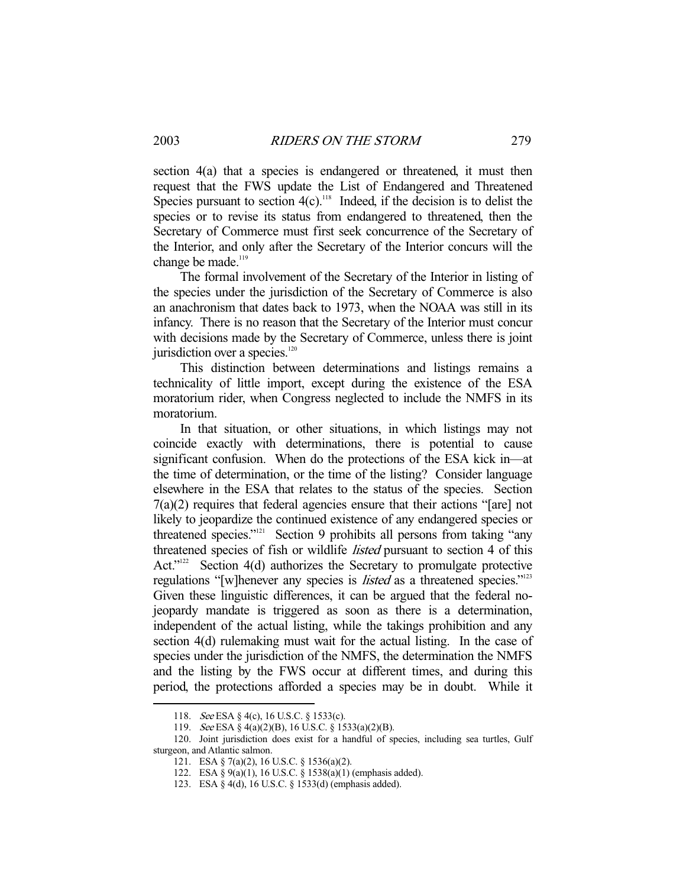section 4(a) that a species is endangered or threatened, it must then request that the FWS update the List of Endangered and Threatened Species pursuant to section 4(c).[118] Indeed, if the decision is to delist the species or to revise its status from endangered to threatened, then the Secretary of Commerce must first seek concurrence of the Secretary of the Interior, and only after the Secretary of the Interior concurs will the change be made.[119]

The formal involvement of the Secretary of the Interior in listing of the species under the jurisdiction of the Secretary of Commerce is also an anachronism that dates back to 1973, when the NOAA was still in its infancy. There is no reason that the Secretary of the Interior must concur with decisions made by the Secretary of Commerce, unless there is joint jurisdiction over a species.[120]

This distinction between determinations and listings remains a technicality of little import, except during the existence of the ESA moratorium rider, when Congress neglected to include the NMFS in its moratorium.

In that situation, or other situations, in which listings may not coincide exactly with determinations, there is potential to cause significant confusion. When do the protections of the ESA kick in—at the time of determination, or the time of the listing? Consider language elsewhere in the ESA that relates to the status of the species. Section 7(a)(2) requires that federal agencies ensure that their actions "[are] not likely to jeopardize the continued existence of any endangered species or threatened species."[121] Section 9 prohibits all persons from taking "any threatened species of fish or wildlife *listed* pursuant to section 4 of this Act."[122] Section 4(d) authorizes the Secretary to promulgate protective regulations "[w]henever any species is *listed* as a threatened species."[123] Given these linguistic differences, it can be argued that the federal no-jeopardy mandate is triggered as soon as there is a determination, independent of the actual listing, while the takings prohibition and any section 4(d) rulemaking must wait for the actual listing. In the case of species under the jurisdiction of the NMFS, the determination the NMFS and the listing by the FWS occur at different times, and during this period, the protections afforded a species may be in doubt. While it

---

118. *See* ESA § 4(c), 16 U.S.C. § 1533(c).

119. *See* ESA § 4(a)(2)(B), 16 U.S.C. § 1533(a)(2)(B).

120. Joint jurisdiction does exist for a handful of species, including sea turtles, Gulf sturgeon, and Atlantic salmon.

121. ESA § 7(a)(2), 16 U.S.C. § 1536(a)(2).

122. ESA § 9(a)(1), 16 U.S.C. § 1538(a)(1) (emphasis added).

123. ESA § 4(d), 16 U.S.C. § 1533(d) (emphasis added).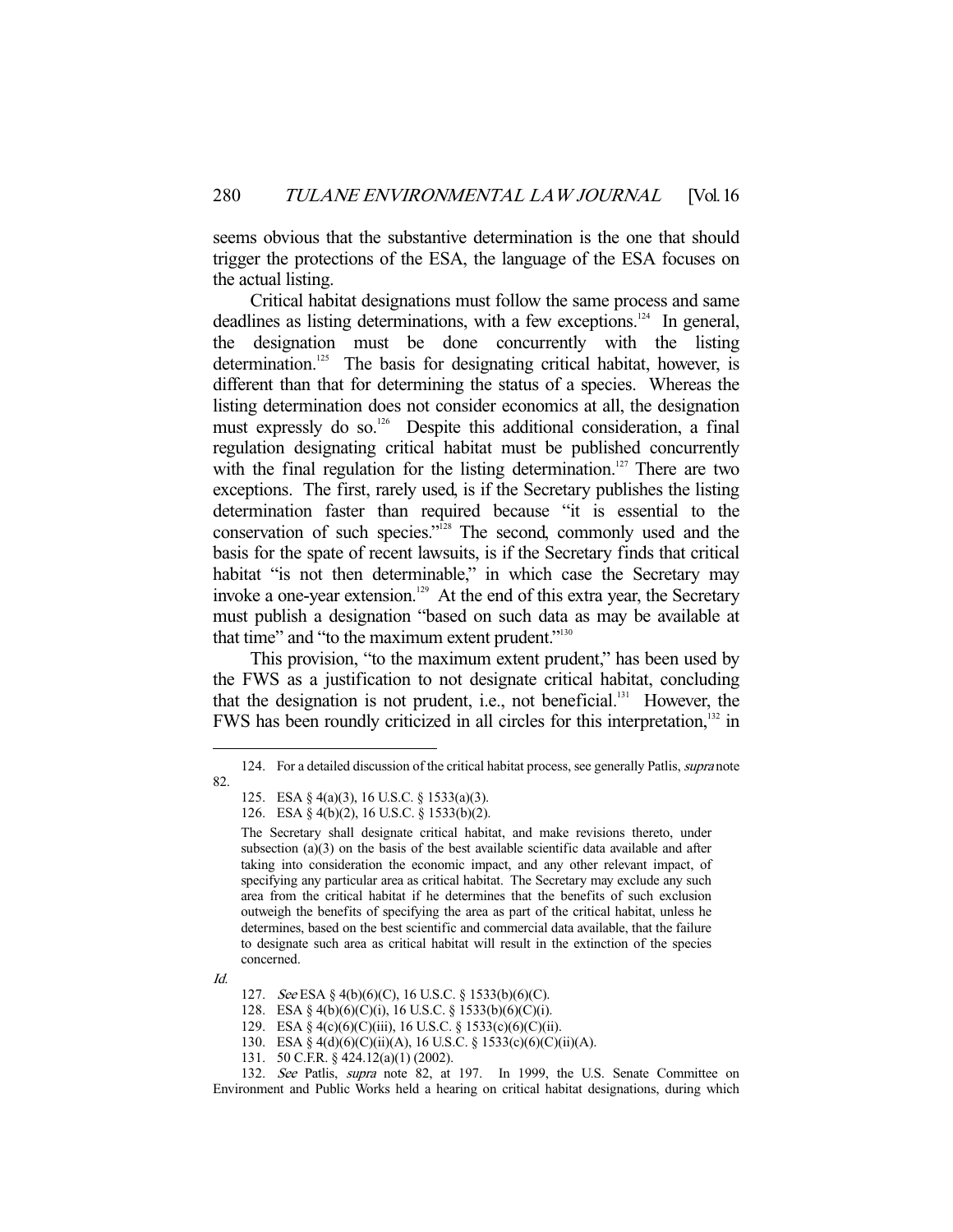seems obvious that the substantive determination is the one that should trigger the protections of the ESA, the language of the ESA focuses on the actual listing.

Critical habitat designations must follow the same process and same deadlines as listing determinations, with a few exceptions.[124] In general, the designation must be done concurrently with the listing determination.[125] The basis for designating critical habitat, however, is different than that for determining the status of a species. Whereas the listing determination does not consider economics at all, the designation must expressly do so.[126] Despite this additional consideration, a final regulation designating critical habitat must be published concurrently with the final regulation for the listing determination.[127] There are two exceptions. The first, rarely used, is if the Secretary publishes the listing determination faster than required because "it is essential to the conservation of such species."[128] The second, commonly used and the basis for the spate of recent lawsuits, is if the Secretary finds that critical habitat "is not then determinable," in which case the Secretary may invoke a one-year extension.[129] At the end of this extra year, the Secretary must publish a designation "based on such data as may be available at that time" and "to the maximum extent prudent."[130]

This provision, "to the maximum extent prudent," has been used by the FWS as a justification to not designate critical habitat, concluding that the designation is not prudent, i.e., not beneficial.[131] However, the FWS has been roundly criticized in all circles for this interpretation,[132] in

---

124. For a detailed discussion of the critical habitat process, see generally Patlis, *supra* note 82.

125. ESA § 4(a)(3), 16 U.S.C. § 1533(a)(3).

126. ESA § 4(b)(2), 16 U.S.C. § 1533(b)(2).

> The Secretary shall designate critical habitat, and make revisions thereto, under subsection (a)(3) on the basis of the best available scientific data available and after taking into consideration the economic impact, and any other relevant impact, of specifying any particular area as critical habitat. The Secretary may exclude any such area from the critical habitat if he determines that the benefits of such exclusion outweigh the benefits of specifying the area as part of the critical habitat, unless he determines, based on the best scientific and commercial data available, that the failure to designate such area as critical habitat will result in the extinction of the species concerned.

*Id.*

127. *See* ESA § 4(b)(6)(C), 16 U.S.C. § 1533(b)(6)(C).

128. ESA § 4(b)(6)(C)(i), 16 U.S.C. § 1533(b)(6)(C)(i).

129. ESA § 4(c)(6)(C)(iii), 16 U.S.C. § 1533(c)(6)(C)(ii).

130. ESA § 4(d)(6)(C)(ii)(A), 16 U.S.C. § 1533(c)(6)(C)(ii)(A).

131. 50 C.F.R. § 424.12(a)(1) (2002).

132. *See* Patlis, *supra* note 82, at 197. In 1999, the U.S. Senate Committee on Environment and Public Works held a hearing on critical habitat designations, during which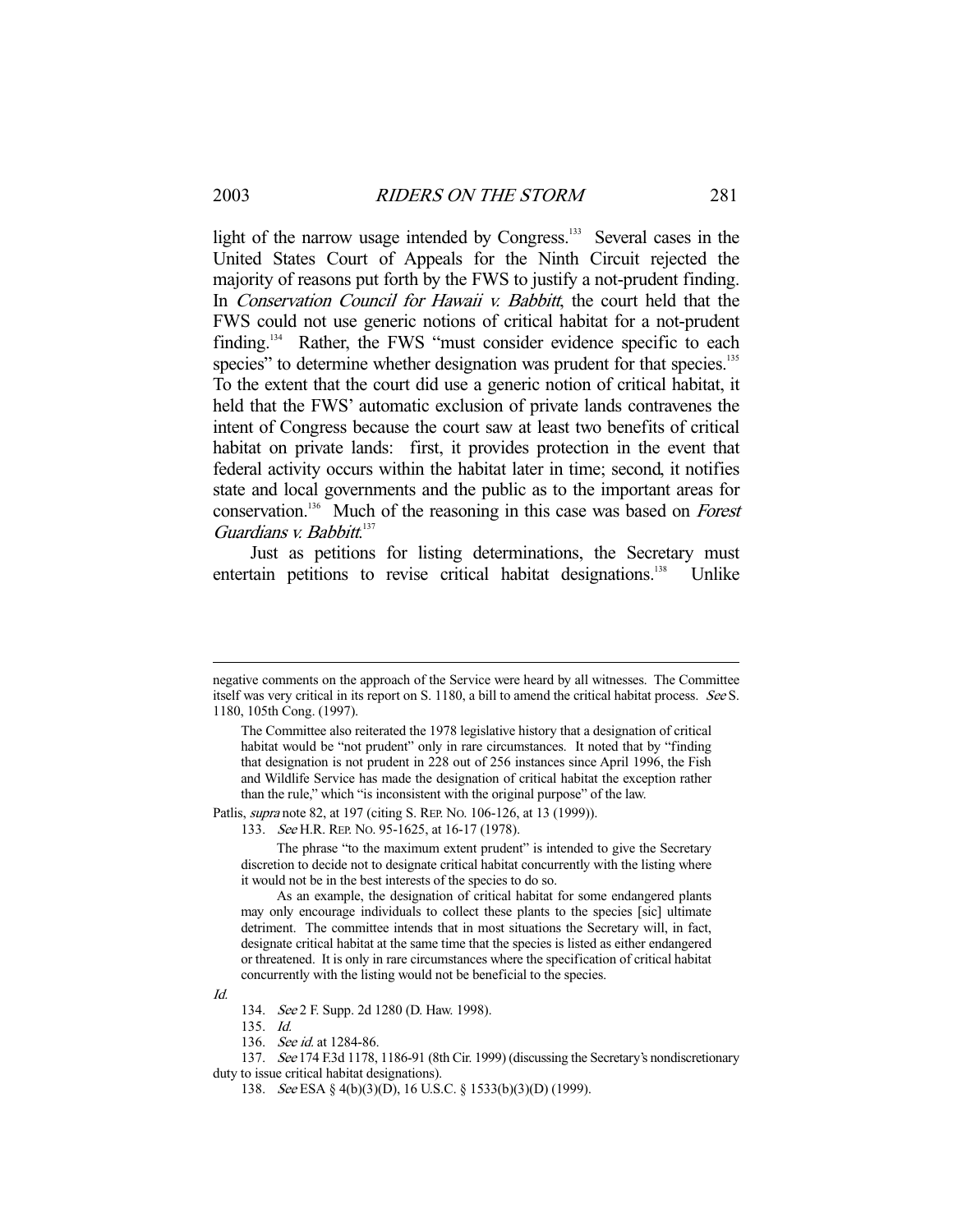light of the narrow usage intended by Congress.[133] Several cases in the United States Court of Appeals for the Ninth Circuit rejected the majority of reasons put forth by the FWS to justify a not-prudent finding. In *Conservation Council for Hawaii v. Babbitt*, the court held that the FWS could not use generic notions of critical habitat for a not-prudent finding.[134] Rather, the FWS "must consider evidence specific to each species" to determine whether designation was prudent for that species.[135] To the extent that the court did use a generic notion of critical habitat, it held that the FWS' automatic exclusion of private lands contravenes the intent of Congress because the court saw at least two benefits of critical habitat on private lands: first, it provides protection in the event that federal activity occurs within the habitat later in time; second, it notifies state and local governments and the public as to the important areas for conservation.[136] Much of the reasoning in this case was based on *Forest Guardians v. Babbitt*.[137]

Just as petitions for listing determinations, the Secretary must entertain petitions to revise critical habitat designations.[138] Unlike

---

negative comments on the approach of the Service were heard by all witnesses. The Committee itself was very critical in its report on S. 1180, a bill to amend the critical habitat process. *See* S. 1180, 105th Cong. (1997).

> The Committee also reiterated the 1978 legislative history that a designation of critical habitat would be "not prudent" only in rare circumstances. It noted that by "finding that designation is not prudent in 228 out of 256 instances since April 1996, the Fish and Wildlife Service has made the designation of critical habitat the exception rather than the rule," which "is inconsistent with the original purpose" of the law.

Patlis, *supra* note 82, at 197 (citing S. REP. NO. 106-126, at 13 (1999)).

133. *See* H.R. REP. NO. 95-1625, at 16-17 (1978).

> The phrase "to the maximum extent prudent" is intended to give the Secretary discretion to decide not to designate critical habitat concurrently with the listing where it would not be in the best interests of the species to do so.
>
> As an example, the designation of critical habitat for some endangered plants may only encourage individuals to collect these plants to the species [sic] ultimate detriment. The committee intends that in most situations the Secretary will, in fact, designate critical habitat at the same time that the species is listed as either endangered or threatened. It is only in rare circumstances where the specification of critical habitat concurrently with the listing would not be beneficial to the species.

*Id.*

134. *See* 2 F. Supp. 2d 1280 (D. Haw. 1998).

135. *Id.*

136. *See id.* at 1284-86.

137. *See* 174 F.3d 1178, 1186-91 (8th Cir. 1999) (discussing the Secretary's nondiscretionary duty to issue critical habitat designations).

138. *See* ESA § 4(b)(3)(D), 16 U.S.C. § 1533(b)(3)(D) (1999).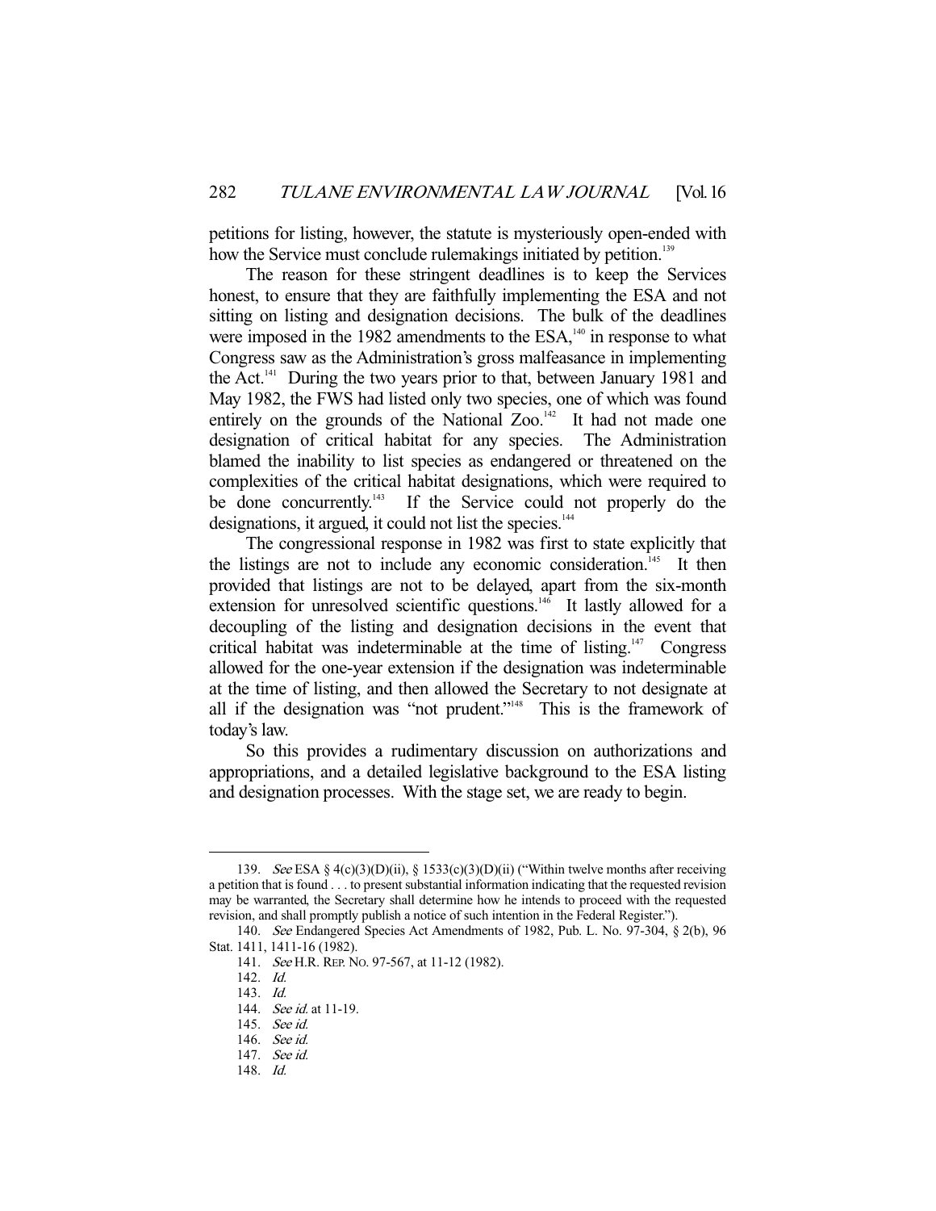petitions for listing, however, the statute is mysteriously open-ended with how the Service must conclude rulemakings initiated by petition.[139]

The reason for these stringent deadlines is to keep the Services honest, to ensure that they are faithfully implementing the ESA and not sitting on listing and designation decisions. The bulk of the deadlines were imposed in the 1982 amendments to the ESA,[140] in response to what Congress saw as the Administration's gross malfeasance in implementing the Act.[141] During the two years prior to that, between January 1981 and May 1982, the FWS had listed only two species, one of which was found entirely on the grounds of the National Zoo.[142] It had not made one designation of critical habitat for any species. The Administration blamed the inability to list species as endangered or threatened on the complexities of the critical habitat designations, which were required to be done concurrently.[143] If the Service could not properly do the designations, it argued, it could not list the species.[144]

The congressional response in 1982 was first to state explicitly that the listings are not to include any economic consideration.[145] It then provided that listings are not to be delayed, apart from the six-month extension for unresolved scientific questions.[146] It lastly allowed for a decoupling of the listing and designation decisions in the event that critical habitat was indeterminable at the time of listing.[147] Congress allowed for the one-year extension if the designation was indeterminable at the time of listing, and then allowed the Secretary to not designate at all if the designation was "not prudent."[148] This is the framework of today's law.

So this provides a rudimentary discussion on authorizations and appropriations, and a detailed legislative background to the ESA listing and designation processes. With the stage set, we are ready to begin.

---

139. *See* ESA § 4(c)(3)(D)(ii), § 1533(c)(3)(D)(ii) ("Within twelve months after receiving a petition that is found . . . to present substantial information indicating that the requested revision may be warranted, the Secretary shall determine how he intends to proceed with the requested revision, and shall promptly publish a notice of such intention in the Federal Register.").

140. *See* Endangered Species Act Amendments of 1982, Pub. L. No. 97-304, § 2(b), 96 Stat. 1411, 1411-16 (1982).

141. *See* H.R. REP. NO. 97-567, at 11-12 (1982).

142. *Id.*

143. *Id.*

144. *See id.* at 11-19.

145. *See id.*

146. *See id.*

147. *See id.*

148. *Id.*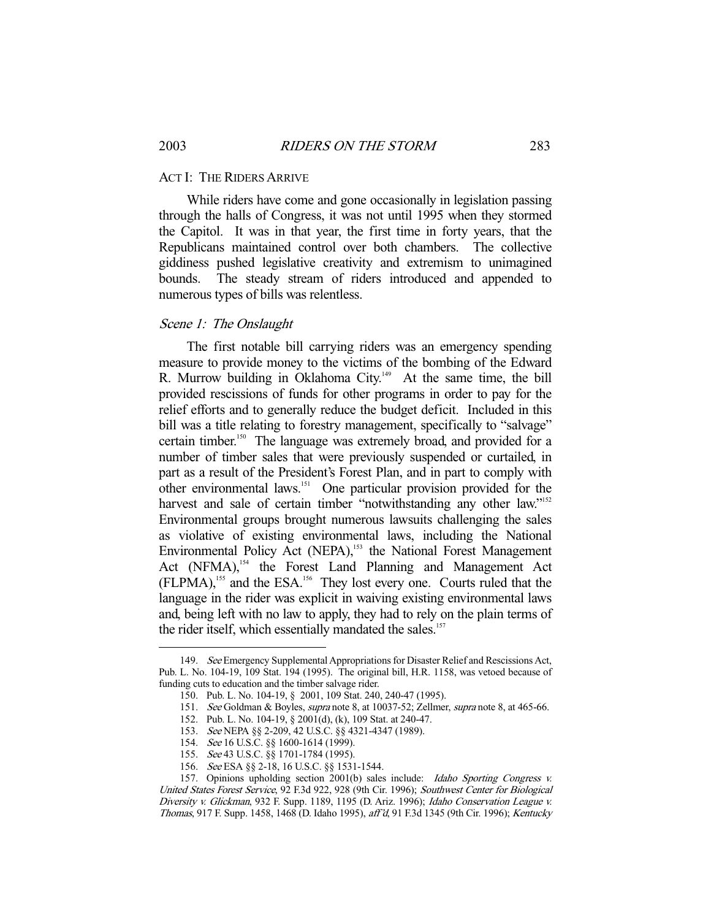## ACT I: THE RIDERS ARRIVE

While riders have come and gone occasionally in legislation passing through the halls of Congress, it was not until 1995 when they stormed the Capitol. It was in that year, the first time in forty years, that the Republicans maintained control over both chambers. The collective giddiness pushed legislative creativity and extremism to unimagined bounds. The steady stream of riders introduced and appended to numerous types of bills was relentless.

### *Scene 1: The Onslaught*

The first notable bill carrying riders was an emergency spending measure to provide money to the victims of the bombing of the Edward R. Murrow building in Oklahoma City.[149] At the same time, the bill provided rescissions of funds for other programs in order to pay for the relief efforts and to generally reduce the budget deficit. Included in this bill was a title relating to forestry management, specifically to "salvage" certain timber.[150] The language was extremely broad, and provided for a number of timber sales that were previously suspended or curtailed, in part as a result of the President's Forest Plan, and in part to comply with other environmental laws.[151] One particular provision provided for the harvest and sale of certain timber "notwithstanding any other law."[152] Environmental groups brought numerous lawsuits challenging the sales as violative of existing environmental laws, including the National Environmental Policy Act (NEPA),[153] the National Forest Management Act (NFMA),[154] the Forest Land Planning and Management Act (FLPMA),[155] and the ESA.[156] They lost every one. Courts ruled that the language in the rider was explicit in waiving existing environmental laws and, being left with no law to apply, they had to rely on the plain terms of the rider itself, which essentially mandated the sales.[157]

---

149. *See* Emergency Supplemental Appropriations for Disaster Relief and Rescissions Act, Pub. L. No. 104-19, 109 Stat. 194 (1995). The original bill, H.R. 1158, was vetoed because of funding cuts to education and the timber salvage rider.

150. Pub. L. No. 104-19, § 2001, 109 Stat. 240, 240-47 (1995).

151. *See* Goldman & Boyles, *supra* note 8, at 10037-52; Zellmer, *supra* note 8, at 465-66.

152. Pub. L. No. 104-19, § 2001(d), (k), 109 Stat. at 240-47.

153. *See* NEPA §§ 2-209, 42 U.S.C. §§ 4321-4347 (1989).

154. *See* 16 U.S.C. §§ 1600-1614 (1999).

155. *See* 43 U.S.C. §§ 1701-1784 (1995).

156. *See* ESA §§ 2-18, 16 U.S.C. §§ 1531-1544.

157. Opinions upholding section 2001(b) sales include: *Idaho Sporting Congress v. United States Forest Service*, 92 F.3d 922, 928 (9th Cir. 1996); *Southwest Center for Biological Diversity v. Glickman*, 932 F. Supp. 1189, 1195 (D. Ariz. 1996); *Idaho Conservation League v. Thomas*, 917 F. Supp. 1458, 1468 (D. Idaho 1995), *aff'd*, 91 F.3d 1345 (9th Cir. 1996); *Kentucky*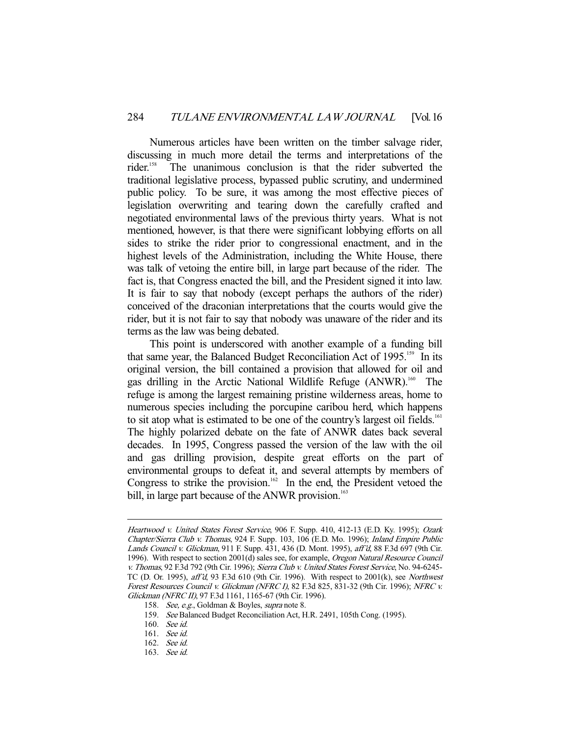Numerous articles have been written on the timber salvage rider, discussing in much more detail the terms and interpretations of the rider.[158] The unanimous conclusion is that the rider subverted the traditional legislative process, bypassed public scrutiny, and undermined public policy. To be sure, it was among the most effective pieces of legislation overwriting and tearing down the carefully crafted and negotiated environmental laws of the previous thirty years. What is not mentioned, however, is that there were significant lobbying efforts on all sides to strike the rider prior to congressional enactment, and in the highest levels of the Administration, including the White House, there was talk of vetoing the entire bill, in large part because of the rider. The fact is, that Congress enacted the bill, and the President signed it into law. It is fair to say that nobody (except perhaps the authors of the rider) conceived of the draconian interpretations that the courts would give the rider, but it is not fair to say that nobody was unaware of the rider and its terms as the law was being debated.

This point is underscored with another example of a funding bill that same year, the Balanced Budget Reconciliation Act of 1995.[159] In its original version, the bill contained a provision that allowed for oil and gas drilling in the Arctic National Wildlife Refuge (ANWR).[160] The refuge is among the largest remaining pristine wilderness areas, home to numerous species including the porcupine caribou herd, which happens to sit atop what is estimated to be one of the country's largest oil fields.[161] The highly polarized debate on the fate of ANWR dates back several decades. In 1995, Congress passed the version of the law with the oil and gas drilling provision, despite great efforts on the part of environmental groups to defeat it, and several attempts by members of Congress to strike the provision.[162] In the end, the President vetoed the bill, in large part because of the ANWR provision.[163]

---

*Heartwood v. United States Forest Service*, 906 F. Supp. 410, 412-13 (E.D. Ky. 1995); *Ozark Chapter/Sierra Club v. Thomas*, 924 F. Supp. 103, 106 (E.D. Mo. 1996); *Inland Empire Public Lands Council v. Glickman*, 911 F. Supp. 431, 436 (D. Mont. 1995), *aff'd*, 88 F.3d 697 (9th Cir. 1996). With respect to section 2001(d) sales see, for example, *Oregon Natural Resource Council v. Thomas*, 92 F.3d 792 (9th Cir. 1996); *Sierra Club v. United States Forest Service*, No. 94-6245-TC (D. Or. 1995), *aff'd*, 93 F.3d 610 (9th Cir. 1996). With respect to 2001(k), see *Northwest Forest Resources Council v. Glickman (NFRC I)*, 82 F.3d 825, 831-32 (9th Cir. 1996); *NFRC v. Glickman (NFRC II)*, 97 F.3d 1161, 1165-67 (9th Cir. 1996).

158. *See, e.g.*, Goldman & Boyles, *supra* note 8.

159. *See* Balanced Budget Reconciliation Act, H.R. 2491, 105th Cong. (1995).

160. *See id.*

161. *See id.*

162. *See id.*

163. *See id.*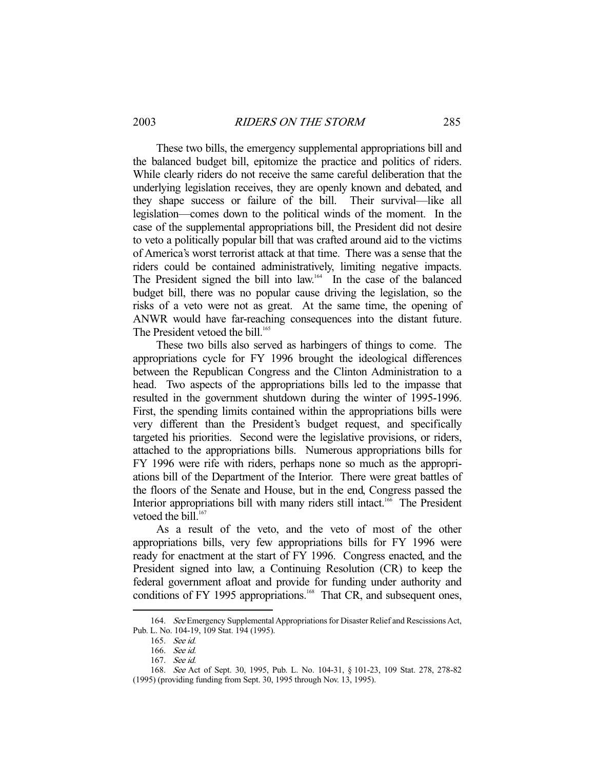These two bills, the emergency supplemental appropriations bill and the balanced budget bill, epitomize the practice and politics of riders. While clearly riders do not receive the same careful deliberation that the underlying legislation receives, they are openly known and debated, and they shape success or failure of the bill. Their survival—like all legislation—comes down to the political winds of the moment. In the case of the supplemental appropriations bill, the President did not desire to veto a politically popular bill that was crafted around aid to the victims of America's worst terrorist attack at that time. There was a sense that the riders could be contained administratively, limiting negative impacts. The President signed the bill into law.[164] In the case of the balanced budget bill, there was no popular cause driving the legislation, so the risks of a veto were not as great. At the same time, the opening of ANWR would have far-reaching consequences into the distant future. The President vetoed the bill.[165]

These two bills also served as harbingers of things to come. The appropriations cycle for FY 1996 brought the ideological differences between the Republican Congress and the Clinton Administration to a head. Two aspects of the appropriations bills led to the impasse that resulted in the government shutdown during the winter of 1995-1996. First, the spending limits contained within the appropriations bills were very different than the President's budget request, and specifically targeted his priorities. Second were the legislative provisions, or riders, attached to the appropriations bills. Numerous appropriations bills for FY 1996 were rife with riders, perhaps none so much as the appropriations bill of the Department of the Interior. There were great battles of the floors of the Senate and House, but in the end, Congress passed the Interior appropriations bill with many riders still intact.[166] The President vetoed the bill.[167]

As a result of the veto, and the veto of most of the other appropriations bills, very few appropriations bills for FY 1996 were ready for enactment at the start of FY 1996. Congress enacted, and the President signed into law, a Continuing Resolution (CR) to keep the federal government afloat and provide for funding under authority and conditions of FY 1995 appropriations.[168] That CR, and subsequent ones,

---

164. *See* Emergency Supplemental Appropriations for Disaster Relief and Rescissions Act, Pub. L. No. 104-19, 109 Stat. 194 (1995).

165. *See id.*

166. *See id.*

167. *See id.*

168. *See* Act of Sept. 30, 1995, Pub. L. No. 104-31, § 101-23, 109 Stat. 278, 278-82 (1995) (providing funding from Sept. 30, 1995 through Nov. 13, 1995).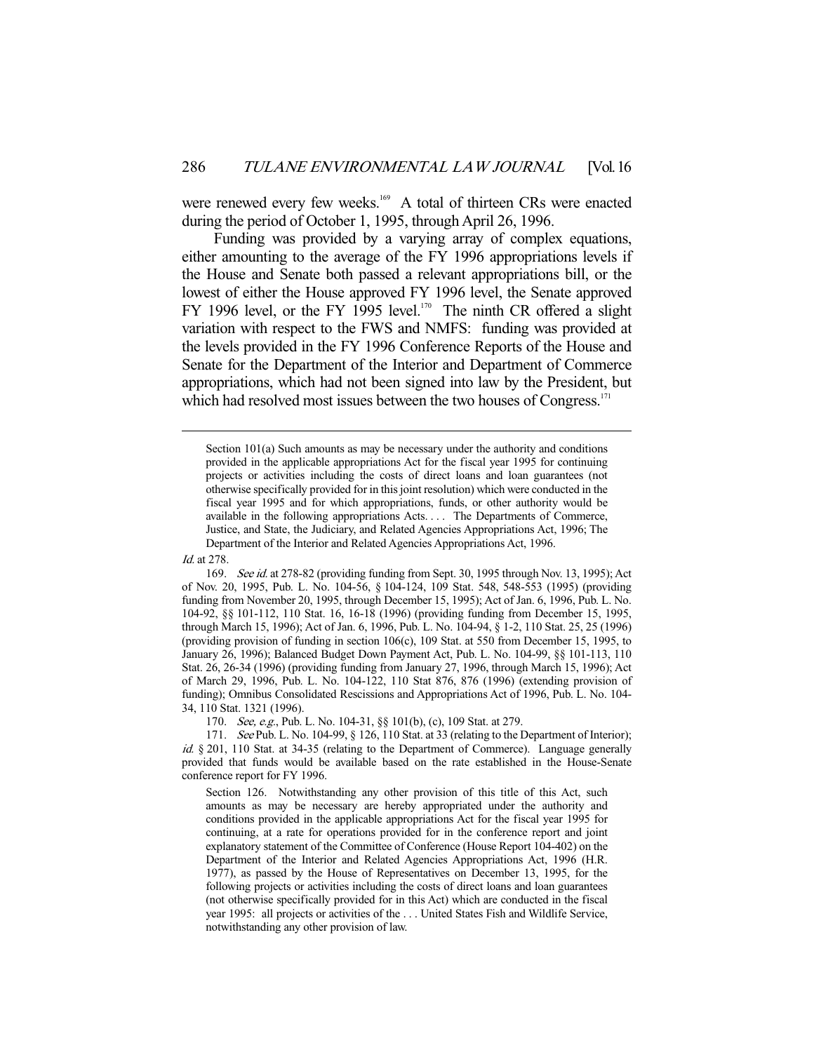were renewed every few weeks.[169] A total of thirteen CRs were enacted during the period of October 1, 1995, through April 26, 1996.

Funding was provided by a varying array of complex equations, either amounting to the average of the FY 1996 appropriations levels if the House and Senate both passed a relevant appropriations bill, or the lowest of either the House approved FY 1996 level, the Senate approved FY 1996 level, or the FY 1995 level.[170] The ninth CR offered a slight variation with respect to the FWS and NMFS: funding was provided at the levels provided in the FY 1996 Conference Reports of the House and Senate for the Department of the Interior and Department of Commerce appropriations, which had not been signed into law by the President, but which had resolved most issues between the two houses of Congress.[171]

---

> Section 101(a) Such amounts as may be necessary under the authority and conditions provided in the applicable appropriations Act for the fiscal year 1995 for continuing projects or activities including the costs of direct loans and loan guarantees (not otherwise specifically provided for in this joint resolution) which were conducted in the fiscal year 1995 and for which appropriations, funds, or other authority would be available in the following appropriations Acts. . . . The Departments of Commerce, Justice, and State, the Judiciary, and Related Agencies Appropriations Act, 1996; The Department of the Interior and Related Agencies Appropriations Act, 1996.

*Id.* at 278.

169. *See id.* at 278-82 (providing funding from Sept. 30, 1995 through Nov. 13, 1995); Act of Nov. 20, 1995, Pub. L. No. 104-56, § 104-124, 109 Stat. 548, 548-553 (1995) (providing funding from November 20, 1995, through December 15, 1995); Act of Jan. 6, 1996, Pub. L. No. 104-92, §§ 101-112, 110 Stat. 16, 16-18 (1996) (providing funding from December 15, 1995, through March 15, 1996); Act of Jan. 6, 1996, Pub. L. No. 104-94, § 1-2, 110 Stat. 25, 25 (1996) (providing provision of funding in section 106(c), 109 Stat. at 550 from December 15, 1995, to January 26, 1996); Balanced Budget Down Payment Act, Pub. L. No. 104-99, §§ 101-113, 110 Stat. 26, 26-34 (1996) (providing funding from January 27, 1996, through March 15, 1996); Act of March 29, 1996, Pub. L. No. 104-122, 110 Stat 876, 876 (1996) (extending provision of funding); Omnibus Consolidated Rescissions and Appropriations Act of 1996, Pub. L. No. 104-34, 110 Stat. 1321 (1996).

170. *See, e.g.*, Pub. L. No. 104-31, §§ 101(b), (c), 109 Stat. at 279.

171. *See* Pub. L. No. 104-99, § 126, 110 Stat. at 33 (relating to the Department of Interior); *id.* § 201, 110 Stat. at 34-35 (relating to the Department of Commerce). Language generally provided that funds would be available based on the rate established in the House-Senate conference report for FY 1996.

> Section 126. Notwithstanding any other provision of this title of this Act, such amounts as may be necessary are hereby appropriated under the authority and conditions provided in the applicable appropriations Act for the fiscal year 1995 for continuing, at a rate for operations provided for in the conference report and joint explanatory statement of the Committee of Conference (House Report 104-402) on the Department of the Interior and Related Agencies Appropriations Act, 1996 (H.R. 1977), as passed by the House of Representatives on December 13, 1995, for the following projects or activities including the costs of direct loans and loan guarantees (not otherwise specifically provided for in this Act) which are conducted in the fiscal year 1995: all projects or activities of the . . . United States Fish and Wildlife Service, notwithstanding any other provision of law.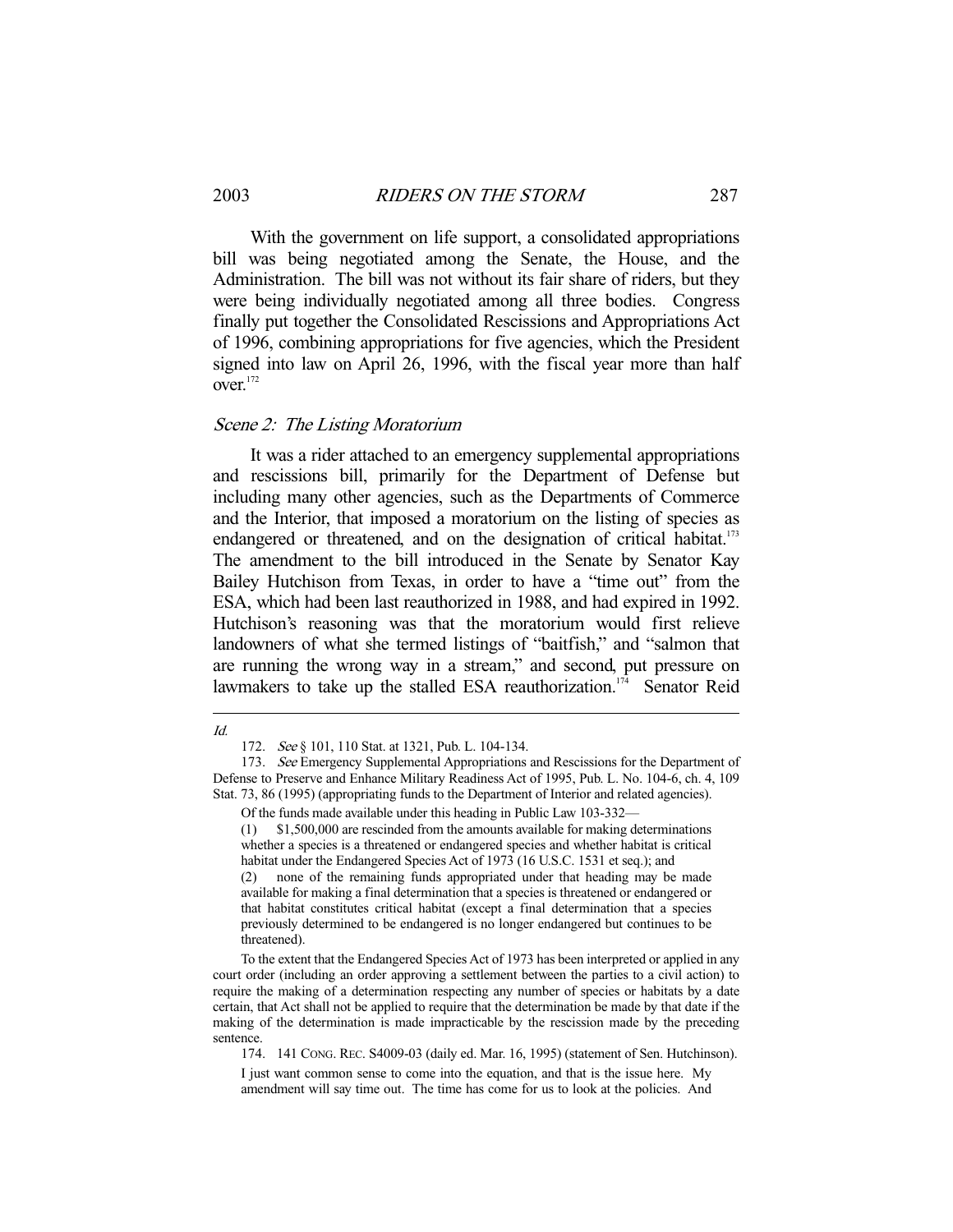With the government on life support, a consolidated appropriations bill was being negotiated among the Senate, the House, and the Administration. The bill was not without its fair share of riders, but they were being individually negotiated among all three bodies. Congress finally put together the Consolidated Rescissions and Appropriations Act of 1996, combining appropriations for five agencies, which the President signed into law on April 26, 1996, with the fiscal year more than half over.[172]

### *Scene 2: The Listing Moratorium*

It was a rider attached to an emergency supplemental appropriations and rescissions bill, primarily for the Department of Defense but including many other agencies, such as the Departments of Commerce and the Interior, that imposed a moratorium on the listing of species as endangered or threatened, and on the designation of critical habitat.[173] The amendment to the bill introduced in the Senate by Senator Kay Bailey Hutchison from Texas, in order to have a "time out" from the ESA, which had been last reauthorized in 1988, and had expired in 1992. Hutchison's reasoning was that the moratorium would first relieve landowners of what she termed listings of "baitfish," and "salmon that are running the wrong way in a stream," and second, put pressure on lawmakers to take up the stalled ESA reauthorization.[174] Senator Reid

---

*Id.*

172. *See* § 101, 110 Stat. at 1321, Pub. L. 104-134.

173. *See* Emergency Supplemental Appropriations and Rescissions for the Department of Defense to Preserve and Enhance Military Readiness Act of 1995, Pub. L. No. 104-6, ch. 4, 109 Stat. 73, 86 (1995) (appropriating funds to the Department of Interior and related agencies).

> Of the funds made available under this heading in Public Law 103-332—
>
> (1) $1,500,000 are rescinded from the amounts available for making determinations whether a species is a threatened or endangered species and whether habitat is critical habitat under the Endangered Species Act of 1973 (16 U.S.C. 1531 et seq.); and
>
> (2) none of the remaining funds appropriated under that heading may be made available for making a final determination that a species is threatened or endangered or that habitat constitutes critical habitat (except a final determination that a species previously determined to be endangered is no longer endangered but continues to be threatened).
>
> To the extent that the Endangered Species Act of 1973 has been interpreted or applied in any court order (including an order approving a settlement between the parties to a civil action) to require the making of a determination respecting any number of species or habitats by a date certain, that Act shall not be applied to require that the determination be made by that date if the making of the determination is made impracticable by the rescission made by the preceding sentence.

174. 141 CONG. REC. S4009-03 (daily ed. Mar. 16, 1995) (statement of Sen. Hutchinson).

> I just want common sense to come into the equation, and that is the issue here. My amendment will say time out. The time has come for us to look at the policies. And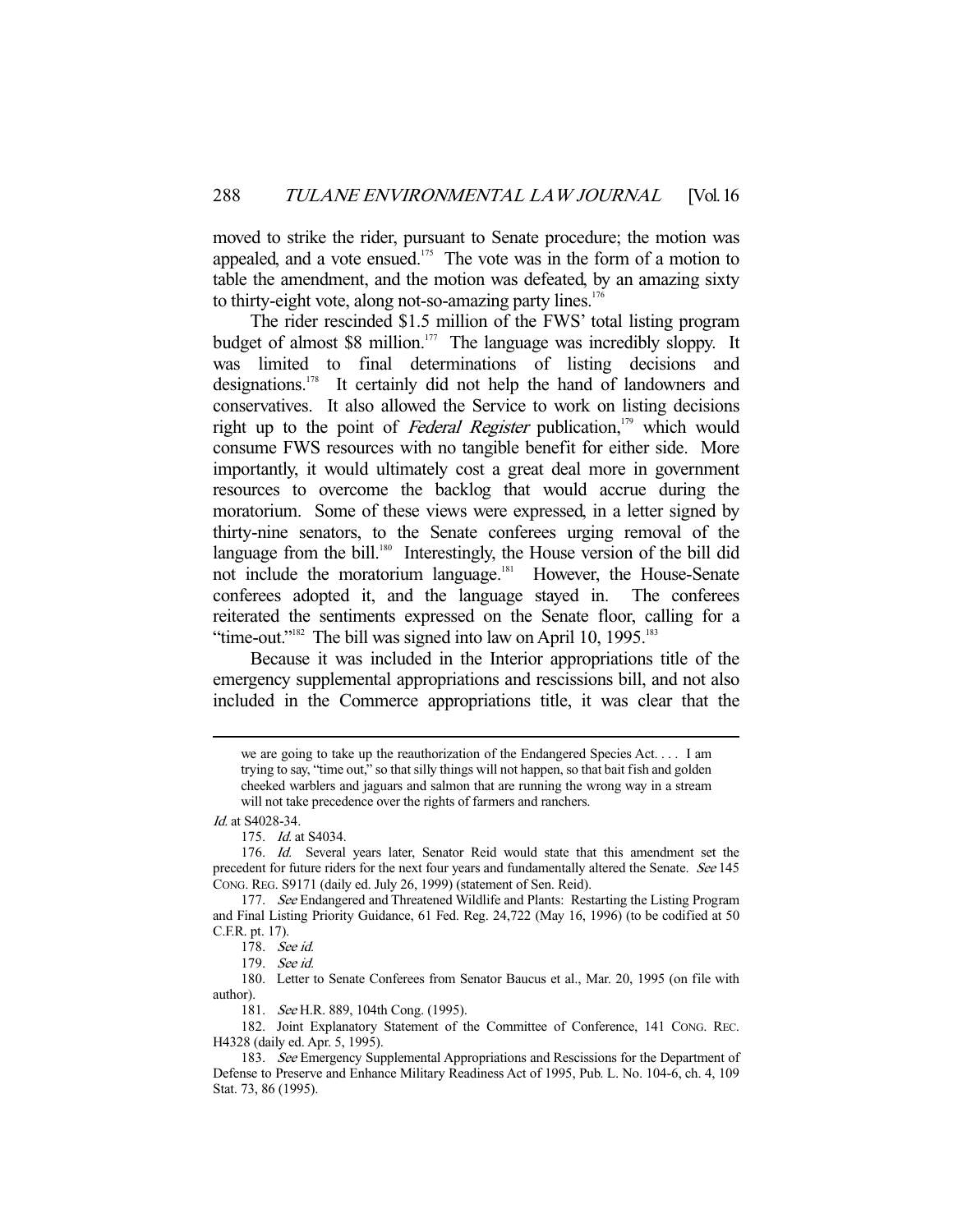moved to strike the rider, pursuant to Senate procedure; the motion was appealed, and a vote ensued.[175] The vote was in the form of a motion to table the amendment, and the motion was defeated, by an amazing sixty to thirty-eight vote, along not-so-amazing party lines.[176]

The rider rescinded $1.5 million of the FWS' total listing program budget of almost $8 million.[177] The language was incredibly sloppy. It was limited to final determinations of listing decisions and designations.[178] It certainly did not help the hand of landowners and conservatives. It also allowed the Service to work on listing decisions right up to the point of *Federal Register* publication,[179] which would consume FWS resources with no tangible benefit for either side. More importantly, it would ultimately cost a great deal more in government resources to overcome the backlog that would accrue during the moratorium. Some of these views were expressed, in a letter signed by thirty-nine senators, to the Senate conferees urging removal of the language from the bill.[180] Interestingly, the House version of the bill did not include the moratorium language.[181] However, the House-Senate conferees adopted it, and the language stayed in. The conferees reiterated the sentiments expressed on the Senate floor, calling for a "time-out."[182] The bill was signed into law on April 10, 1995.[183]

Because it was included in the Interior appropriations title of the emergency supplemental appropriations and rescissions bill, and not also included in the Commerce appropriations title, it was clear that the

---

> we are going to take up the reauthorization of the Endangered Species Act. . . . I am trying to say, "time out," so that silly things will not happen, so that bait fish and golden cheeked warblers and jaguars and salmon that are running the wrong way in a stream will not take precedence over the rights of farmers and ranchers.

*Id.* at S4028-34.

175. *Id.* at S4034.

176. *Id.* Several years later, Senator Reid would state that this amendment set the precedent for future riders for the next four years and fundamentally altered the Senate. *See* 145 CONG. REG. S9171 (daily ed. July 26, 1999) (statement of Sen. Reid).

177. *See* Endangered and Threatened Wildlife and Plants: Restarting the Listing Program and Final Listing Priority Guidance, 61 Fed. Reg. 24,722 (May 16, 1996) (to be codified at 50 C.F.R. pt. 17).

178. *See id.*

179. *See id.*

180. Letter to Senate Conferees from Senator Baucus et al., Mar. 20, 1995 (on file with author).

181. *See* H.R. 889, 104th Cong. (1995).

182. Joint Explanatory Statement of the Committee of Conference, 141 CONG. REC. H4328 (daily ed. Apr. 5, 1995).

183. *See* Emergency Supplemental Appropriations and Rescissions for the Department of Defense to Preserve and Enhance Military Readiness Act of 1995, Pub. L. No. 104-6, ch. 4, 109 Stat. 73, 86 (1995).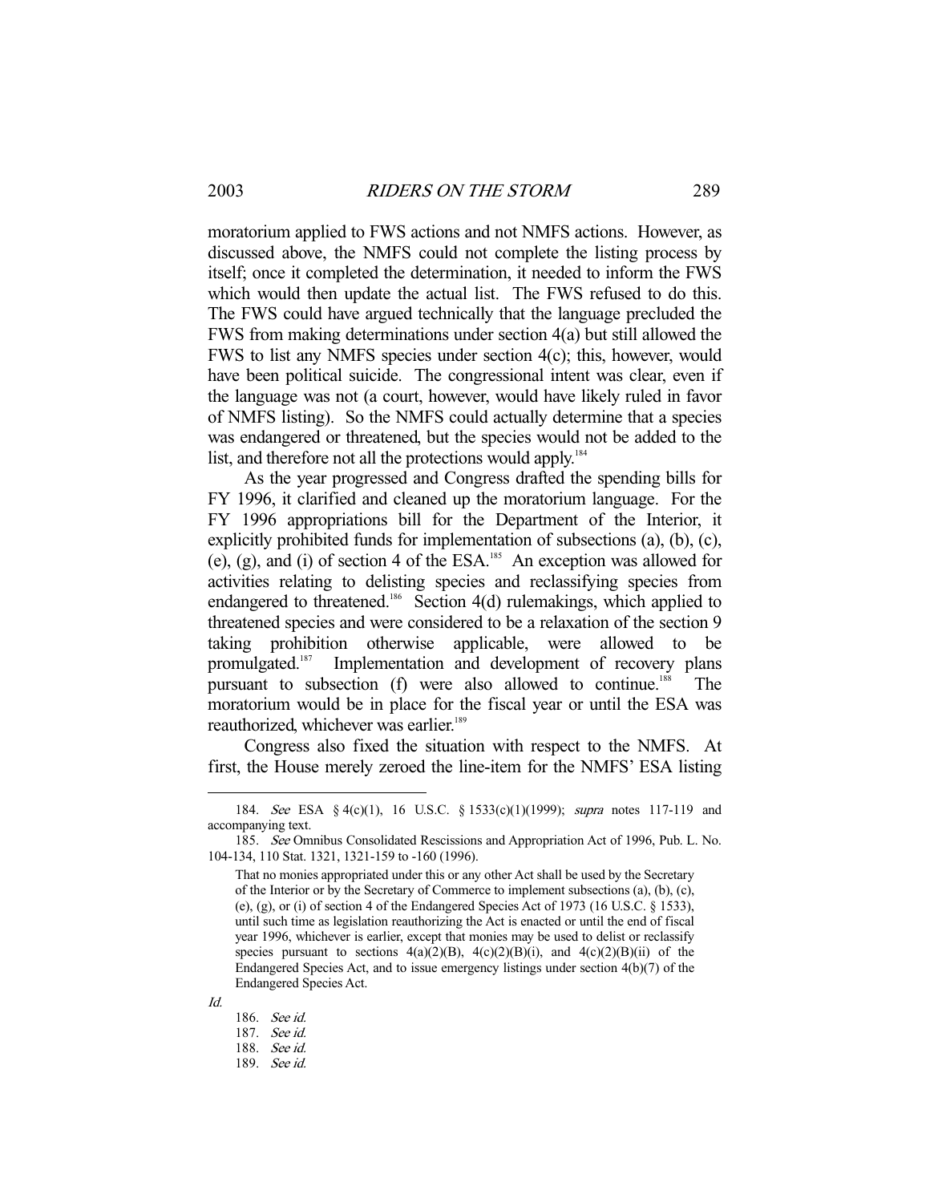moratorium applied to FWS actions and not NMFS actions. However, as discussed above, the NMFS could not complete the listing process by itself; once it completed the determination, it needed to inform the FWS which would then update the actual list. The FWS refused to do this. The FWS could have argued technically that the language precluded the FWS from making determinations under section 4(a) but still allowed the FWS to list any NMFS species under section 4(c); this, however, would have been political suicide. The congressional intent was clear, even if the language was not (a court, however, would have likely ruled in favor of NMFS listing). So the NMFS could actually determine that a species was endangered or threatened, but the species would not be added to the list, and therefore not all the protections would apply.[184]

As the year progressed and Congress drafted the spending bills for FY 1996, it clarified and cleaned up the moratorium language. For the FY 1996 appropriations bill for the Department of the Interior, it explicitly prohibited funds for implementation of subsections (a), (b), (c), (e), (g), and (i) of section 4 of the ESA.[185] An exception was allowed for activities relating to delisting species and reclassifying species from endangered to threatened.[186] Section 4(d) rulemakings, which applied to threatened species and were considered to be a relaxation of the section 9 taking prohibition otherwise applicable, were allowed to be promulgated.[187] Implementation and development of recovery plans pursuant to subsection (f) were also allowed to continue.[188] The moratorium would be in place for the fiscal year or until the ESA was reauthorized, whichever was earlier.[189]

Congress also fixed the situation with respect to the NMFS. At first, the House merely zeroed the line-item for the NMFS' ESA listing

---

184. *See* ESA § 4(c)(1), 16 U.S.C. § 1533(c)(1)(1999); *supra* notes 117-119 and accompanying text.

185. *See* Omnibus Consolidated Rescissions and Appropriation Act of 1996, Pub. L. No. 104-134, 110 Stat. 1321, 1321-159 to -160 (1996).

> That no monies appropriated under this or any other Act shall be used by the Secretary of the Interior or by the Secretary of Commerce to implement subsections (a), (b), (c), (e), (g), or (i) of section 4 of the Endangered Species Act of 1973 (16 U.S.C. § 1533), until such time as legislation reauthorizing the Act is enacted or until the end of fiscal year 1996, whichever is earlier, except that monies may be used to delist or reclassify species pursuant to sections 4(a)(2)(B), 4(c)(2)(B)(i), and 4(c)(2)(B)(ii) of the Endangered Species Act, and to issue emergency listings under section 4(b)(7) of the Endangered Species Act.

*Id.*

186. *See id.*

187. *See id.*

188. *See id.*

189. *See id.*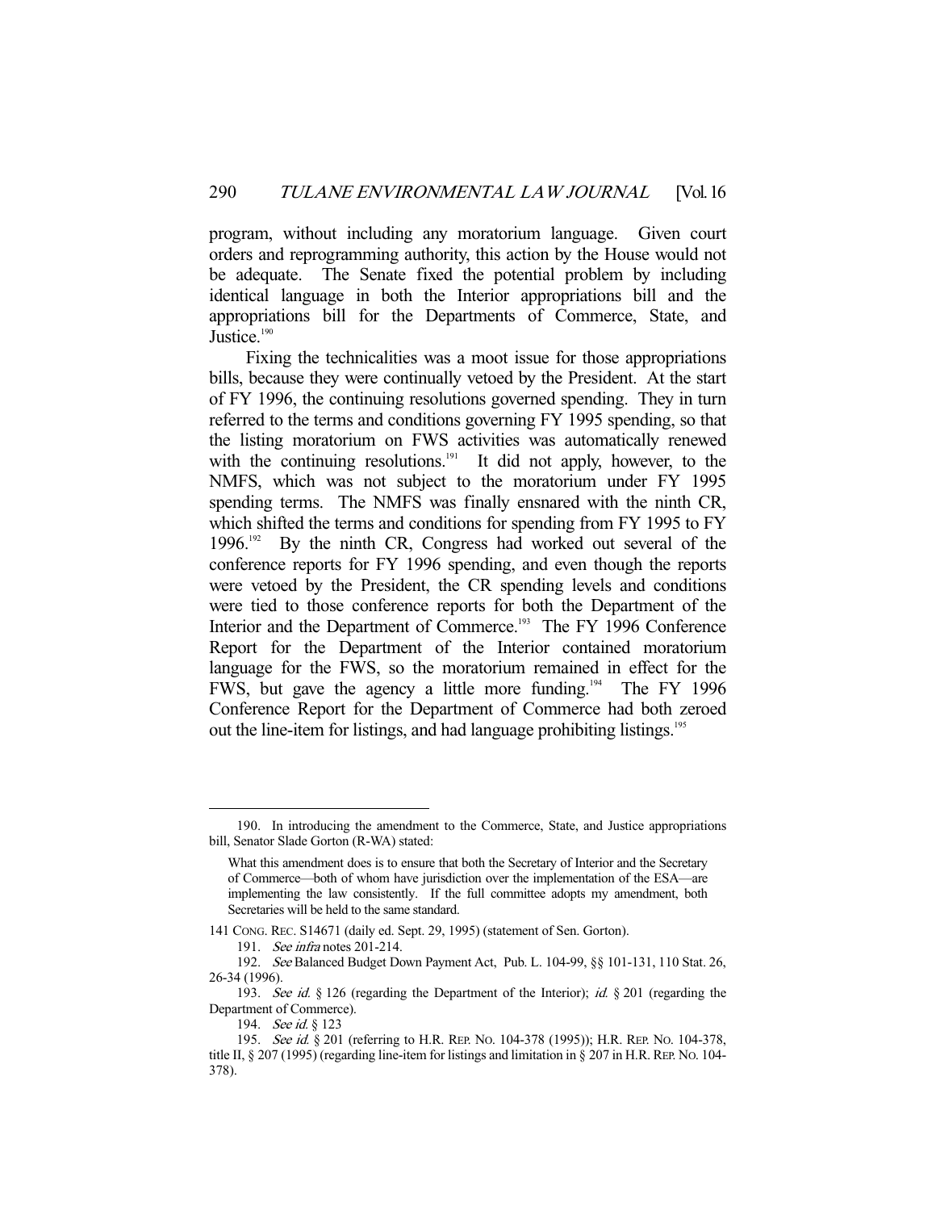program, without including any moratorium language. Given court orders and reprogramming authority, this action by the House would not be adequate. The Senate fixed the potential problem by including identical language in both the Interior appropriations bill and the appropriations bill for the Departments of Commerce, State, and Justice.[190]

Fixing the technicalities was a moot issue for those appropriations bills, because they were continually vetoed by the President. At the start of FY 1996, the continuing resolutions governed spending. They in turn referred to the terms and conditions governing FY 1995 spending, so that the listing moratorium on FWS activities was automatically renewed with the continuing resolutions.[191] It did not apply, however, to the NMFS, which was not subject to the moratorium under FY 1995 spending terms. The NMFS was finally ensnared with the ninth CR, which shifted the terms and conditions for spending from FY 1995 to FY 1996.[192] By the ninth CR, Congress had worked out several of the conference reports for FY 1996 spending, and even though the reports were vetoed by the President, the CR spending levels and conditions were tied to those conference reports for both the Department of the Interior and the Department of Commerce.[193] The FY 1996 Conference Report for the Department of the Interior contained moratorium language for the FWS, so the moratorium remained in effect for the FWS, but gave the agency a little more funding.[194] The FY 1996 Conference Report for the Department of Commerce had both zeroed out the line-item for listings, and had language prohibiting listings.[195]

---

190. In introducing the amendment to the Commerce, State, and Justice appropriations bill, Senator Slade Gorton (R-WA) stated:

> What this amendment does is to ensure that both the Secretary of Interior and the Secretary of Commerce—both of whom have jurisdiction over the implementation of the ESA—are implementing the law consistently. If the full committee adopts my amendment, both Secretaries will be held to the same standard.

141 CONG. REC. S14671 (daily ed. Sept. 29, 1995) (statement of Sen. Gorton).

191. *See infra* notes 201-214.

192. *See* Balanced Budget Down Payment Act, Pub. L. 104-99, §§ 101-131, 110 Stat. 26, 26-34 (1996).

193. *See id.* § 126 (regarding the Department of the Interior); *id.* § 201 (regarding the Department of Commerce).

194. *See id.* § 123

195. *See id.* § 201 (referring to H.R. REP. NO. 104-378 (1995)); H.R. REP. NO. 104-378, title II, § 207 (1995) (regarding line-item for listings and limitation in § 207 in H.R. REP. NO. 104-378).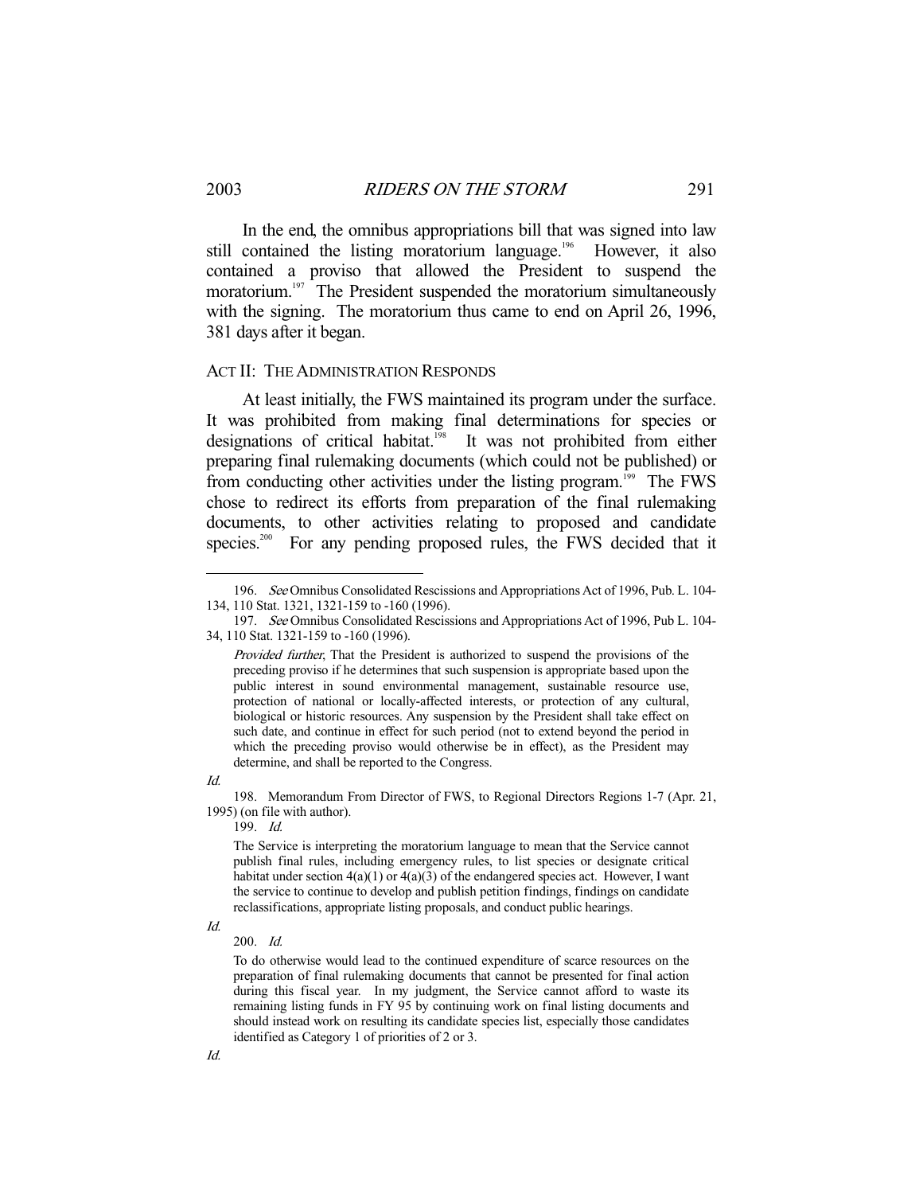In the end, the omnibus appropriations bill that was signed into law still contained the listing moratorium language.[196] However, it also contained a proviso that allowed the President to suspend the moratorium.[197] The President suspended the moratorium simultaneously with the signing. The moratorium thus came to end on April 26, 1996, 381 days after it began.

## ACT II: THE ADMINISTRATION RESPONDS

At least initially, the FWS maintained its program under the surface. It was prohibited from making final determinations for species or designations of critical habitat.[198] It was not prohibited from either preparing final rulemaking documents (which could not be published) or from conducting other activities under the listing program.[199] The FWS chose to redirect its efforts from preparation of the final rulemaking documents, to other activities relating to proposed and candidate species.[200] For any pending proposed rules, the FWS decided that it

---

196. *See* Omnibus Consolidated Rescissions and Appropriations Act of 1996, Pub. L. 104-134, 110 Stat. 1321, 1321-159 to -160 (1996).

197. *See* Omnibus Consolidated Rescissions and Appropriations Act of 1996, Pub L. 104-34, 110 Stat. 1321-159 to -160 (1996).

> *Provided further*, That the President is authorized to suspend the provisions of the preceding proviso if he determines that such suspension is appropriate based upon the public interest in sound environmental management, sustainable resource use, protection of national or locally-affected interests, or protection of any cultural, biological or historic resources. Any suspension by the President shall take effect on such date, and continue in effect for such period (not to extend beyond the period in which the preceding proviso would otherwise be in effect), as the President may determine, and shall be reported to the Congress.

*Id.*

198. Memorandum From Director of FWS, to Regional Directors Regions 1-7 (Apr. 21, 1995) (on file with author).

199. *Id.*

> The Service is interpreting the moratorium language to mean that the Service cannot publish final rules, including emergency rules, to list species or designate critical habitat under section 4(a)(1) or 4(a)(3) of the endangered species act. However, I want the service to continue to develop and publish petition findings, findings on candidate reclassifications, appropriate listing proposals, and conduct public hearings.

*Id.*

200. *Id.*

> To do otherwise would lead to the continued expenditure of scarce resources on the preparation of final rulemaking documents that cannot be presented for final action during this fiscal year. In my judgment, the Service cannot afford to waste its remaining listing funds in FY 95 by continuing work on final listing documents and should instead work on resulting its candidate species list, especially those candidates identified as Category 1 of priorities of 2 or 3.

*Id.*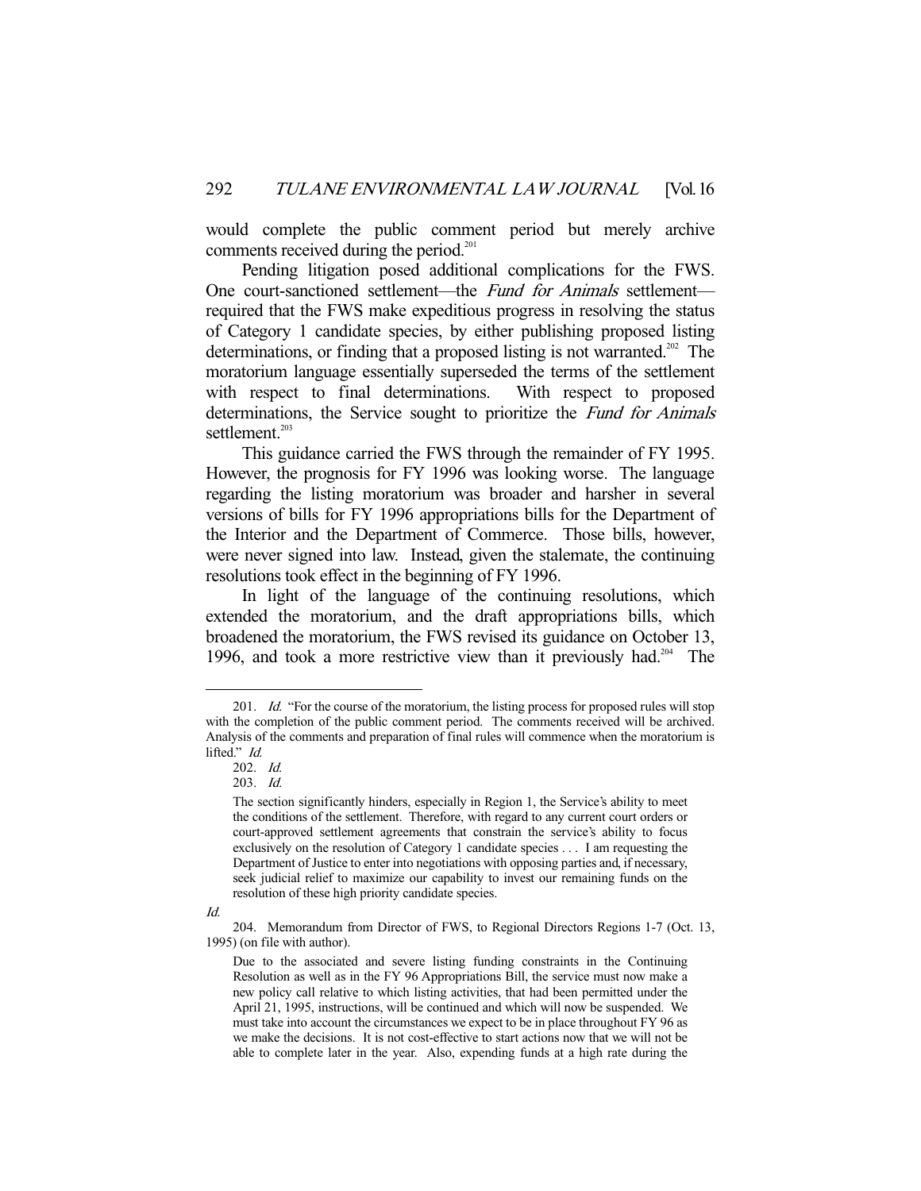would complete the public comment period but merely archive comments received during the period.[201]

Pending litigation posed additional complications for the FWS. One court-sanctioned settlement—the *Fund for Animals* settlement—required that the FWS make expeditious progress in resolving the status of Category 1 candidate species, by either publishing proposed listing determinations, or finding that a proposed listing is not warranted.[202] The moratorium language essentially superseded the terms of the settlement with respect to final determinations. With respect to proposed determinations, the Service sought to prioritize the *Fund for Animals* settlement.[203]

This guidance carried the FWS through the remainder of FY 1995. However, the prognosis for FY 1996 was looking worse. The language regarding the listing moratorium was broader and harsher in several versions of bills for FY 1996 appropriations bills for the Department of the Interior and the Department of Commerce. Those bills, however, were never signed into law. Instead, given the stalemate, the continuing resolutions took effect in the beginning of FY 1996.

In light of the language of the continuing resolutions, which extended the moratorium, and the draft appropriations bills, which broadened the moratorium, the FWS revised its guidance on October 13, 1996, and took a more restrictive view than it previously had.[204] The

---

201. *Id.* "For the course of the moratorium, the listing process for proposed rules will stop with the completion of the public comment period. The comments received will be archived. Analysis of the comments and preparation of final rules will commence when the moratorium is lifted." *Id.*

202. *Id.*

203. *Id.*

> The section significantly hinders, especially in Region 1, the Service's ability to meet the conditions of the settlement. Therefore, with regard to any current court orders or court-approved settlement agreements that constrain the service's ability to focus exclusively on the resolution of Category 1 candidate species . . . I am requesting the Department of Justice to enter into negotiations with opposing parties and, if necessary, seek judicial relief to maximize our capability to invest our remaining funds on the resolution of these high priority candidate species.

*Id.*

204. Memorandum from Director of FWS, to Regional Directors Regions 1-7 (Oct. 13, 1995) (on file with author).

> Due to the associated and severe listing funding constraints in the Continuing Resolution as well as in the FY 96 Appropriations Bill, the service must now make a new policy call relative to which listing activities, that had been permitted under the April 21, 1995, instructions, will be continued and which will now be suspended. We must take into account the circumstances we expect to be in place throughout FY 96 as we make the decisions. It is not cost-effective to start actions now that we will not be able to complete later in the year. Also, expending funds at a high rate during the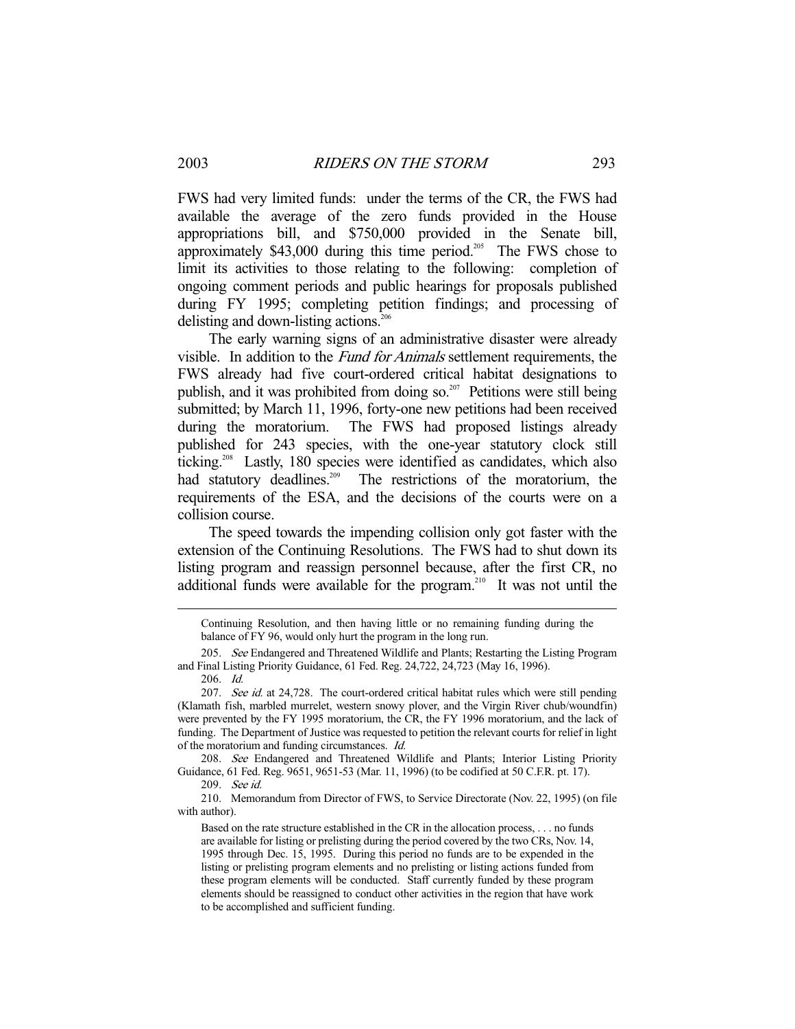FWS had very limited funds: under the terms of the CR, the FWS had available the average of the zero funds provided in the House appropriations bill, and $750,000 provided in the Senate bill, approximately $43,000 during this time period.[205] The FWS chose to limit its activities to those relating to the following: completion of ongoing comment periods and public hearings for proposals published during FY 1995; completing petition findings; and processing of delisting and down-listing actions.[206]

The early warning signs of an administrative disaster were already visible. In addition to the *Fund for Animals* settlement requirements, the FWS already had five court-ordered critical habitat designations to publish, and it was prohibited from doing so.[207] Petitions were still being submitted; by March 11, 1996, forty-one new petitions had been received during the moratorium. The FWS had proposed listings already published for 243 species, with the one-year statutory clock still ticking.[208] Lastly, 180 species were identified as candidates, which also had statutory deadlines.[209] The restrictions of the moratorium, the requirements of the ESA, and the decisions of the courts were on a collision course.

The speed towards the impending collision only got faster with the extension of the Continuing Resolutions. The FWS had to shut down its listing program and reassign personnel because, after the first CR, no additional funds were available for the program.[210] It was not until the

---

Continuing Resolution, and then having little or no remaining funding during the balance of FY 96, would only hurt the program in the long run.

205. *See* Endangered and Threatened Wildlife and Plants; Restarting the Listing Program and Final Listing Priority Guidance, 61 Fed. Reg. 24,722, 24,723 (May 16, 1996).

206. *Id.*

207. *See id.* at 24,728. The court-ordered critical habitat rules which were still pending (Klamath fish, marbled murrelet, western snowy plover, and the Virgin River chub/woundfin) were prevented by the FY 1995 moratorium, the CR, the FY 1996 moratorium, and the lack of funding. The Department of Justice was requested to petition the relevant courts for relief in light of the moratorium and funding circumstances. *Id.*

208. *See* Endangered and Threatened Wildlife and Plants; Interior Listing Priority Guidance, 61 Fed. Reg. 9651, 9651-53 (Mar. 11, 1996) (to be codified at 50 C.F.R. pt. 17).

209. *See id.*

210. Memorandum from Director of FWS, to Service Directorate (Nov. 22, 1995) (on file with author).

> Based on the rate structure established in the CR in the allocation process, . . . no funds are available for listing or prelisting during the period covered by the two CRs, Nov. 14, 1995 through Dec. 15, 1995. During this period no funds are to be expended in the listing or prelisting program elements and no prelisting or listing actions funded from these program elements will be conducted. Staff currently funded by these program elements should be reassigned to conduct other activities in the region that have work to be accomplished and sufficient funding.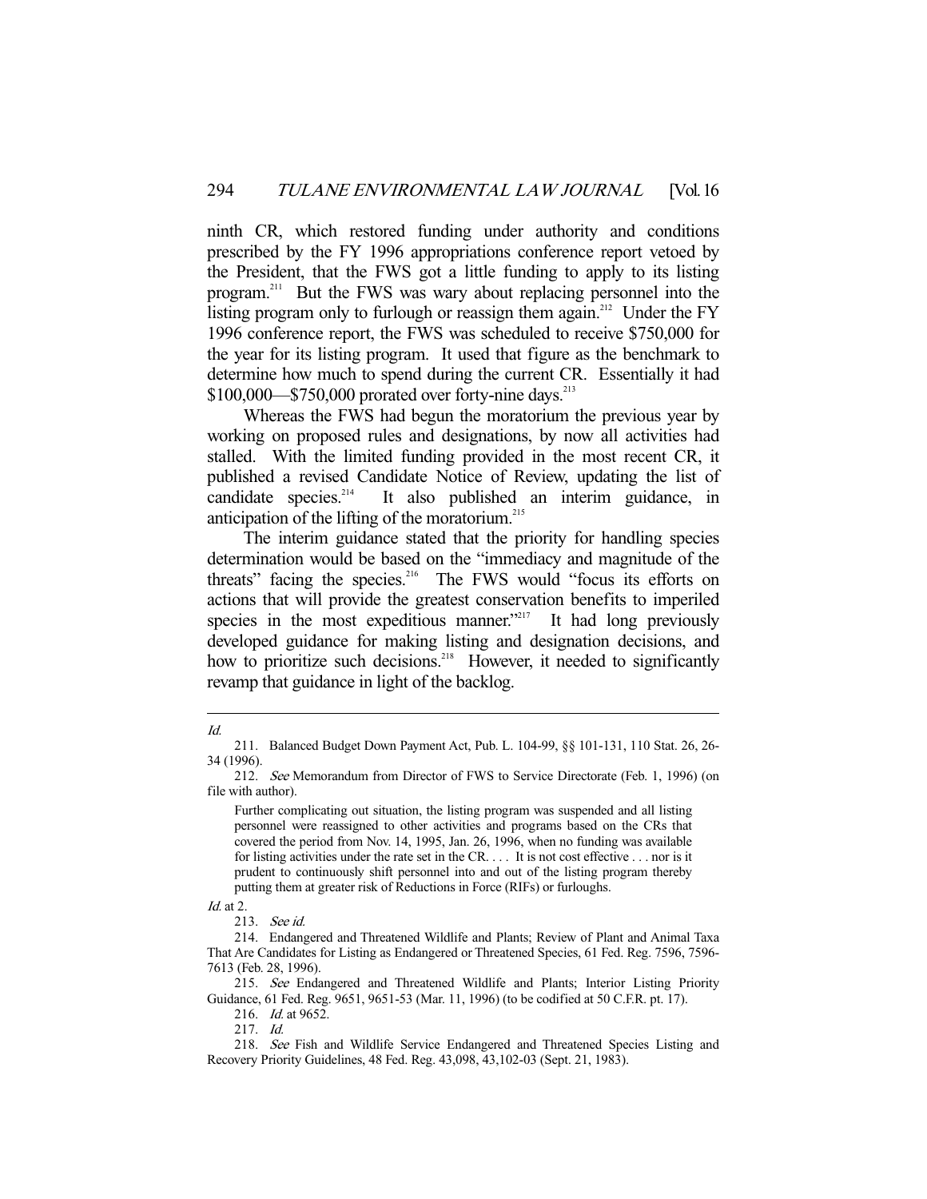ninth CR, which restored funding under authority and conditions prescribed by the FY 1996 appropriations conference report vetoed by the President, that the FWS got a little funding to apply to its listing program.[211] But the FWS was wary about replacing personnel into the listing program only to furlough or reassign them again.[212] Under the FY 1996 conference report, the FWS was scheduled to receive $750,000 for the year for its listing program. It used that figure as the benchmark to determine how much to spend during the current CR. Essentially it had $100,000—$750,000 prorated over forty-nine days.[213]

Whereas the FWS had begun the moratorium the previous year by working on proposed rules and designations, by now all activities had stalled. With the limited funding provided in the most recent CR, it published a revised Candidate Notice of Review, updating the list of candidate species.[214] It also published an interim guidance, in anticipation of the lifting of the moratorium.[215]

The interim guidance stated that the priority for handling species determination would be based on the "immediacy and magnitude of the threats" facing the species.[216] The FWS would "focus its efforts on actions that will provide the greatest conservation benefits to imperiled species in the most expeditious manner."[217] It had long previously developed guidance for making listing and designation decisions, and how to prioritize such decisions.[218] However, it needed to significantly revamp that guidance in light of the backlog.

---

*Id.*

211. Balanced Budget Down Payment Act, Pub. L. 104-99, §§ 101-131, 110 Stat. 26, 26-34 (1996).

212. *See* Memorandum from Director of FWS to Service Directorate (Feb. 1, 1996) (on file with author).

> Further complicating out situation, the listing program was suspended and all listing personnel were reassigned to other activities and programs based on the CRs that covered the period from Nov. 14, 1995, Jan. 26, 1996, when no funding was available for listing activities under the rate set in the CR. . . . It is not cost effective . . . nor is it prudent to continuously shift personnel into and out of the listing program thereby putting them at greater risk of Reductions in Force (RIFs) or furloughs.

*Id.* at 2.

213. *See id.*

214. Endangered and Threatened Wildlife and Plants; Review of Plant and Animal Taxa That Are Candidates for Listing as Endangered or Threatened Species, 61 Fed. Reg. 7596, 7596-7613 (Feb. 28, 1996).

215. *See* Endangered and Threatened Wildlife and Plants; Interior Listing Priority Guidance, 61 Fed. Reg. 9651, 9651-53 (Mar. 11, 1996) (to be codified at 50 C.F.R. pt. 17).

216. *Id.* at 9652.

217. *Id.*

218. *See* Fish and Wildlife Service Endangered and Threatened Species Listing and Recovery Priority Guidelines, 48 Fed. Reg. 43,098, 43,102-03 (Sept. 21, 1983).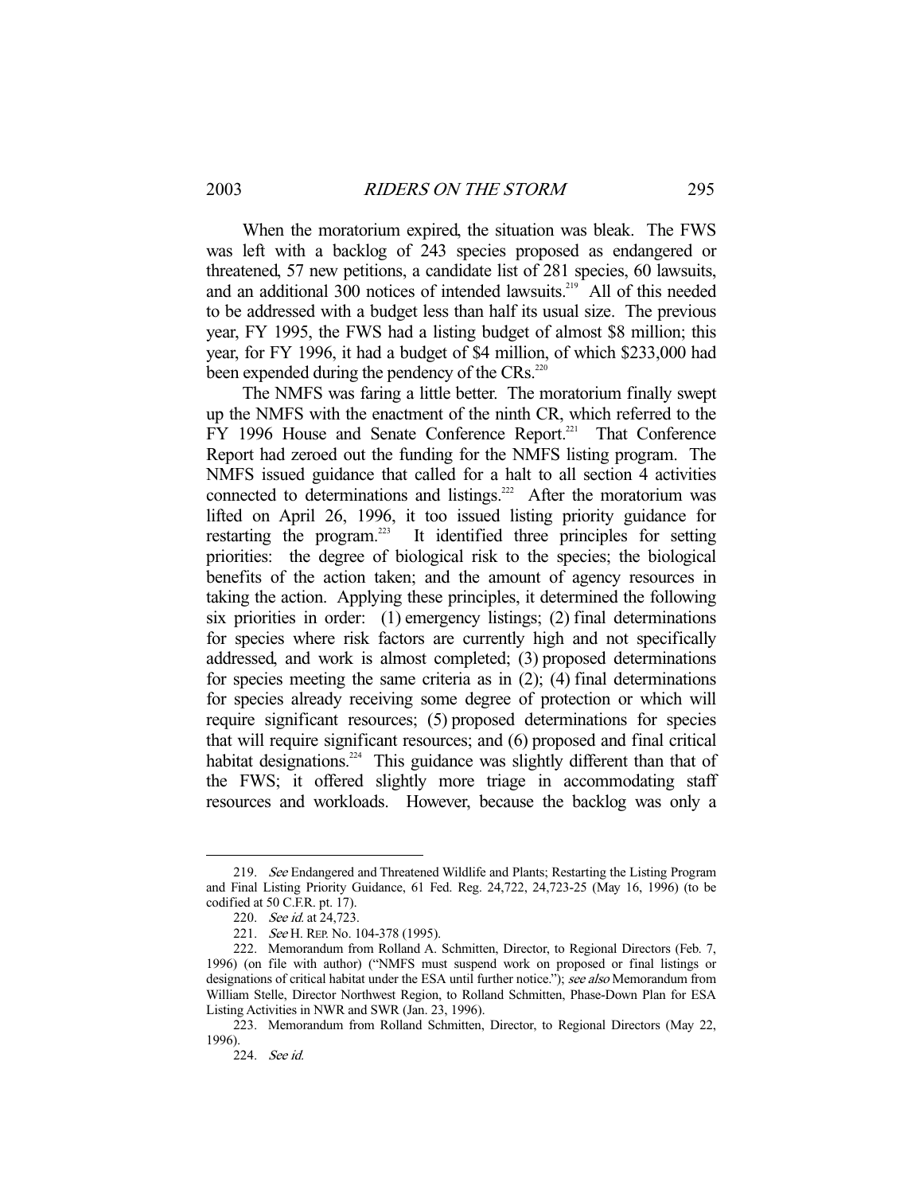When the moratorium expired, the situation was bleak. The FWS was left with a backlog of 243 species proposed as endangered or threatened, 57 new petitions, a candidate list of 281 species, 60 lawsuits, and an additional 300 notices of intended lawsuits.[219] All of this needed to be addressed with a budget less than half its usual size. The previous year, FY 1995, the FWS had a listing budget of almost \$8 million; this year, for FY 1996, it had a budget of \$4 million, of which \$233,000 had been expended during the pendency of the CRs.[220]

The NMFS was faring a little better. The moratorium finally swept up the NMFS with the enactment of the ninth CR, which referred to the FY 1996 House and Senate Conference Report.[221] That Conference Report had zeroed out the funding for the NMFS listing program. The NMFS issued guidance that called for a halt to all section 4 activities connected to determinations and listings.[222] After the moratorium was lifted on April 26, 1996, it too issued listing priority guidance for restarting the program.[223] It identified three principles for setting priorities: the degree of biological risk to the species; the biological benefits of the action taken; and the amount of agency resources in taking the action. Applying these principles, it determined the following six priorities in order: (1) emergency listings; (2) final determinations for species where risk factors are currently high and not specifically addressed, and work is almost completed; (3) proposed determinations for species meeting the same criteria as in (2); (4) final determinations for species already receiving some degree of protection or which will require significant resources; (5) proposed determinations for species that will require significant resources; and (6) proposed and final critical habitat designations.[224] This guidance was slightly different than that of the FWS; it offered slightly more triage in accommodating staff resources and workloads. However, because the backlog was only a

---

219. *See* Endangered and Threatened Wildlife and Plants; Restarting the Listing Program and Final Listing Priority Guidance, 61 Fed. Reg. 24,722, 24,723-25 (May 16, 1996) (to be codified at 50 C.F.R. pt. 17).

220. *See id.* at 24,723.

221. *See* H. REP. No. 104-378 (1995).

222. Memorandum from Rolland A. Schmitten, Director, to Regional Directors (Feb. 7, 1996) (on file with author) ("NMFS must suspend work on proposed or final listings or designations of critical habitat under the ESA until further notice."); *see also* Memorandum from William Stelle, Director Northwest Region, to Rolland Schmitten, Phase-Down Plan for ESA Listing Activities in NWR and SWR (Jan. 23, 1996).

223. Memorandum from Rolland Schmitten, Director, to Regional Directors (May 22, 1996).

224. *See id.*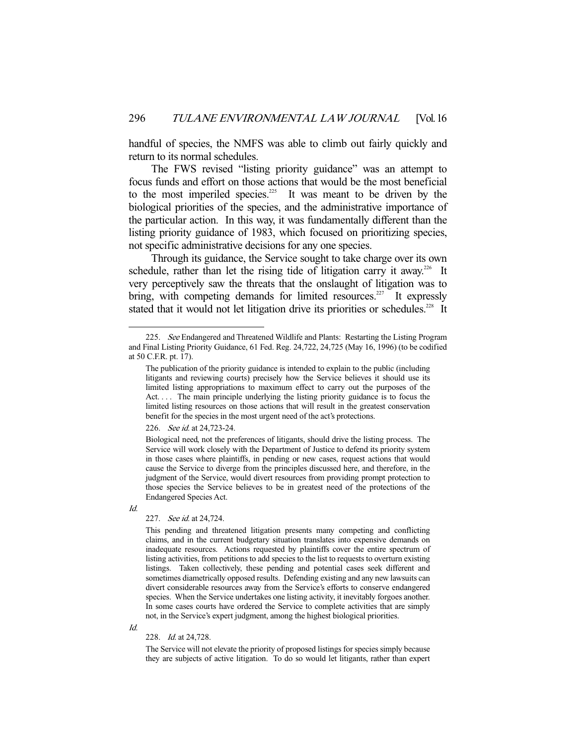handful of species, the NMFS was able to climb out fairly quickly and return to its normal schedules.

The FWS revised "listing priority guidance" was an attempt to focus funds and effort on those actions that would be the most beneficial to the most imperiled species.[225] It was meant to be driven by the biological priorities of the species, and the administrative importance of the particular action. In this way, it was fundamentally different than the listing priority guidance of 1983, which focused on prioritizing species, not specific administrative decisions for any one species.

Through its guidance, the Service sought to take charge over its own schedule, rather than let the rising tide of litigation carry it away.[226] It very perceptively saw the threats that the onslaught of litigation was to bring, with competing demands for limited resources.[227] It expressly stated that it would not let litigation drive its priorities or schedules.[228] It

---

225. *See* Endangered and Threatened Wildlife and Plants: Restarting the Listing Program and Final Listing Priority Guidance, 61 Fed. Reg. 24,722, 24,725 (May 16, 1996) (to be codified at 50 C.F.R. pt. 17).

> The publication of the priority guidance is intended to explain to the public (including litigants and reviewing courts) precisely how the Service believes it should use its limited listing appropriations to maximum effect to carry out the purposes of the Act. . . . The main principle underlying the listing priority guidance is to focus the limited listing resources on those actions that will result in the greatest conservation benefit for the species in the most urgent need of the act's protections.

226. *See id.* at 24,723-24.

> Biological need, not the preferences of litigants, should drive the listing process. The Service will work closely with the Department of Justice to defend its priority system in those cases where plaintiffs, in pending or new cases, request actions that would cause the Service to diverge from the principles discussed here, and therefore, in the judgment of the Service, would divert resources from providing prompt protection to those species the Service believes to be in greatest need of the protections of the Endangered Species Act.

*Id.*

227. *See id.* at 24,724.

> This pending and threatened litigation presents many competing and conflicting claims, and in the current budgetary situation translates into expensive demands on inadequate resources. Actions requested by plaintiffs cover the entire spectrum of listing activities, from petitions to add species to the list to requests to overturn existing listings. Taken collectively, these pending and potential cases seek different and sometimes diametrically opposed results. Defending existing and any new lawsuits can divert considerable resources away from the Service's efforts to conserve endangered species. When the Service undertakes one listing activity, it inevitably forgoes another. In some cases courts have ordered the Service to complete activities that are simply not, in the Service's expert judgment, among the highest biological priorities.

*Id.*

228. *Id.* at 24,728.

> The Service will not elevate the priority of proposed listings for species simply because they are subjects of active litigation. To do so would let litigants, rather than expert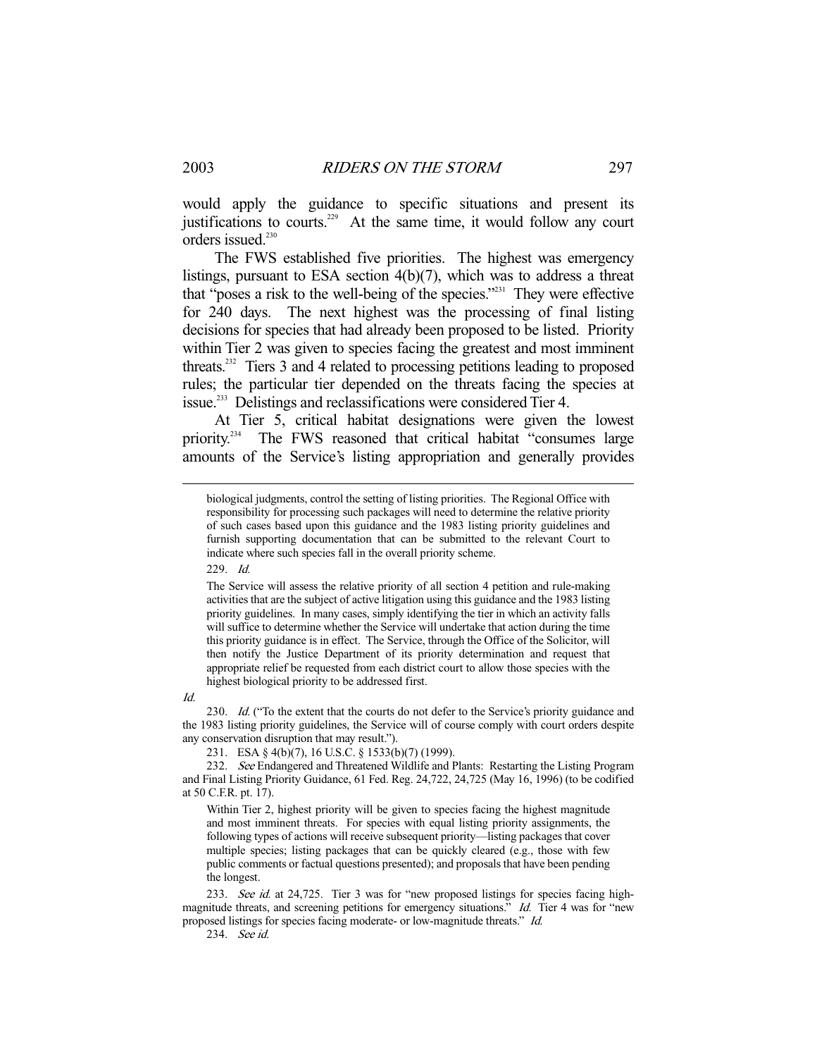would apply the guidance to specific situations and present its justifications to courts.[229] At the same time, it would follow any court orders issued.[230]

The FWS established five priorities. The highest was emergency listings, pursuant to ESA section 4(b)(7), which was to address a threat that "poses a risk to the well-being of the species."[231] They were effective for 240 days. The next highest was the processing of final listing decisions for species that had already been proposed to be listed. Priority within Tier 2 was given to species facing the greatest and most imminent threats.[232] Tiers 3 and 4 related to processing petitions leading to proposed rules; the particular tier depended on the threats facing the species at issue.[233] Delistings and reclassifications were considered Tier 4.

At Tier 5, critical habitat designations were given the lowest priority.[234] The FWS reasoned that critical habitat "consumes large amounts of the Service's listing appropriation and generally provides

---

> biological judgments, control the setting of listing priorities. The Regional Office with responsibility for processing such packages will need to determine the relative priority of such cases based upon this guidance and the 1983 listing priority guidelines and furnish supporting documentation that can be submitted to the relevant Court to indicate where such species fall in the overall priority scheme.

229. *Id.*

> The Service will assess the relative priority of all section 4 petition and rule-making activities that are the subject of active litigation using this guidance and the 1983 listing priority guidelines. In many cases, simply identifying the tier in which an activity falls will suffice to determine whether the Service will undertake that action during the time this priority guidance is in effect. The Service, through the Office of the Solicitor, will then notify the Justice Department of its priority determination and request that appropriate relief be requested from each district court to allow those species with the highest biological priority to be addressed first.

*Id.*

230. *Id.* ("To the extent that the courts do not defer to the Service's priority guidance and the 1983 listing priority guidelines, the Service will of course comply with court orders despite any conservation disruption that may result.").

231. ESA § 4(b)(7), 16 U.S.C. § 1533(b)(7) (1999).

232. *See* Endangered and Threatened Wildlife and Plants: Restarting the Listing Program and Final Listing Priority Guidance, 61 Fed. Reg. 24,722, 24,725 (May 16, 1996) (to be codified at 50 C.F.R. pt. 17).

> Within Tier 2, highest priority will be given to species facing the highest magnitude and most imminent threats. For species with equal listing priority assignments, the following types of actions will receive subsequent priority—listing packages that cover multiple species; listing packages that can be quickly cleared (e.g., those with few public comments or factual questions presented); and proposals that have been pending the longest.

233. *See id.* at 24,725. Tier 3 was for "new proposed listings for species facing high-magnitude threats, and screening petitions for emergency situations." *Id.* Tier 4 was for "new proposed listings for species facing moderate- or low-magnitude threats." *Id.*

234. *See id.*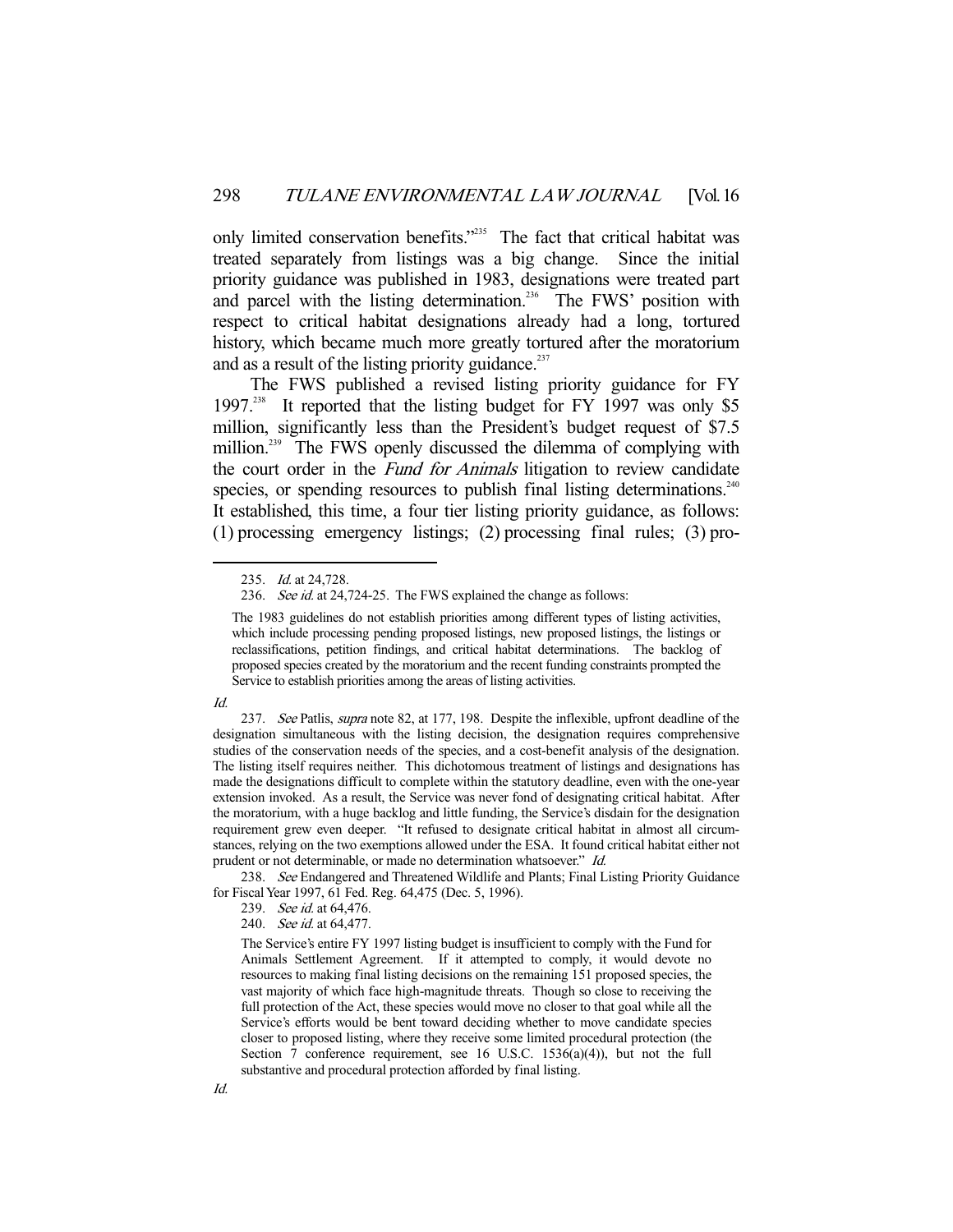only limited conservation benefits."[235] The fact that critical habitat was treated separately from listings was a big change. Since the initial priority guidance was published in 1983, designations were treated part and parcel with the listing determination.[236] The FWS' position with respect to critical habitat designations already had a long, tortured history, which became much more greatly tortured after the moratorium and as a result of the listing priority guidance.[237]

The FWS published a revised listing priority guidance for FY 1997.[238] It reported that the listing budget for FY 1997 was only $5 million, significantly less than the President's budget request of $7.5 million.[239] The FWS openly discussed the dilemma of complying with the court order in the *Fund for Animals* litigation to review candidate species, or spending resources to publish final listing determinations.[240] It established, this time, a four tier listing priority guidance, as follows: (1) processing emergency listings; (2) processing final rules; (3) pro-

---

235. *Id.* at 24,728.

236. *See id.* at 24,724-25. The FWS explained the change as follows:

> The 1983 guidelines do not establish priorities among different types of listing activities, which include processing pending proposed listings, new proposed listings, the listings or reclassifications, petition findings, and critical habitat determinations. The backlog of proposed species created by the moratorium and the recent funding constraints prompted the Service to establish priorities among the areas of listing activities.

*Id.*

237. *See* Patlis, *supra* note 82, at 177, 198. Despite the inflexible, upfront deadline of the designation simultaneous with the listing decision, the designation requires comprehensive studies of the conservation needs of the species, and a cost-benefit analysis of the designation. The listing itself requires neither. This dichotomous treatment of listings and designations has made the designations difficult to complete within the statutory deadline, even with the one-year extension invoked. As a result, the Service was never fond of designating critical habitat. After the moratorium, with a huge backlog and little funding, the Service's disdain for the designation requirement grew even deeper. "It refused to designate critical habitat in almost all circumstances, relying on the two exemptions allowed under the ESA. It found critical habitat either not prudent or not determinable, or made no determination whatsoever." *Id.*

238. *See* Endangered and Threatened Wildlife and Plants; Final Listing Priority Guidance for Fiscal Year 1997, 61 Fed. Reg. 64,475 (Dec. 5, 1996).

239. *See id.* at 64,476.

240. *See id.* at 64,477.

> The Service's entire FY 1997 listing budget is insufficient to comply with the Fund for Animals Settlement Agreement. If it attempted to comply, it would devote no resources to making final listing decisions on the remaining 151 proposed species, the vast majority of which face high-magnitude threats. Though so close to receiving the full protection of the Act, these species would move no closer to that goal while all the Service's efforts would be bent toward deciding whether to move candidate species closer to proposed listing, where they receive some limited procedural protection (the Section 7 conference requirement, see 16 U.S.C. 1536(a)(4)), but not the full substantive and procedural protection afforded by final listing.

*Id.*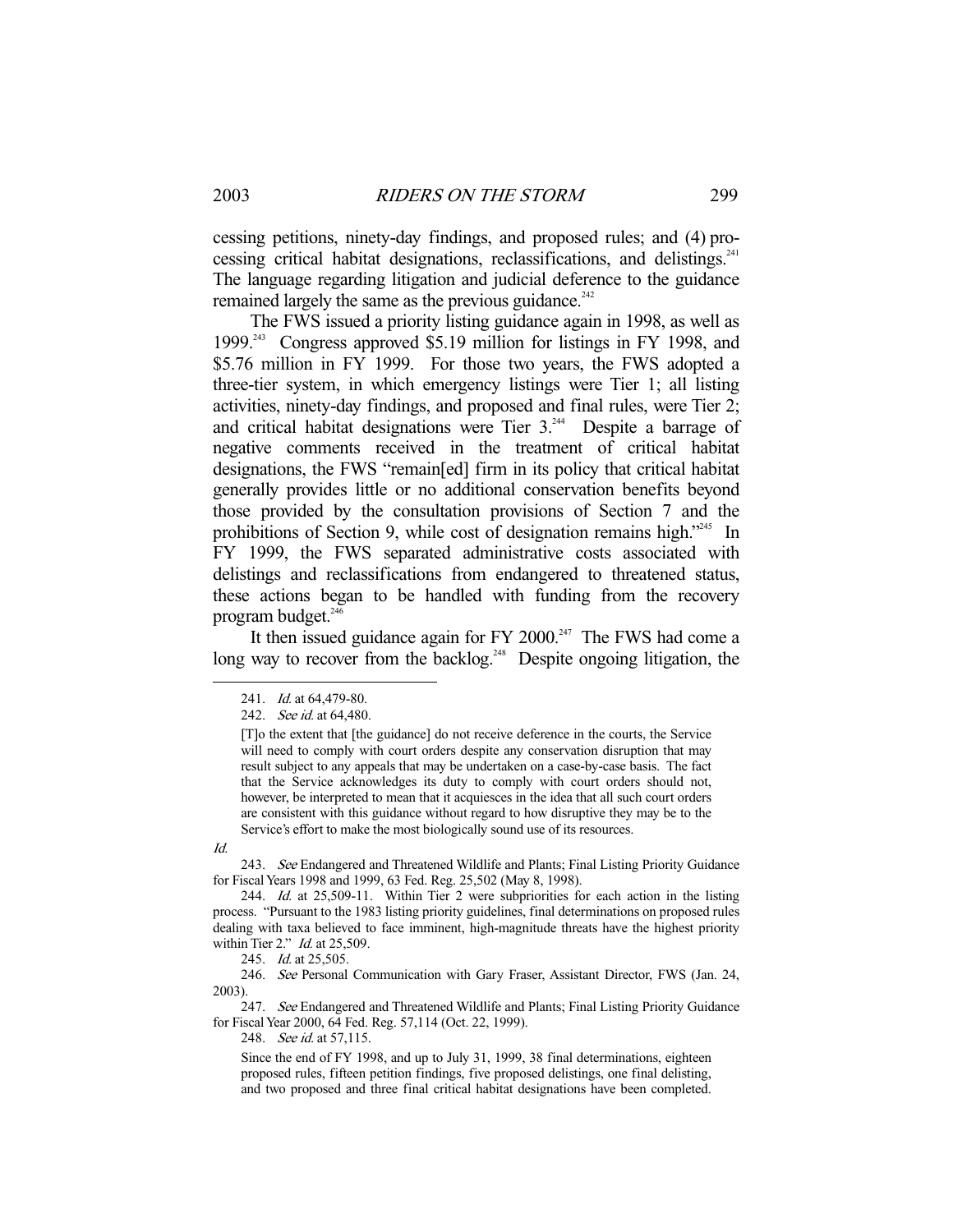cessing petitions, ninety-day findings, and proposed rules; and (4) processing critical habitat designations, reclassifications, and delistings.[241] The language regarding litigation and judicial deference to the guidance remained largely the same as the previous guidance.[242]

The FWS issued a priority listing guidance again in 1998, as well as 1999.[243] Congress approved $5.19 million for listings in FY 1998, and $5.76 million in FY 1999. For those two years, the FWS adopted a three-tier system, in which emergency listings were Tier 1; all listing activities, ninety-day findings, and proposed and final rules, were Tier 2; and critical habitat designations were Tier 3.[244] Despite a barrage of negative comments received in the treatment of critical habitat designations, the FWS "remain[ed] firm in its policy that critical habitat generally provides little or no additional conservation benefits beyond those provided by the consultation provisions of Section 7 and the prohibitions of Section 9, while cost of designation remains high."[245] In FY 1999, the FWS separated administrative costs associated with delistings and reclassifications from endangered to threatened status, these actions began to be handled with funding from the recovery program budget.[246]

It then issued guidance again for FY 2000.[247] The FWS had come a long way to recover from the backlog.[248] Despite ongoing litigation, the

---

241. *Id.* at 64,479-80.

242. *See id.* at 64,480.

> [T]o the extent that [the guidance] do not receive deference in the courts, the Service will need to comply with court orders despite any conservation disruption that may result subject to any appeals that may be undertaken on a case-by-case basis. The fact that the Service acknowledges its duty to comply with court orders should not, however, be interpreted to mean that it acquiesces in the idea that all such court orders are consistent with this guidance without regard to how disruptive they may be to the Service's effort to make the most biologically sound use of its resources.

*Id.*

243. *See* Endangered and Threatened Wildlife and Plants; Final Listing Priority Guidance for Fiscal Years 1998 and 1999, 63 Fed. Reg. 25,502 (May 8, 1998).

244. *Id.* at 25,509-11. Within Tier 2 were subpriorities for each action in the listing process. "Pursuant to the 1983 listing priority guidelines, final determinations on proposed rules dealing with taxa believed to face imminent, high-magnitude threats have the highest priority within Tier 2." *Id.* at 25,509.

245. *Id.* at 25,505.

246. *See* Personal Communication with Gary Fraser, Assistant Director, FWS (Jan. 24, 2003).

247. *See* Endangered and Threatened Wildlife and Plants; Final Listing Priority Guidance for Fiscal Year 2000, 64 Fed. Reg. 57,114 (Oct. 22, 1999).

248. *See id.* at 57,115.

> Since the end of FY 1998, and up to July 31, 1999, 38 final determinations, eighteen proposed rules, fifteen petition findings, five proposed delistings, one final delisting, and two proposed and three final critical habitat designations have been completed.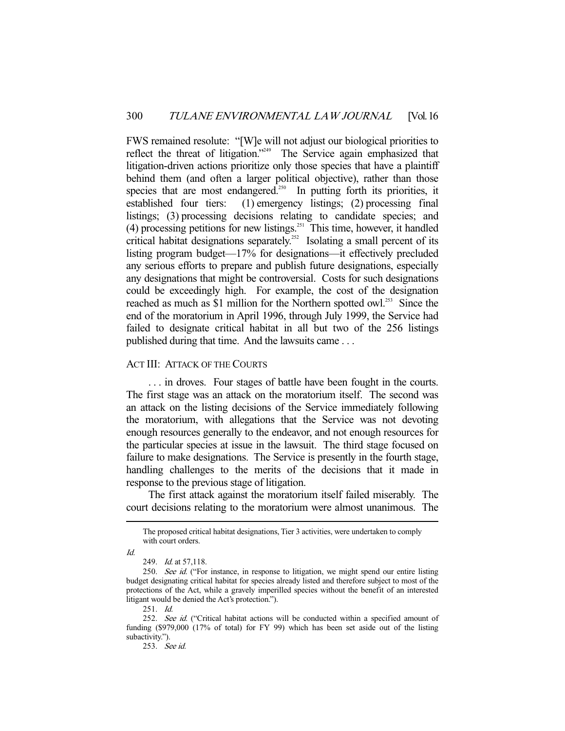FWS remained resolute: "[W]e will not adjust our biological priorities to reflect the threat of litigation."[249] The Service again emphasized that litigation-driven actions prioritize only those species that have a plaintiff behind them (and often a larger political objective), rather than those species that are most endangered.[250] In putting forth its priorities, it established four tiers: (1) emergency listings; (2) processing final listings; (3) processing decisions relating to candidate species; and (4) processing petitions for new listings.[251] This time, however, it handled critical habitat designations separately.[252] Isolating a small percent of its listing program budget—17% for designations—it effectively precluded any serious efforts to prepare and publish future designations, especially any designations that might be controversial. Costs for such designations could be exceedingly high. For example, the cost of the designation reached as much as $1 million for the Northern spotted owl.[253] Since the end of the moratorium in April 1996, through July 1999, the Service had failed to designate critical habitat in all but two of the 256 listings published during that time. And the lawsuits came . . .

## ACT III: ATTACK OF THE COURTS

. . . in droves. Four stages of battle have been fought in the courts. The first stage was an attack on the moratorium itself. The second was an attack on the listing decisions of the Service immediately following the moratorium, with allegations that the Service was not devoting enough resources generally to the endeavor, and not enough resources for the particular species at issue in the lawsuit. The third stage focused on failure to make designations. The Service is presently in the fourth stage, handling challenges to the merits of the decisions that it made in response to the previous stage of litigation.

The first attack against the moratorium itself failed miserably. The court decisions relating to the moratorium were almost unanimous. The

---

The proposed critical habitat designations, Tier 3 activities, were undertaken to comply with court orders.

*Id.*

249. *Id.* at 57,118.

250. *See id.* ("For instance, in response to litigation, we might spend our entire listing budget designating critical habitat for species already listed and therefore subject to most of the protections of the Act, while a gravely imperilled species without the benefit of an interested litigant would be denied the Act's protection.").

251. *Id.*

252. *See id.* ("Critical habitat actions will be conducted within a specified amount of funding ($979,000 (17% of total) for FY 99) which has been set aside out of the listing subactivity.").

253. *See id.*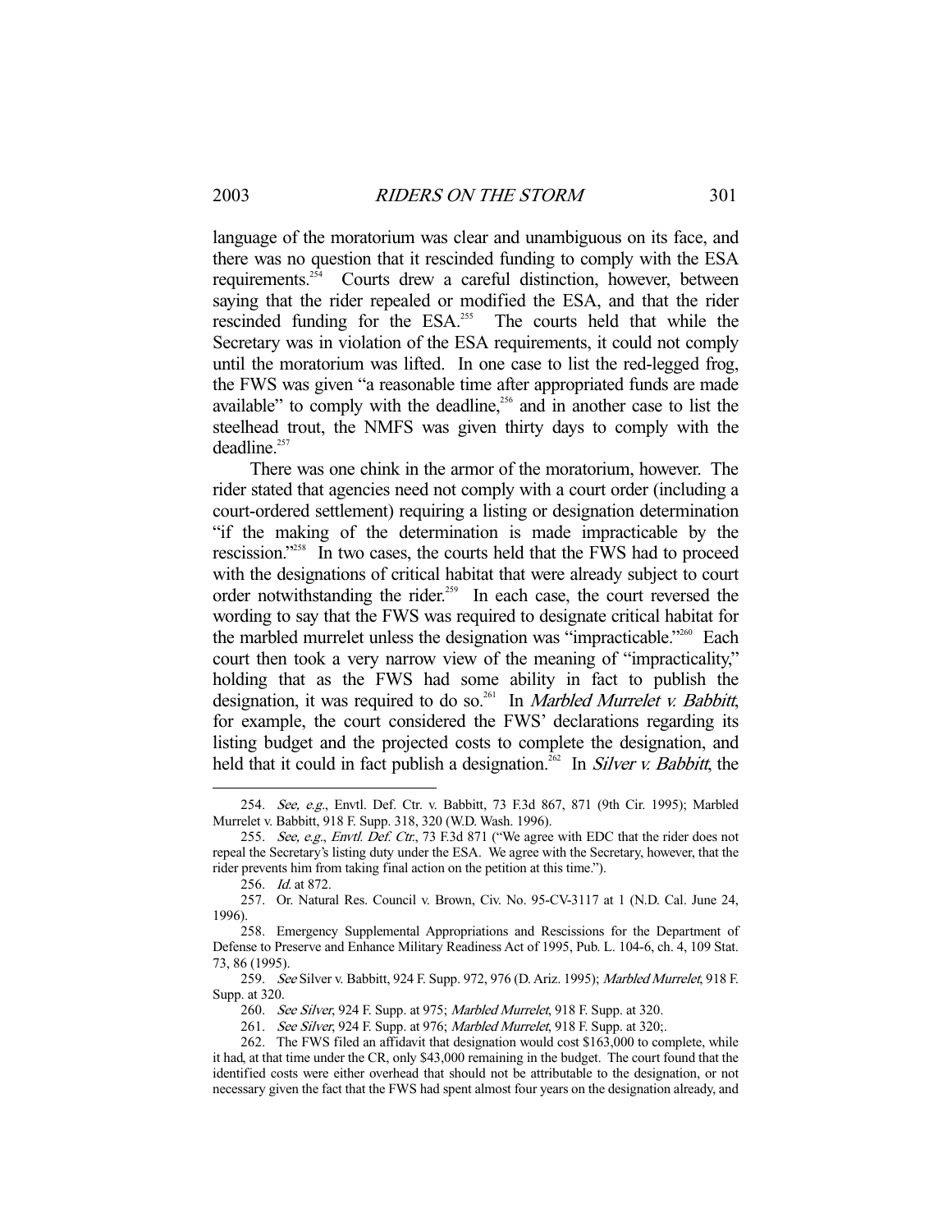language of the moratorium was clear and unambiguous on its face, and there was no question that it rescinded funding to comply with the ESA requirements.[254] Courts drew a careful distinction, however, between saying that the rider repealed or modified the ESA, and that the rider rescinded funding for the ESA.[255] The courts held that while the Secretary was in violation of the ESA requirements, it could not comply until the moratorium was lifted. In one case to list the red-legged frog, the FWS was given "a reasonable time after appropriated funds are made available" to comply with the deadline,[256] and in another case to list the steelhead trout, the NMFS was given thirty days to comply with the deadline.[257]

There was one chink in the armor of the moratorium, however. The rider stated that agencies need not comply with a court order (including a court-ordered settlement) requiring a listing or designation determination "if the making of the determination is made impracticable by the rescission."[258] In two cases, the courts held that the FWS had to proceed with the designations of critical habitat that were already subject to court order notwithstanding the rider.[259] In each case, the court reversed the wording to say that the FWS was required to designate critical habitat for the marbled murrelet unless the designation was "impracticable."[260] Each court then took a very narrow view of the meaning of "impracticality," holding that as the FWS had some ability in fact to publish the designation, it was required to do so.[261] In *Marbled Murrelet v. Babbitt*, for example, the court considered the FWS' declarations regarding its listing budget and the projected costs to complete the designation, and held that it could in fact publish a designation.[262] In *Silver v. Babbitt*, the

---

254. *See, e.g.*, Envtl. Def. Ctr. v. Babbitt, 73 F.3d 867, 871 (9th Cir. 1995); Marbled Murrelet v. Babbitt, 918 F. Supp. 318, 320 (W.D. Wash. 1996).

255. *See, e.g.*, *Envtl. Def. Ctr.*, 73 F.3d 871 ("We agree with EDC that the rider does not repeal the Secretary's listing duty under the ESA. We agree with the Secretary, however, that the rider prevents him from taking final action on the petition at this time.").

256. *Id.* at 872.

257. Or. Natural Res. Council v. Brown, Civ. No. 95-CV-3117 at 1 (N.D. Cal. June 24, 1996).

258. Emergency Supplemental Appropriations and Rescissions for the Department of Defense to Preserve and Enhance Military Readiness Act of 1995, Pub. L. 104-6, ch. 4, 109 Stat. 73, 86 (1995).

259. *See* Silver v. Babbitt, 924 F. Supp. 972, 976 (D. Ariz. 1995); *Marbled Murrelet*, 918 F. Supp. at 320.

260. *See Silver*, 924 F. Supp. at 975; *Marbled Murrelet*, 918 F. Supp. at 320.

261. *See Silver*, 924 F. Supp. at 976; *Marbled Murrelet*, 918 F. Supp. at 320;.

262. The FWS filed an affidavit that designation would cost $163,000 to complete, while it had, at that time under the CR, only $43,000 remaining in the budget. The court found that the identified costs were either overhead that should not be attributable to the designation, or not necessary given the fact that the FWS had spent almost four years on the designation already, and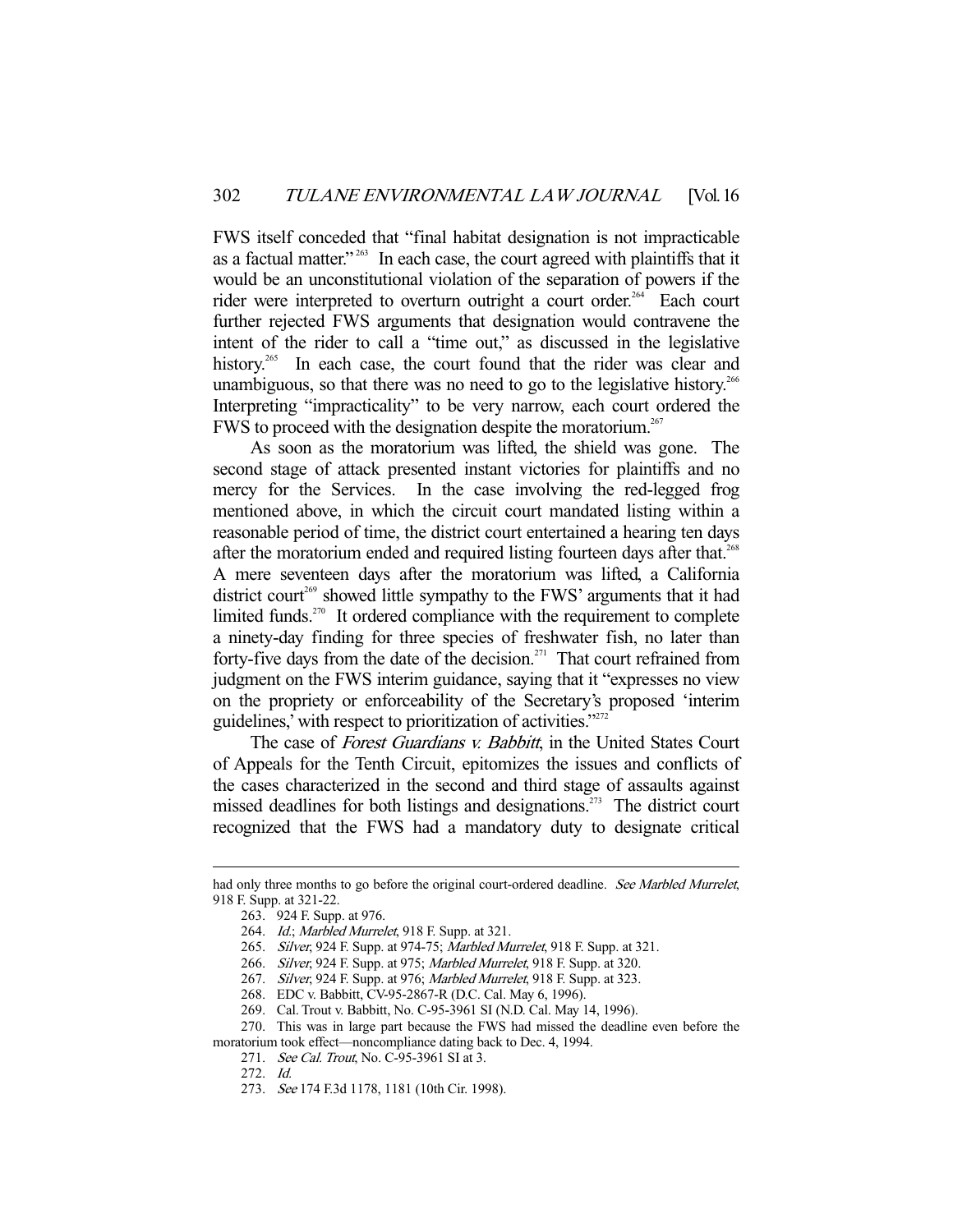FWS itself conceded that "final habitat designation is not impracticable as a factual matter."[263] In each case, the court agreed with plaintiffs that it would be an unconstitutional violation of the separation of powers if the rider were interpreted to overturn outright a court order.[264] Each court further rejected FWS arguments that designation would contravene the intent of the rider to call a "time out," as discussed in the legislative history.[265] In each case, the court found that the rider was clear and unambiguous, so that there was no need to go to the legislative history.[266] Interpreting "impracticality" to be very narrow, each court ordered the FWS to proceed with the designation despite the moratorium.[267]

As soon as the moratorium was lifted, the shield was gone. The second stage of attack presented instant victories for plaintiffs and no mercy for the Services. In the case involving the red-legged frog mentioned above, in which the circuit court mandated listing within a reasonable period of time, the district court entertained a hearing ten days after the moratorium ended and required listing fourteen days after that.[268] A mere seventeen days after the moratorium was lifted, a California district court[269] showed little sympathy to the FWS' arguments that it had limited funds.[270] It ordered compliance with the requirement to complete a ninety-day finding for three species of freshwater fish, no later than forty-five days from the date of the decision.[271] That court refrained from judgment on the FWS interim guidance, saying that it "expresses no view on the propriety or enforceability of the Secretary's proposed 'interim guidelines,' with respect to prioritization of activities."[272]

The case of *Forest Guardians v. Babbitt*, in the United States Court of Appeals for the Tenth Circuit, epitomizes the issues and conflicts of the cases characterized in the second and third stage of assaults against missed deadlines for both listings and designations.[273] The district court recognized that the FWS had a mandatory duty to designate critical

---

had only three months to go before the original court-ordered deadline. *See Marbled Murrelet*, 918 F. Supp. at 321-22.

263. 924 F. Supp. at 976.

264. *Id.*; *Marbled Murrelet*, 918 F. Supp. at 321.

265. *Silver*, 924 F. Supp. at 974-75; *Marbled Murrelet*, 918 F. Supp. at 321.

266. *Silver*, 924 F. Supp. at 975; *Marbled Murrelet*, 918 F. Supp. at 320.

267. *Silver*, 924 F. Supp. at 976; *Marbled Murrelet*, 918 F. Supp. at 323.

268. EDC v. Babbitt, CV-95-2867-R (D.C. Cal. May 6, 1996).

269. Cal. Trout v. Babbitt, No. C-95-3961 SI (N.D. Cal. May 14, 1996).

270. This was in large part because the FWS had missed the deadline even before the moratorium took effect—noncompliance dating back to Dec. 4, 1994.

271. *See Cal. Trout*, No. C-95-3961 SI at 3.

272. *Id.*

273. *See* 174 F.3d 1178, 1181 (10th Cir. 1998).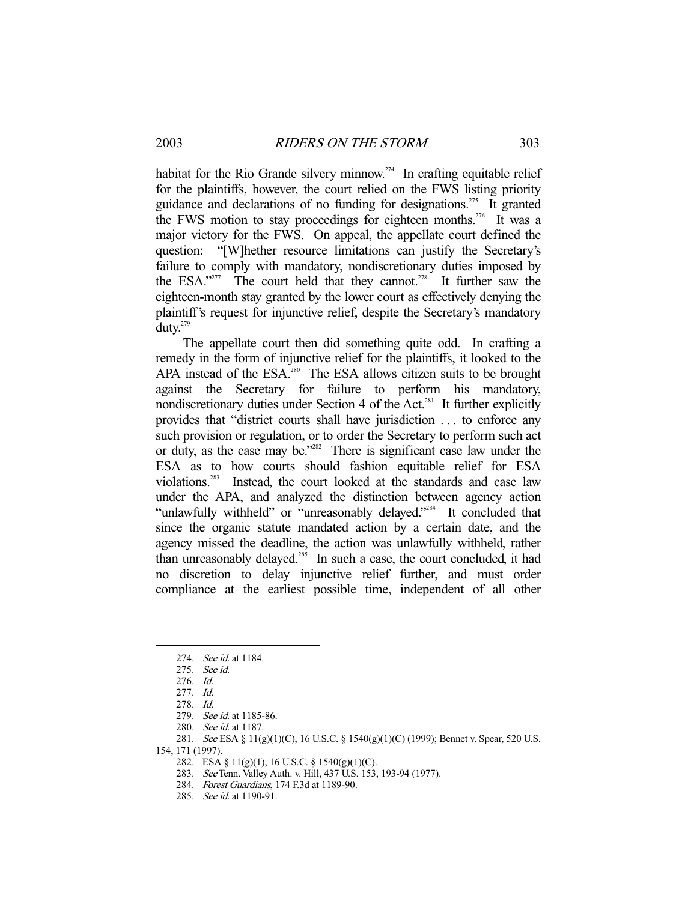habitat for the Rio Grande silvery minnow.[274] In crafting equitable relief for the plaintiffs, however, the court relied on the FWS listing priority guidance and declarations of no funding for designations.[275] It granted the FWS motion to stay proceedings for eighteen months.[276] It was a major victory for the FWS. On appeal, the appellate court defined the question: "[W]hether resource limitations can justify the Secretary's failure to comply with mandatory, nondiscretionary duties imposed by the ESA."[277] The court held that they cannot.[278] It further saw the eighteen-month stay granted by the lower court as effectively denying the plaintiff's request for injunctive relief, despite the Secretary's mandatory duty.[279]

The appellate court then did something quite odd. In crafting a remedy in the form of injunctive relief for the plaintiffs, it looked to the APA instead of the ESA.[280] The ESA allows citizen suits to be brought against the Secretary for failure to perform his mandatory, nondiscretionary duties under Section 4 of the Act.[281] It further explicitly provides that "district courts shall have jurisdiction . . . to enforce any such provision or regulation, or to order the Secretary to perform such act or duty, as the case may be."[282] There is significant case law under the ESA as to how courts should fashion equitable relief for ESA violations.[283] Instead, the court looked at the standards and case law under the APA, and analyzed the distinction between agency action "unlawfully withheld" or "unreasonably delayed."[284] It concluded that since the organic statute mandated action by a certain date, and the agency missed the deadline, the action was unlawfully withheld, rather than unreasonably delayed.[285] In such a case, the court concluded, it had no discretion to delay injunctive relief further, and must order compliance at the earliest possible time, independent of all other

---

274. *See id.* at 1184.

275. *See id.*

276. *Id.*

277. *Id.*

278. *Id.*

279. *See id.* at 1185-86.

280. *See id.* at 1187.

281. *See* ESA § 11(g)(1)(C), 16 U.S.C. § 1540(g)(1)(C) (1999); Bennet v. Spear, 520 U.S. 154, 171 (1997).

282. ESA § 11(g)(1), 16 U.S.C. § 1540(g)(1)(C).

283. *See* Tenn. Valley Auth. v. Hill, 437 U.S. 153, 193-94 (1977).

284. *Forest Guardians*, 174 F.3d at 1189-90.

285. *See id.* at 1190-91.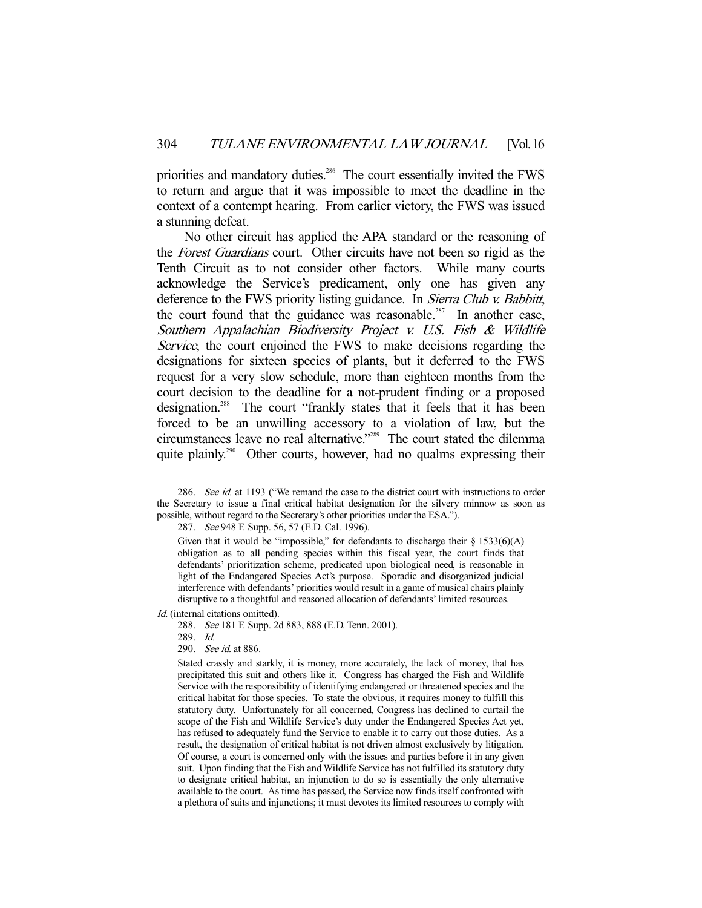priorities and mandatory duties.[286] The court essentially invited the FWS to return and argue that it was impossible to meet the deadline in the context of a contempt hearing. From earlier victory, the FWS was issued a stunning defeat.

No other circuit has applied the APA standard or the reasoning of the *Forest Guardians* court. Other circuits have not been so rigid as the Tenth Circuit as to not consider other factors. While many courts acknowledge the Service's predicament, only one has given any deference to the FWS priority listing guidance. In *Sierra Club v. Babbitt*, the court found that the guidance was reasonable.[287] In another case, *Southern Appalachian Biodiversity Project v. U.S. Fish & Wildlife Service*, the court enjoined the FWS to make decisions regarding the designations for sixteen species of plants, but it deferred to the FWS request for a very slow schedule, more than eighteen months from the court decision to the deadline for a not-prudent finding or a proposed designation.[288] The court "frankly states that it feels that it has been forced to be an unwilling accessory to a violation of law, but the circumstances leave no real alternative."[289] The court stated the dilemma quite plainly.[290] Other courts, however, had no qualms expressing their

---

286. *See id.* at 1193 ("We remand the case to the district court with instructions to order the Secretary to issue a final critical habitat designation for the silvery minnow as soon as possible, without regard to the Secretary's other priorities under the ESA.").

287. *See* 948 F. Supp. 56, 57 (E.D. Cal. 1996).

> Given that it would be "impossible," for defendants to discharge their § 1533(6)(A) obligation as to all pending species within this fiscal year, the court finds that defendants' prioritization scheme, predicated upon biological need, is reasonable in light of the Endangered Species Act's purpose. Sporadic and disorganized judicial interference with defendants' priorities would result in a game of musical chairs plainly disruptive to a thoughtful and reasoned allocation of defendants' limited resources.

*Id.* (internal citations omitted).

288. *See* 181 F. Supp. 2d 883, 888 (E.D. Tenn. 2001).

289. *Id.*

290. *See id.* at 886.

> Stated crassly and starkly, it is money, more accurately, the lack of money, that has precipitated this suit and others like it. Congress has charged the Fish and Wildlife Service with the responsibility of identifying endangered or threatened species and the critical habitat for those species. To state the obvious, it requires money to fulfill this statutory duty. Unfortunately for all concerned, Congress has declined to curtail the scope of the Fish and Wildlife Service's duty under the Endangered Species Act yet, has refused to adequately fund the Service to enable it to carry out those duties. As a result, the designation of critical habitat is not driven almost exclusively by litigation. Of course, a court is concerned only with the issues and parties before it in any given suit. Upon finding that the Fish and Wildlife Service has not fulfilled its statutory duty to designate critical habitat, an injunction to do so is essentially the only alternative available to the court. As time has passed, the Service now finds itself confronted with a plethora of suits and injunctions; it must devotes its limited resources to comply with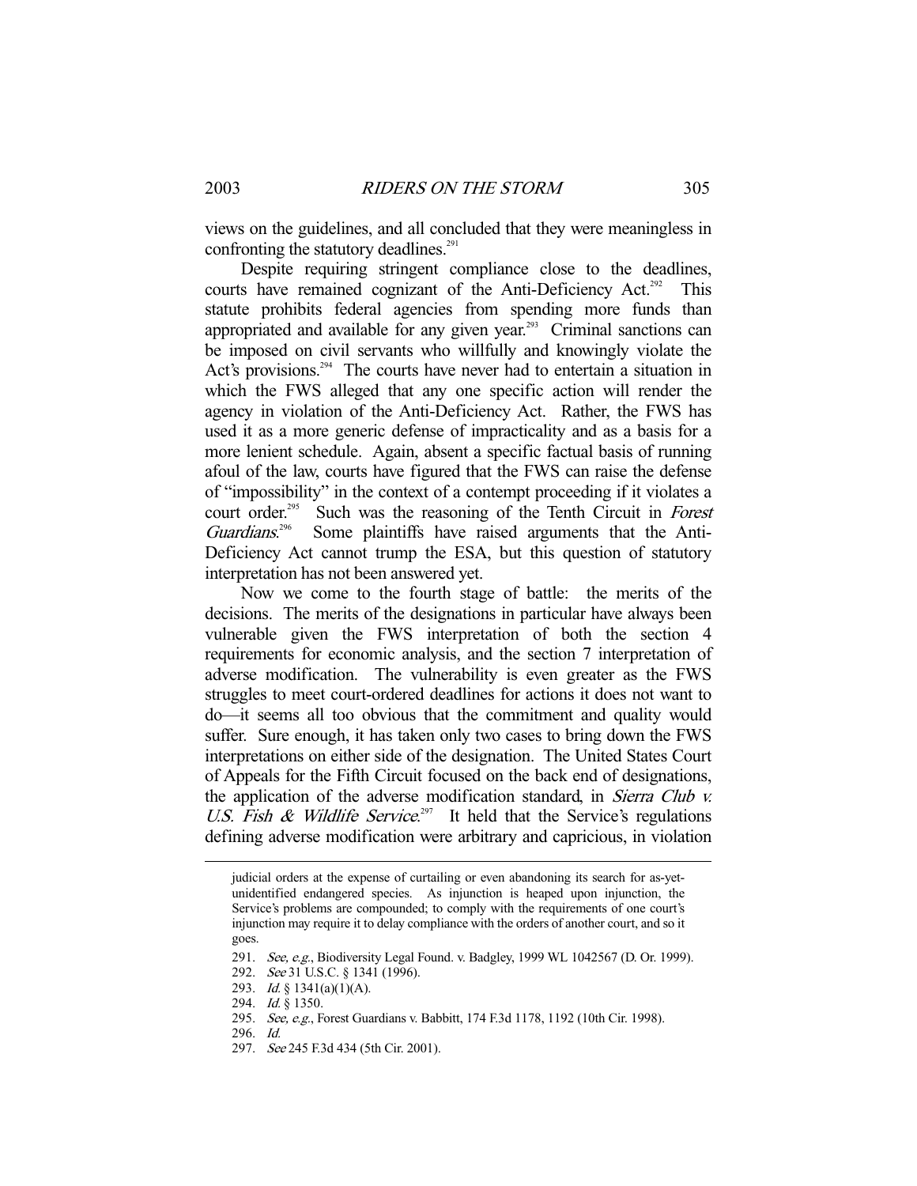views on the guidelines, and all concluded that they were meaningless in confronting the statutory deadlines.[291]

Despite requiring stringent compliance close to the deadlines, courts have remained cognizant of the Anti-Deficiency Act.[292] This statute prohibits federal agencies from spending more funds than appropriated and available for any given year.[293] Criminal sanctions can be imposed on civil servants who willfully and knowingly violate the Act's provisions.[294] The courts have never had to entertain a situation in which the FWS alleged that any one specific action will render the agency in violation of the Anti-Deficiency Act. Rather, the FWS has used it as a more generic defense of impracticality and as a basis for a more lenient schedule. Again, absent a specific factual basis of running afoul of the law, courts have figured that the FWS can raise the defense of "impossibility" in the context of a contempt proceeding if it violates a court order.[295] Such was the reasoning of the Tenth Circuit in *Forest Guardians*.[296] Some plaintiffs have raised arguments that the Anti-Deficiency Act cannot trump the ESA, but this question of statutory interpretation has not been answered yet.

Now we come to the fourth stage of battle: the merits of the decisions. The merits of the designations in particular have always been vulnerable given the FWS interpretation of both the section 4 requirements for economic analysis, and the section 7 interpretation of adverse modification. The vulnerability is even greater as the FWS struggles to meet court-ordered deadlines for actions it does not want to do—it seems all too obvious that the commitment and quality would suffer. Sure enough, it has taken only two cases to bring down the FWS interpretations on either side of the designation. The United States Court of Appeals for the Fifth Circuit focused on the back end of designations, the application of the adverse modification standard, in *Sierra Club v. U.S. Fish & Wildlife Service*.[297] It held that the Service's regulations defining adverse modification were arbitrary and capricious, in violation

---

judicial orders at the expense of curtailing or even abandoning its search for as-yet-unidentified endangered species. As injunction is heaped upon injunction, the Service's problems are compounded; to comply with the requirements of one court's injunction may require it to delay compliance with the orders of another court, and so it goes.

291. *See, e.g.*, Biodiversity Legal Found. v. Badgley, 1999 WL 1042567 (D. Or. 1999).

292. *See* 31 U.S.C. § 1341 (1996).

293. *Id.* § 1341(a)(1)(A).

294. *Id.* § 1350.

295. *See, e.g.*, Forest Guardians v. Babbitt, 174 F.3d 1178, 1192 (10th Cir. 1998).

296. *Id.*

297. *See* 245 F.3d 434 (5th Cir. 2001).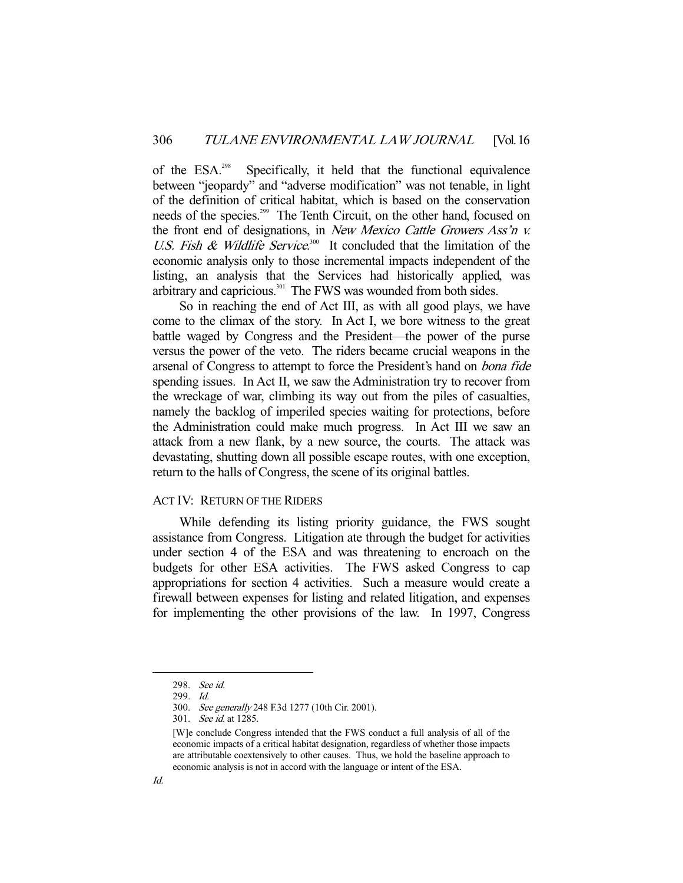of the ESA.[298] Specifically, it held that the functional equivalence between "jeopardy" and "adverse modification" was not tenable, in light of the definition of critical habitat, which is based on the conservation needs of the species.[299] The Tenth Circuit, on the other hand, focused on the front end of designations, in *New Mexico Cattle Growers Ass'n v. U.S. Fish & Wildlife Service*.[300] It concluded that the limitation of the economic analysis only to those incremental impacts independent of the listing, an analysis that the Services had historically applied, was arbitrary and capricious.[301] The FWS was wounded from both sides.

So in reaching the end of Act III, as with all good plays, we have come to the climax of the story. In Act I, we bore witness to the great battle waged by Congress and the President—the power of the purse versus the power of the veto. The riders became crucial weapons in the arsenal of Congress to attempt to force the President's hand on *bona fide* spending issues. In Act II, we saw the Administration try to recover from the wreckage of war, climbing its way out from the piles of casualties, namely the backlog of imperiled species waiting for protections, before the Administration could make much progress. In Act III we saw an attack from a new flank, by a new source, the courts. The attack was devastating, shutting down all possible escape routes, with one exception, return to the halls of Congress, the scene of its original battles.

## ACT IV: RETURN OF THE RIDERS

While defending its listing priority guidance, the FWS sought assistance from Congress. Litigation ate through the budget for activities under section 4 of the ESA and was threatening to encroach on the budgets for other ESA activities. The FWS asked Congress to cap appropriations for section 4 activities. Such a measure would create a firewall between expenses for listing and related litigation, and expenses for implementing the other provisions of the law. In 1997, Congress

298. *See id.*

299. *Id.*

300. *See generally* 248 F.3d 1277 (10th Cir. 2001).

301. *See id.* at 1285.

> [W]e conclude Congress intended that the FWS conduct a full analysis of all of the economic impacts of a critical habitat designation, regardless of whether those impacts are attributable coextensively to other causes. Thus, we hold the baseline approach to economic analysis is not in accord with the language or intent of the ESA.

*Id.*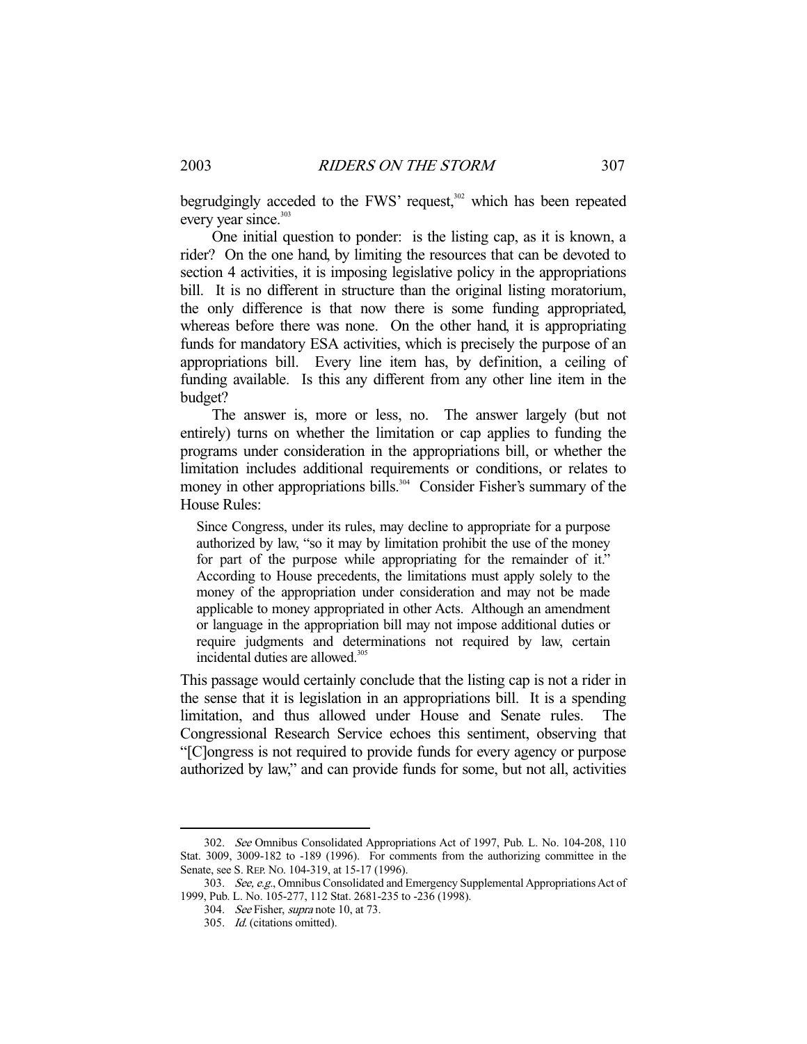begrudgingly acceded to the FWS' request,[302] which has been repeated every year since.[303]

One initial question to ponder: is the listing cap, as it is known, a rider? On the one hand, by limiting the resources that can be devoted to section 4 activities, it is imposing legislative policy in the appropriations bill. It is no different in structure than the original listing moratorium, the only difference is that now there is some funding appropriated, whereas before there was none. On the other hand, it is appropriating funds for mandatory ESA activities, which is precisely the purpose of an appropriations bill. Every line item has, by definition, a ceiling of funding available. Is this any different from any other line item in the budget?

The answer is, more or less, no. The answer largely (but not entirely) turns on whether the limitation or cap applies to funding the programs under consideration in the appropriations bill, or whether the limitation includes additional requirements or conditions, or relates to money in other appropriations bills.[304] Consider Fisher's summary of the House Rules:

> Since Congress, under its rules, may decline to appropriate for a purpose authorized by law, "so it may by limitation prohibit the use of the money for part of the purpose while appropriating for the remainder of it." According to House precedents, the limitations must apply solely to the money of the appropriation under consideration and may not be made applicable to money appropriated in other Acts. Although an amendment or language in the appropriation bill may not impose additional duties or require judgments and determinations not required by law, certain incidental duties are allowed.[305]

This passage would certainly conclude that the listing cap is not a rider in the sense that it is legislation in an appropriations bill. It is a spending limitation, and thus allowed under House and Senate rules. The Congressional Research Service echoes this sentiment, observing that "[C]ongress is not required to provide funds for every agency or purpose authorized by law," and can provide funds for some, but not all, activities

---

302. *See* Omnibus Consolidated Appropriations Act of 1997, Pub. L. No. 104-208, 110 Stat. 3009, 3009-182 to -189 (1996). For comments from the authorizing committee in the Senate, see S. REP. NO. 104-319, at 15-17 (1996).

303. *See, e.g.*, Omnibus Consolidated and Emergency Supplemental Appropriations Act of 1999, Pub. L. No. 105-277, 112 Stat. 2681-235 to -236 (1998).

304. *See* Fisher, *supra* note 10, at 73.

305. *Id.* (citations omitted).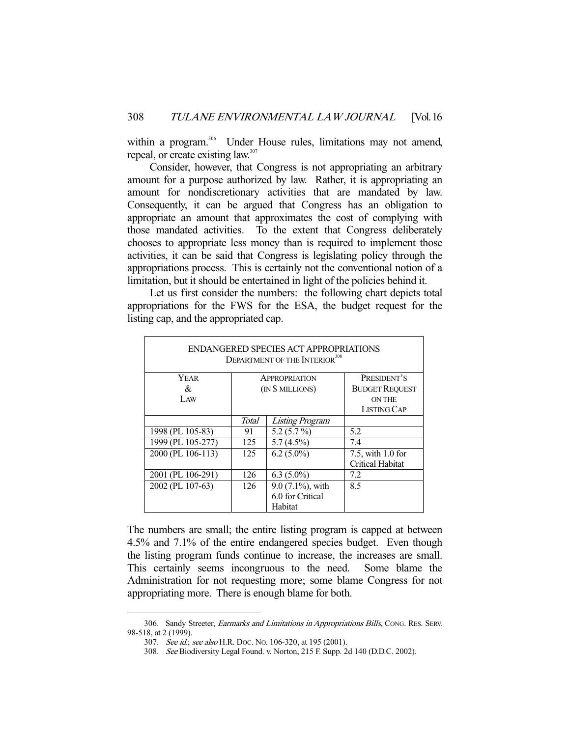within a program.[306] Under House rules, limitations may not amend, repeal, or create existing law.[307]

Consider, however, that Congress is not appropriating an arbitrary amount for a purpose authorized by law. Rather, it is appropriating an amount for nondiscretionary activities that are mandated by law. Consequently, it can be argued that Congress has an obligation to appropriate an amount that approximates the cost of complying with those mandated activities. To the extent that Congress deliberately chooses to appropriate less money than is required to implement those activities, it can be said that Congress is legislating policy through the appropriations process. This is certainly not the conventional notion of a limitation, but it should be entertained in light of the policies behind it.

Let us first consider the numbers: the following chart depicts total appropriations for the FWS for the ESA, the budget request for the listing cap, and the appropriated cap.

| ENDANGERED SPECIES ACT APPROPRIATIONS DEPARTMENT OF THE INTERIOR[308] | | | |
|---|---|---|---|
| YEAR & LAW | APPROPRIATION (IN $ MILLIONS) | | PRESIDENT'S BUDGET REQUEST ON THE LISTING CAP |
| | *Total* | *Listing Program* | |
| 1998 (PL 105-83) | 91 | 5.2 (5.7 %) | 5.2 |
| 1999 (PL 105-277) | 125 | 5.7 (4.5%) | 7.4 |
| 2000 (PL 106-113) | 125 | 6.2 (5.0%) | 7.5, with 1.0 for Critical Habitat |
| 2001 (PL 106-291) | 126 | 6.3 (5.0%) | 7.2 |
| 2002 (PL 107-63) | 126 | 9.0 (7.1%), with 6.0 for Critical Habitat | 8.5 |

The numbers are small; the entire listing program is capped at between 4.5% and 7.1% of the entire endangered species budget. Even though the listing program funds continue to increase, the increases are small. This certainly seems incongruous to the need. Some blame the Administration for not requesting more; some blame Congress for not appropriating more. There is enough blame for both.

---

306. Sandy Streeter, *Earmarks and Limitations in Appropriations Bills*, CONG. RES. SERV. 98-518, at 2 (1999).

307. *See id.*; *see also* H.R. DOC. NO. 106-320, at 195 (2001).

308. *See* Biodiversity Legal Found. v. Norton, 215 F. Supp. 2d 140 (D.D.C. 2002).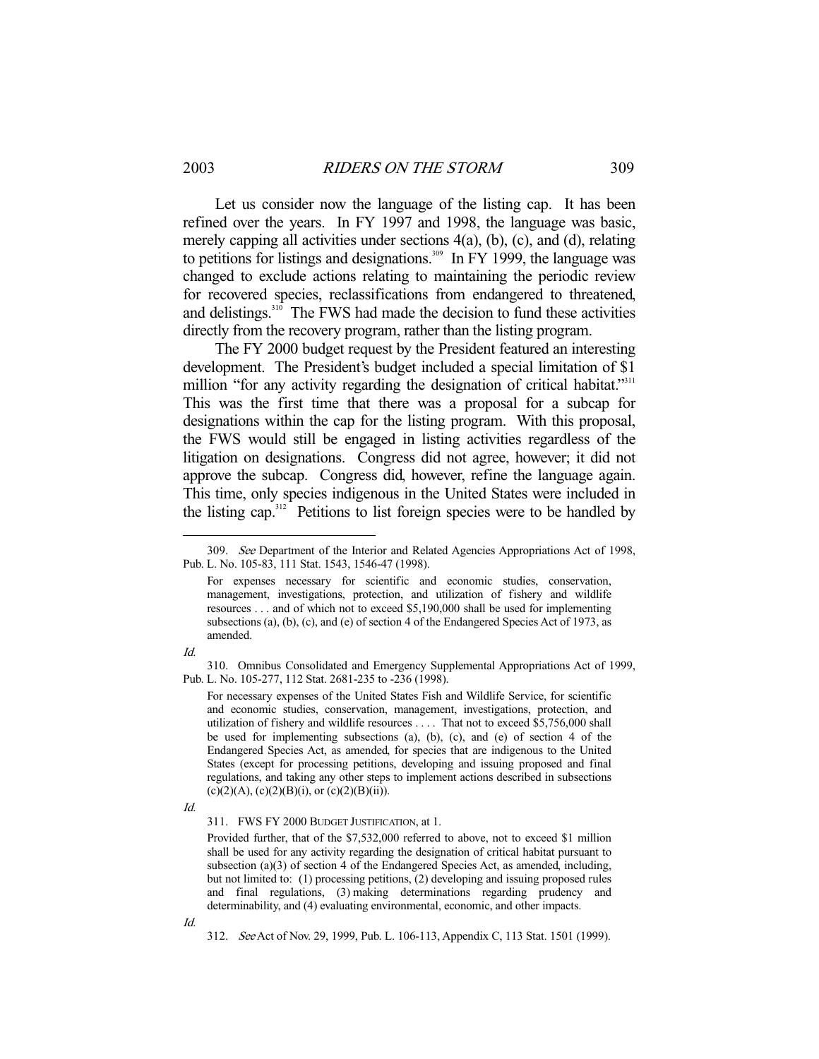Let us consider now the language of the listing cap. It has been refined over the years. In FY 1997 and 1998, the language was basic, merely capping all activities under sections 4(a), (b), (c), and (d), relating to petitions for listings and designations.[309] In FY 1999, the language was changed to exclude actions relating to maintaining the periodic review for recovered species, reclassifications from endangered to threatened, and delistings.[310] The FWS had made the decision to fund these activities directly from the recovery program, rather than the listing program.

The FY 2000 budget request by the President featured an interesting development. The President's budget included a special limitation of $1 million "for any activity regarding the designation of critical habitat."[311] This was the first time that there was a proposal for a subcap for designations within the cap for the listing program. With this proposal, the FWS would still be engaged in listing activities regardless of the litigation on designations. Congress did not agree, however; it did not approve the subcap. Congress did, however, refine the language again. This time, only species indigenous in the United States were included in the listing cap.[312] Petitions to list foreign species were to be handled by

---

309. *See* Department of the Interior and Related Agencies Appropriations Act of 1998, Pub. L. No. 105-83, 111 Stat. 1543, 1546-47 (1998).

> For expenses necessary for scientific and economic studies, conservation, management, investigations, protection, and utilization of fishery and wildlife resources . . . and of which not to exceed $5,190,000 shall be used for implementing subsections (a), (b), (c), and (e) of section 4 of the Endangered Species Act of 1973, as amended.

*Id.*

310. Omnibus Consolidated and Emergency Supplemental Appropriations Act of 1999, Pub. L. No. 105-277, 112 Stat. 2681-235 to -236 (1998).

> For necessary expenses of the United States Fish and Wildlife Service, for scientific and economic studies, conservation, management, investigations, protection, and utilization of fishery and wildlife resources . . . . That not to exceed $5,756,000 shall be used for implementing subsections (a), (b), (c), and (e) of section 4 of the Endangered Species Act, as amended, for species that are indigenous to the United States (except for processing petitions, developing and issuing proposed and final regulations, and taking any other steps to implement actions described in subsections (c)(2)(A), (c)(2)(B)(i), or (c)(2)(B)(ii)).

*Id.*

311. FWS FY 2000 BUDGET JUSTIFICATION, at 1.

> Provided further, that of the $7,532,000 referred to above, not to exceed $1 million shall be used for any activity regarding the designation of critical habitat pursuant to subsection (a)(3) of section 4 of the Endangered Species Act, as amended, including, but not limited to: (1) processing petitions, (2) developing and issuing proposed rules and final regulations, (3) making determinations regarding prudency and determinability, and (4) evaluating environmental, economic, and other impacts.

*Id.*

312. *See* Act of Nov. 29, 1999, Pub. L. 106-113, Appendix C, 113 Stat. 1501 (1999).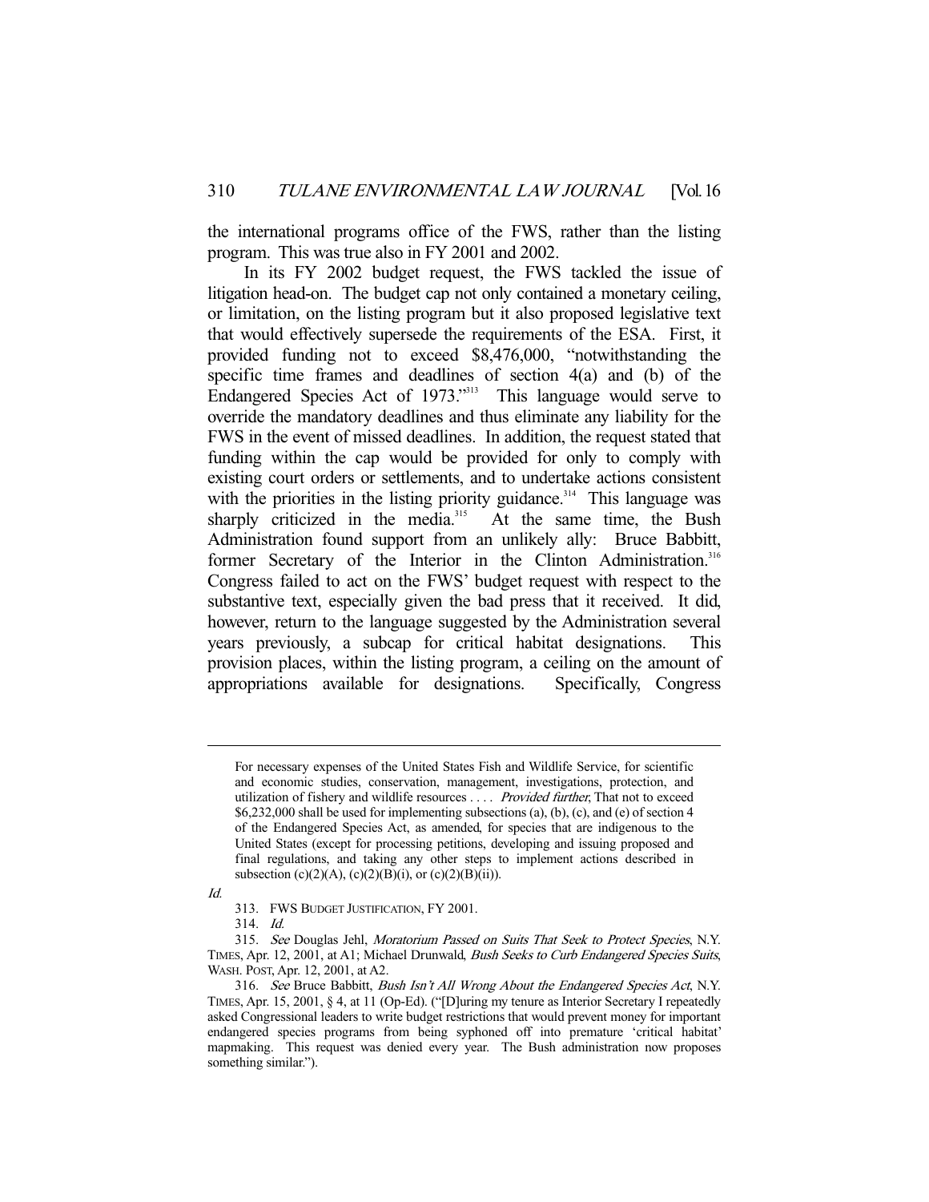the international programs office of the FWS, rather than the listing program. This was true also in FY 2001 and 2002.

In its FY 2002 budget request, the FWS tackled the issue of litigation head-on. The budget cap not only contained a monetary ceiling, or limitation, on the listing program but it also proposed legislative text that would effectively supersede the requirements of the ESA. First, it provided funding not to exceed $8,476,000, "notwithstanding the specific time frames and deadlines of section 4(a) and (b) of the Endangered Species Act of 1973."[313] This language would serve to override the mandatory deadlines and thus eliminate any liability for the FWS in the event of missed deadlines. In addition, the request stated that funding within the cap would be provided for only to comply with existing court orders or settlements, and to undertake actions consistent with the priorities in the listing priority guidance.[314] This language was sharply criticized in the media.[315] At the same time, the Bush Administration found support from an unlikely ally: Bruce Babbitt, former Secretary of the Interior in the Clinton Administration.[316] Congress failed to act on the FWS' budget request with respect to the substantive text, especially given the bad press that it received. It did, however, return to the language suggested by the Administration several years previously, a subcap for critical habitat designations. This provision places, within the listing program, a ceiling on the amount of appropriations available for designations. Specifically, Congress

---

> For necessary expenses of the United States Fish and Wildlife Service, for scientific and economic studies, conservation, management, investigations, protection, and utilization of fishery and wildlife resources . . . . *Provided further*, That not to exceed $6,232,000 shall be used for implementing subsections (a), (b), (c), and (e) of section 4 of the Endangered Species Act, as amended, for species that are indigenous to the United States (except for processing petitions, developing and issuing proposed and final regulations, and taking any other steps to implement actions described in subsection (c)(2)(A), (c)(2)(B)(i), or (c)(2)(B)(ii)).

*Id.*

313. FWS BUDGET JUSTIFICATION, FY 2001.

314. *Id.*

315. *See* Douglas Jehl, *Moratorium Passed on Suits That Seek to Protect Species*, N.Y. TIMES, Apr. 12, 2001, at A1; Michael Drunwald, *Bush Seeks to Curb Endangered Species Suits*, WASH. POST, Apr. 12, 2001, at A2.

316. *See* Bruce Babbitt, *Bush Isn't All Wrong About the Endangered Species Act*, N.Y. TIMES, Apr. 15, 2001, § 4, at 11 (Op-Ed). ("[D]uring my tenure as Interior Secretary I repeatedly asked Congressional leaders to write budget restrictions that would prevent money for important endangered species programs from being syphoned off into premature 'critical habitat' mapmaking. This request was denied every year. The Bush administration now proposes something similar.").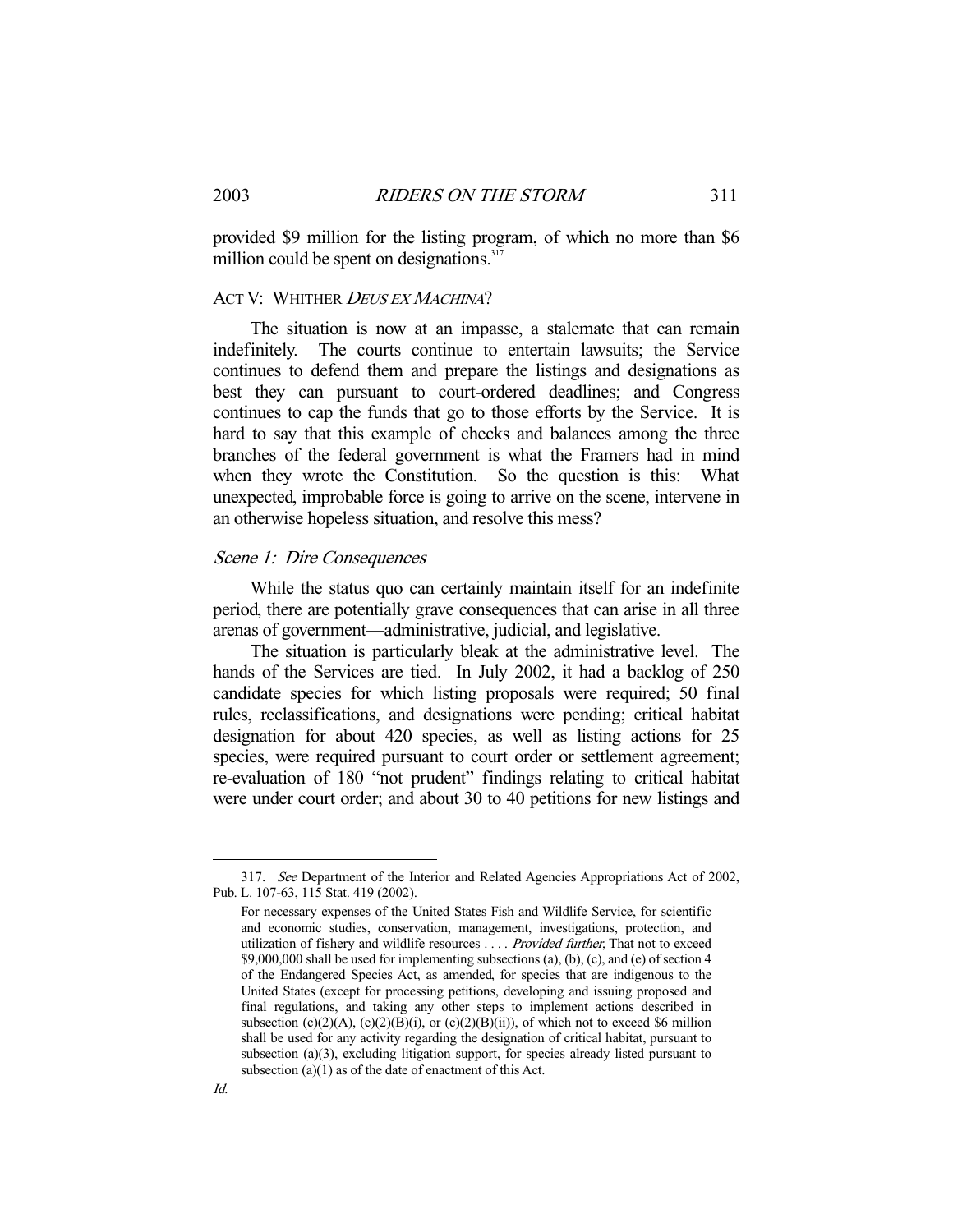provided \$9 million for the listing program, of which no more than \$6 million could be spent on designations.[317]

## ACT V: WHITHER *DEUS EX MACHINA*?

The situation is now at an impasse, a stalemate that can remain indefinitely. The courts continue to entertain lawsuits; the Service continues to defend them and prepare the listings and designations as best they can pursuant to court-ordered deadlines; and Congress continues to cap the funds that go to those efforts by the Service. It is hard to say that this example of checks and balances among the three branches of the federal government is what the Framers had in mind when they wrote the Constitution. So the question is this: What unexpected, improbable force is going to arrive on the scene, intervene in an otherwise hopeless situation, and resolve this mess?

### *Scene 1: Dire Consequences*

While the status quo can certainly maintain itself for an indefinite period, there are potentially grave consequences that can arise in all three arenas of government—administrative, judicial, and legislative.

The situation is particularly bleak at the administrative level. The hands of the Services are tied. In July 2002, it had a backlog of 250 candidate species for which listing proposals were required; 50 final rules, reclassifications, and designations were pending; critical habitat designation for about 420 species, as well as listing actions for 25 species, were required pursuant to court order or settlement agreement; re-evaluation of 180 "not prudent" findings relating to critical habitat were under court order; and about 30 to 40 petitions for new listings and

---

317. *See* Department of the Interior and Related Agencies Appropriations Act of 2002, Pub. L. 107-63, 115 Stat. 419 (2002).

> For necessary expenses of the United States Fish and Wildlife Service, for scientific and economic studies, conservation, management, investigations, protection, and utilization of fishery and wildlife resources . . . . *Provided further*, That not to exceed \$9,000,000 shall be used for implementing subsections (a), (b), (c), and (e) of section 4 of the Endangered Species Act, as amended, for species that are indigenous to the United States (except for processing petitions, developing and issuing proposed and final regulations, and taking any other steps to implement actions described in subsection (c)(2)(A), (c)(2)(B)(i), or (c)(2)(B)(ii)), of which not to exceed \$6 million shall be used for any activity regarding the designation of critical habitat, pursuant to subsection (a)(3), excluding litigation support, for species already listed pursuant to subsection (a)(1) as of the date of enactment of this Act.

*Id.*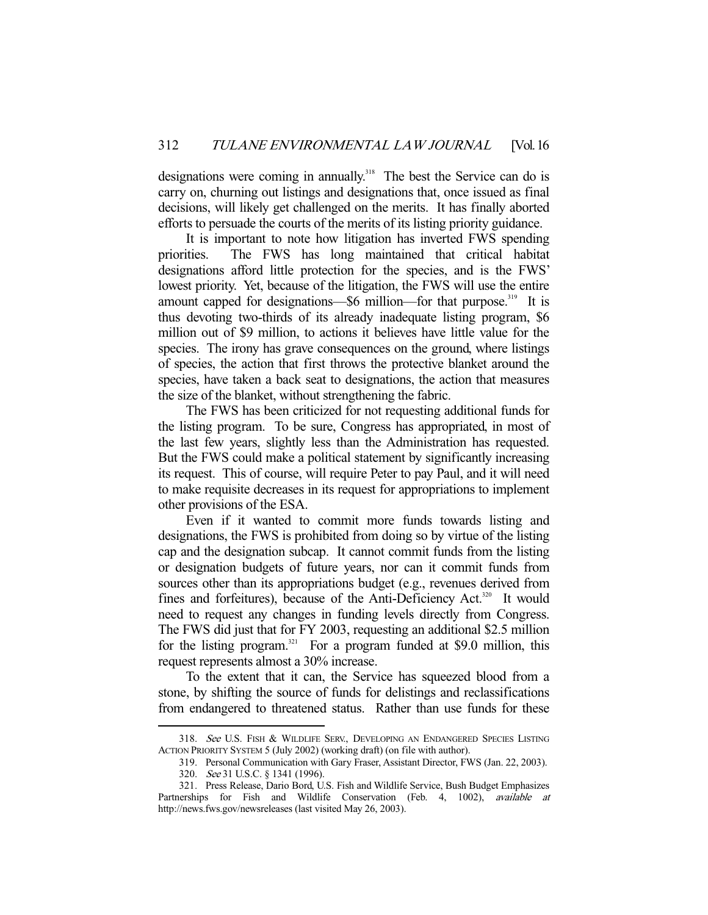designations were coming in annually.[318] The best the Service can do is carry on, churning out listings and designations that, once issued as final decisions, will likely get challenged on the merits. It has finally aborted efforts to persuade the courts of the merits of its listing priority guidance.

It is important to note how litigation has inverted FWS spending priorities. The FWS has long maintained that critical habitat designations afford little protection for the species, and is the FWS' lowest priority. Yet, because of the litigation, the FWS will use the entire amount capped for designations—$6 million—for that purpose.[319] It is thus devoting two-thirds of its already inadequate listing program, $6 million out of $9 million, to actions it believes have little value for the species. The irony has grave consequences on the ground, where listings of species, the action that first throws the protective blanket around the species, have taken a back seat to designations, the action that measures the size of the blanket, without strengthening the fabric.

The FWS has been criticized for not requesting additional funds for the listing program. To be sure, Congress has appropriated, in most of the last few years, slightly less than the Administration has requested. But the FWS could make a political statement by significantly increasing its request. This of course, will require Peter to pay Paul, and it will need to make requisite decreases in its request for appropriations to implement other provisions of the ESA.

Even if it wanted to commit more funds towards listing and designations, the FWS is prohibited from doing so by virtue of the listing cap and the designation subcap. It cannot commit funds from the listing or designation budgets of future years, nor can it commit funds from sources other than its appropriations budget (e.g., revenues derived from fines and forfeitures), because of the Anti-Deficiency Act.[320] It would need to request any changes in funding levels directly from Congress. The FWS did just that for FY 2003, requesting an additional $2.5 million for the listing program.[321] For a program funded at $9.0 million, this request represents almost a 30% increase.

To the extent that it can, the Service has squeezed blood from a stone, by shifting the source of funds for delistings and reclassifications from endangered to threatened status. Rather than use funds for these

---

318. *See* U.S. FISH & WILDLIFE SERV., DEVELOPING AN ENDANGERED SPECIES LISTING ACTION PRIORITY SYSTEM 5 (July 2002) (working draft) (on file with author).

319. Personal Communication with Gary Fraser, Assistant Director, FWS (Jan. 22, 2003).

320. *See* 31 U.S.C. § 1341 (1996).

321. Press Release, Dario Bord, U.S. Fish and Wildlife Service, Bush Budget Emphasizes Partnerships for Fish and Wildlife Conservation (Feb. 4, 1002), *available at* http://news.fws.gov/newsreleases (last visited May 26, 2003).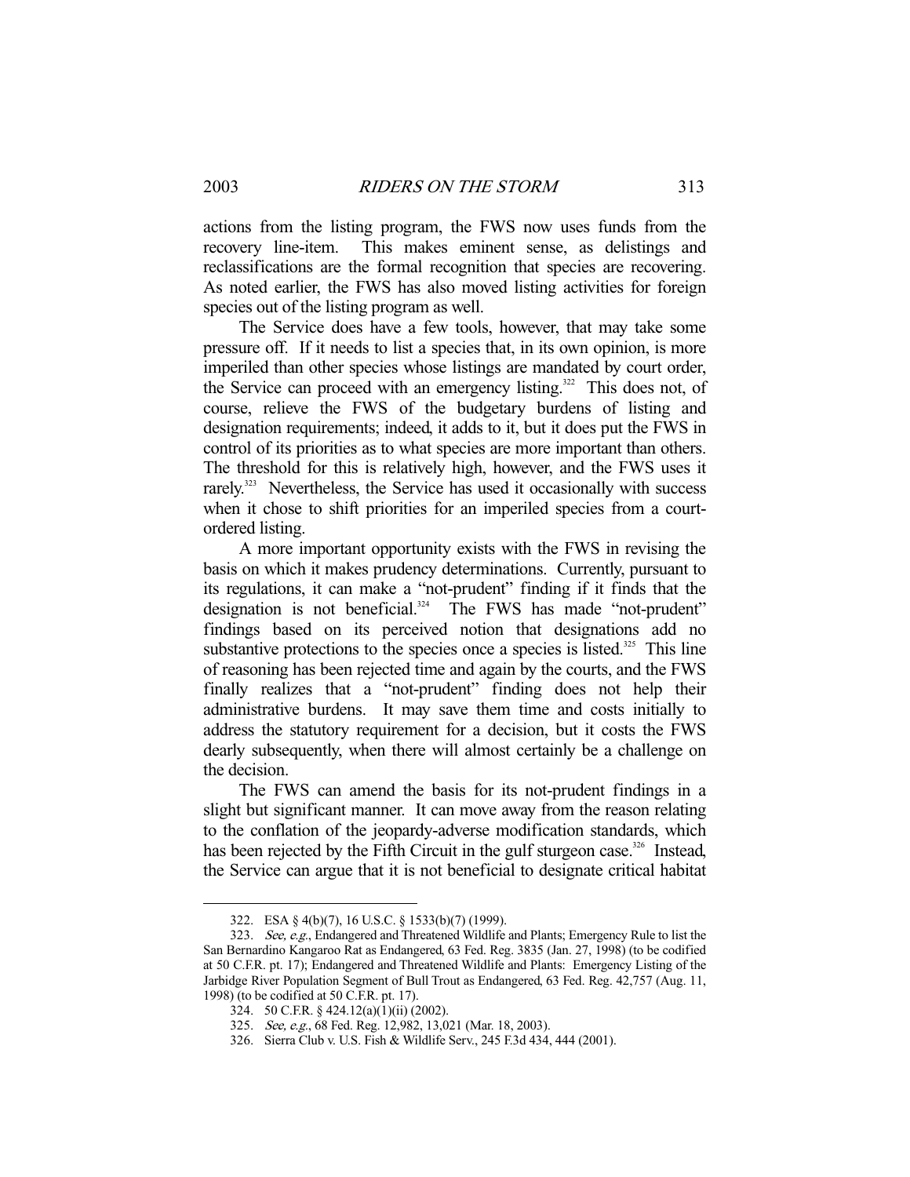actions from the listing program, the FWS now uses funds from the recovery line-item. This makes eminent sense, as delistings and reclassifications are the formal recognition that species are recovering. As noted earlier, the FWS has also moved listing activities for foreign species out of the listing program as well.

The Service does have a few tools, however, that may take some pressure off. If it needs to list a species that, in its own opinion, is more imperiled than other species whose listings are mandated by court order, the Service can proceed with an emergency listing.[322] This does not, of course, relieve the FWS of the budgetary burdens of listing and designation requirements; indeed, it adds to it, but it does put the FWS in control of its priorities as to what species are more important than others. The threshold for this is relatively high, however, and the FWS uses it rarely.[323] Nevertheless, the Service has used it occasionally with success when it chose to shift priorities for an imperiled species from a court-ordered listing.

A more important opportunity exists with the FWS in revising the basis on which it makes prudency determinations. Currently, pursuant to its regulations, it can make a "not-prudent" finding if it finds that the designation is not beneficial.[324] The FWS has made "not-prudent" findings based on its perceived notion that designations add no substantive protections to the species once a species is listed.[325] This line of reasoning has been rejected time and again by the courts, and the FWS finally realizes that a "not-prudent" finding does not help their administrative burdens. It may save them time and costs initially to address the statutory requirement for a decision, but it costs the FWS dearly subsequently, when there will almost certainly be a challenge on the decision.

The FWS can amend the basis for its not-prudent findings in a slight but significant manner. It can move away from the reason relating to the conflation of the jeopardy-adverse modification standards, which has been rejected by the Fifth Circuit in the gulf sturgeon case.[326] Instead, the Service can argue that it is not beneficial to designate critical habitat

---

322. ESA § 4(b)(7), 16 U.S.C. § 1533(b)(7) (1999).

323. *See, e.g.*, Endangered and Threatened Wildlife and Plants; Emergency Rule to list the San Bernardino Kangaroo Rat as Endangered, 63 Fed. Reg. 3835 (Jan. 27, 1998) (to be codified at 50 C.F.R. pt. 17); Endangered and Threatened Wildlife and Plants: Emergency Listing of the Jarbidge River Population Segment of Bull Trout as Endangered, 63 Fed. Reg. 42,757 (Aug. 11, 1998) (to be codified at 50 C.F.R. pt. 17).

324. 50 C.F.R. § 424.12(a)(1)(ii) (2002).

325. *See, e.g.*, 68 Fed. Reg. 12,982, 13,021 (Mar. 18, 2003).

326. Sierra Club v. U.S. Fish & Wildlife Serv., 245 F.3d 434, 444 (2001).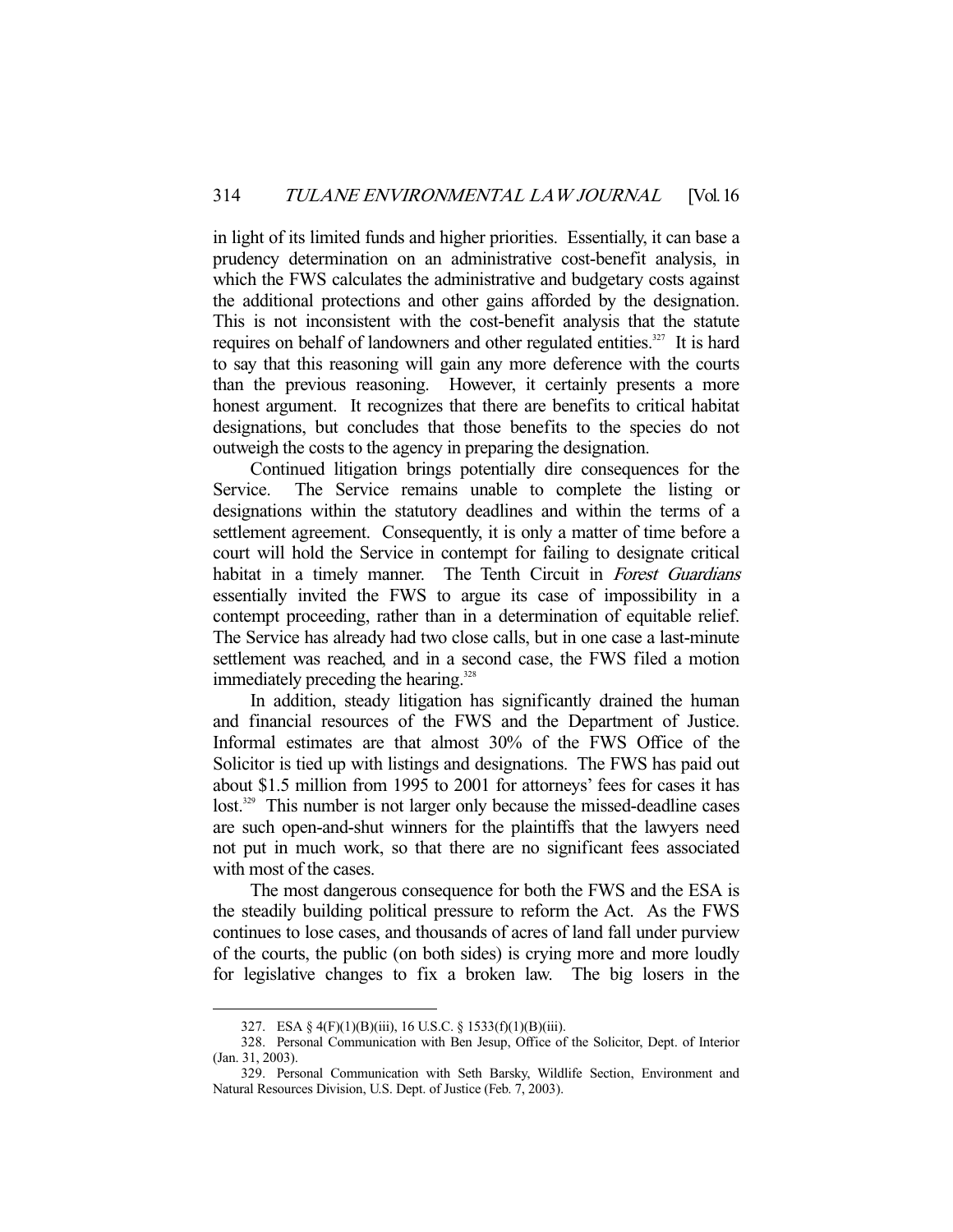in light of its limited funds and higher priorities. Essentially, it can base a prudency determination on an administrative cost-benefit analysis, in which the FWS calculates the administrative and budgetary costs against the additional protections and other gains afforded by the designation. This is not inconsistent with the cost-benefit analysis that the statute requires on behalf of landowners and other regulated entities.[327] It is hard to say that this reasoning will gain any more deference with the courts than the previous reasoning. However, it certainly presents a more honest argument. It recognizes that there are benefits to critical habitat designations, but concludes that those benefits to the species do not outweigh the costs to the agency in preparing the designation.

Continued litigation brings potentially dire consequences for the Service. The Service remains unable to complete the listing or designations within the statutory deadlines and within the terms of a settlement agreement. Consequently, it is only a matter of time before a court will hold the Service in contempt for failing to designate critical habitat in a timely manner. The Tenth Circuit in *Forest Guardians* essentially invited the FWS to argue its case of impossibility in a contempt proceeding, rather than in a determination of equitable relief. The Service has already had two close calls, but in one case a last-minute settlement was reached, and in a second case, the FWS filed a motion immediately preceding the hearing.[328]

In addition, steady litigation has significantly drained the human and financial resources of the FWS and the Department of Justice. Informal estimates are that almost 30% of the FWS Office of the Solicitor is tied up with listings and designations. The FWS has paid out about $1.5 million from 1995 to 2001 for attorneys' fees for cases it has lost.[329] This number is not larger only because the missed-deadline cases are such open-and-shut winners for the plaintiffs that the lawyers need not put in much work, so that there are no significant fees associated with most of the cases.

The most dangerous consequence for both the FWS and the ESA is the steadily building political pressure to reform the Act. As the FWS continues to lose cases, and thousands of acres of land fall under purview of the courts, the public (on both sides) is crying more and more loudly for legislative changes to fix a broken law. The big losers in the

---

327. ESA § 4(F)(1)(B)(iii), 16 U.S.C. § 1533(f)(1)(B)(iii).

328. Personal Communication with Ben Jesup, Office of the Solicitor, Dept. of Interior (Jan. 31, 2003).

329. Personal Communication with Seth Barsky, Wildlife Section, Environment and Natural Resources Division, U.S. Dept. of Justice (Feb. 7, 2003).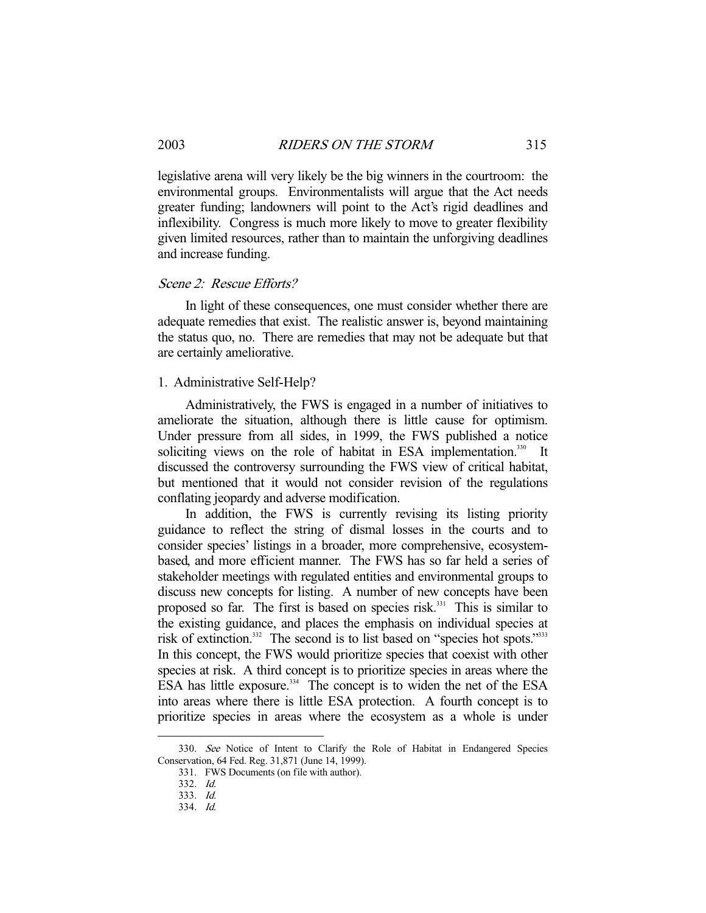legislative arena will very likely be the big winners in the courtroom: the environmental groups. Environmentalists will argue that the Act needs greater funding; landowners will point to the Act's rigid deadlines and inflexibility. Congress is much more likely to move to greater flexibility given limited resources, rather than to maintain the unforgiving deadlines and increase funding.

### *Scene 2: Rescue Efforts?*

In light of these consequences, one must consider whether there are adequate remedies that exist. The realistic answer is, beyond maintaining the status quo, no. There are remedies that may not be adequate but that are certainly ameliorative.

#### 1. Administrative Self-Help?

Administratively, the FWS is engaged in a number of initiatives to ameliorate the situation, although there is little cause for optimism. Under pressure from all sides, in 1999, the FWS published a notice soliciting views on the role of habitat in ESA implementation.[330] It discussed the controversy surrounding the FWS view of critical habitat, but mentioned that it would not consider revision of the regulations conflating jeopardy and adverse modification.

In addition, the FWS is currently revising its listing priority guidance to reflect the string of dismal losses in the courts and to consider species' listings in a broader, more comprehensive, ecosystem-based, and more efficient manner. The FWS has so far held a series of stakeholder meetings with regulated entities and environmental groups to discuss new concepts for listing. A number of new concepts have been proposed so far. The first is based on species risk.[331] This is similar to the existing guidance, and places the emphasis on individual species at risk of extinction.[332] The second is to list based on "species hot spots."[333] In this concept, the FWS would prioritize species that coexist with other species at risk. A third concept is to prioritize species in areas where the ESA has little exposure.[334] The concept is to widen the net of the ESA into areas where there is little ESA protection. A fourth concept is to prioritize species in areas where the ecosystem as a whole is under

330. *See* Notice of Intent to Clarify the Role of Habitat in Endangered Species Conservation, 64 Fed. Reg. 31,871 (June 14, 1999).

331. FWS Documents (on file with author).

332. *Id.*

333. *Id.*

334. *Id.*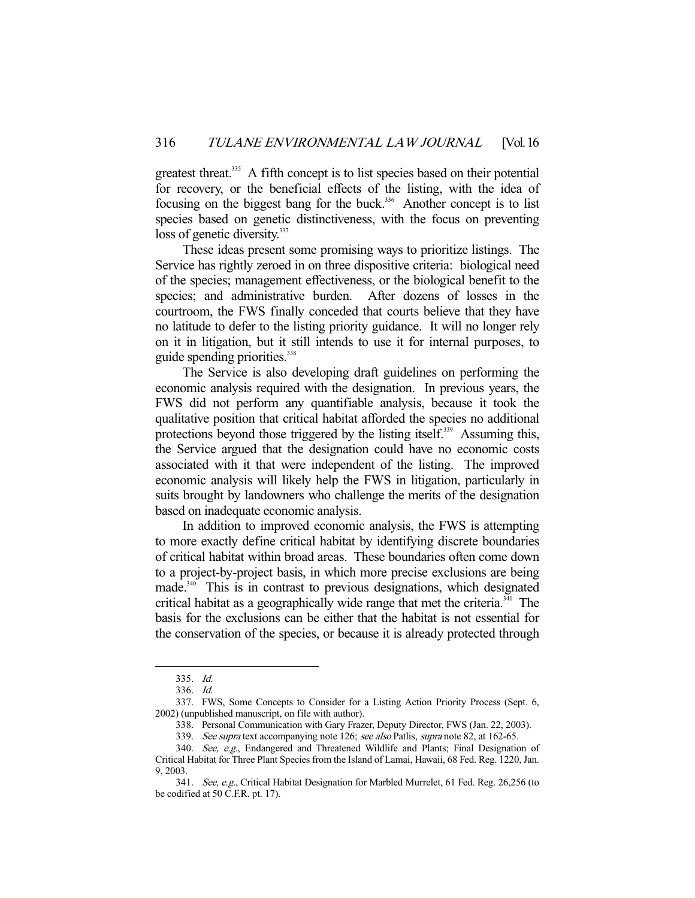greatest threat.[335] A fifth concept is to list species based on their potential for recovery, or the beneficial effects of the listing, with the idea of focusing on the biggest bang for the buck.[336] Another concept is to list species based on genetic distinctiveness, with the focus on preventing loss of genetic diversity.[337]

These ideas present some promising ways to prioritize listings. The Service has rightly zeroed in on three dispositive criteria: biological need of the species; management effectiveness, or the biological benefit to the species; and administrative burden. After dozens of losses in the courtroom, the FWS finally conceded that courts believe that they have no latitude to defer to the listing priority guidance. It will no longer rely on it in litigation, but it still intends to use it for internal purposes, to guide spending priorities.[338]

The Service is also developing draft guidelines on performing the economic analysis required with the designation. In previous years, the FWS did not perform any quantifiable analysis, because it took the qualitative position that critical habitat afforded the species no additional protections beyond those triggered by the listing itself.[339] Assuming this, the Service argued that the designation could have no economic costs associated with it that were independent of the listing. The improved economic analysis will likely help the FWS in litigation, particularly in suits brought by landowners who challenge the merits of the designation based on inadequate economic analysis.

In addition to improved economic analysis, the FWS is attempting to more exactly define critical habitat by identifying discrete boundaries of critical habitat within broad areas. These boundaries often come down to a project-by-project basis, in which more precise exclusions are being made.[340] This is in contrast to previous designations, which designated critical habitat as a geographically wide range that met the criteria.[341] The basis for the exclusions can be either that the habitat is not essential for the conservation of the species, or because it is already protected through

---

335. *Id.*

336. *Id.*

337. FWS, Some Concepts to Consider for a Listing Action Priority Process (Sept. 6, 2002) (unpublished manuscript, on file with author).

338. Personal Communication with Gary Frazer, Deputy Director, FWS (Jan. 22, 2003).

339. *See supra* text accompanying note 126; *see also* Patlis, *supra* note 82, at 162-65.

340. *See, e.g.*, Endangered and Threatened Wildlife and Plants; Final Designation of Critical Habitat for Three Plant Species from the Island of Lamai, Hawaii, 68 Fed. Reg. 1220, Jan. 9, 2003.

341. *See, e.g.*, Critical Habitat Designation for Marbled Murrelet, 61 Fed. Reg. 26,256 (to be codified at 50 C.F.R. pt. 17).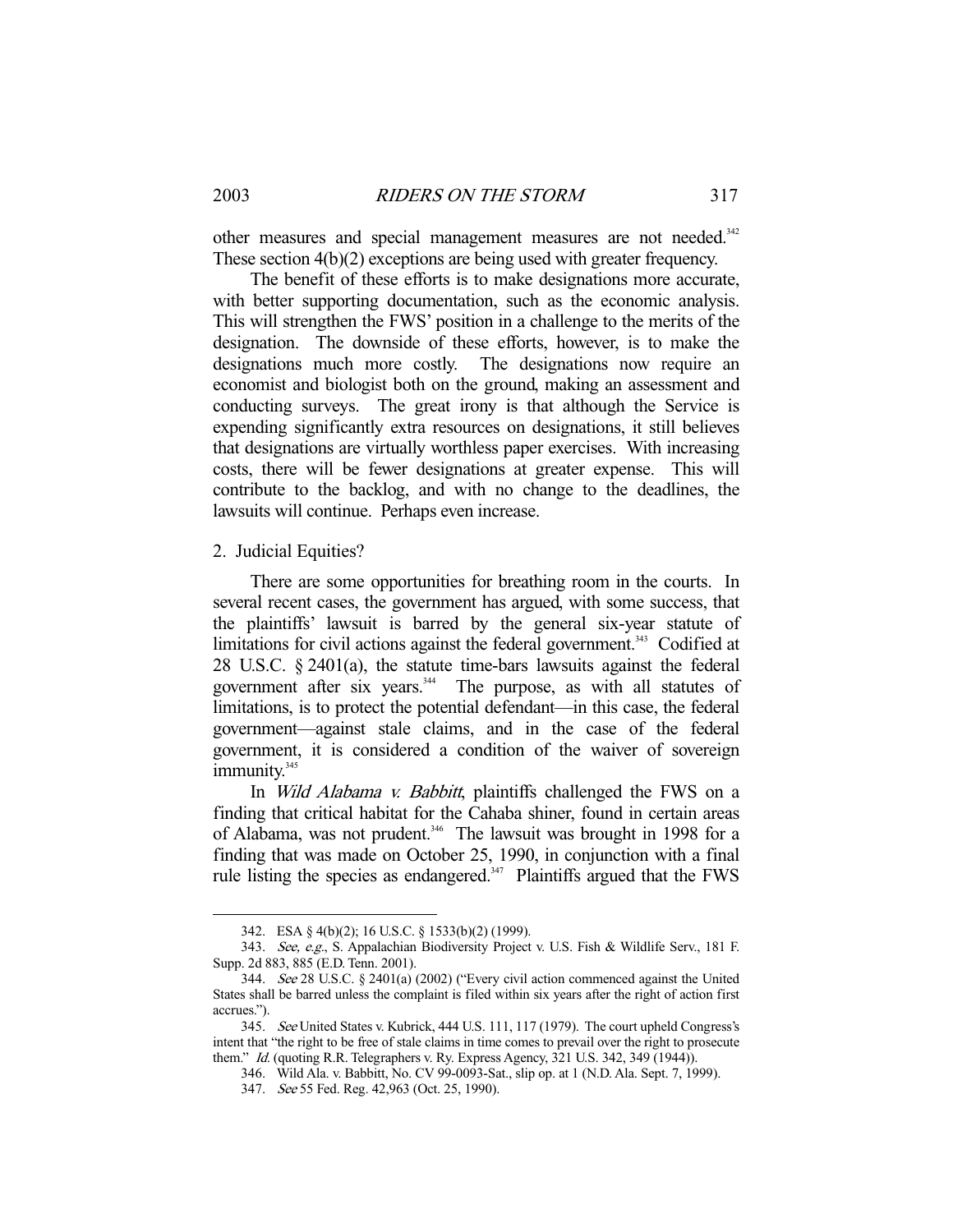other measures and special management measures are not needed.[342] These section 4(b)(2) exceptions are being used with greater frequency.

The benefit of these efforts is to make designations more accurate, with better supporting documentation, such as the economic analysis. This will strengthen the FWS' position in a challenge to the merits of the designation. The downside of these efforts, however, is to make the designations much more costly. The designations now require an economist and biologist both on the ground, making an assessment and conducting surveys. The great irony is that although the Service is expending significantly extra resources on designations, it still believes that designations are virtually worthless paper exercises. With increasing costs, there will be fewer designations at greater expense. This will contribute to the backlog, and with no change to the deadlines, the lawsuits will continue. Perhaps even increase.

### 2. Judicial Equities?

There are some opportunities for breathing room in the courts. In several recent cases, the government has argued, with some success, that the plaintiffs' lawsuit is barred by the general six-year statute of limitations for civil actions against the federal government.[343] Codified at 28 U.S.C. § 2401(a), the statute time-bars lawsuits against the federal government after six years.[344] The purpose, as with all statutes of limitations, is to protect the potential defendant—in this case, the federal government—against stale claims, and in the case of the federal government, it is considered a condition of the waiver of sovereign immunity.[345]

In *Wild Alabama v. Babbitt*, plaintiffs challenged the FWS on a finding that critical habitat for the Cahaba shiner, found in certain areas of Alabama, was not prudent.[346] The lawsuit was brought in 1998 for a finding that was made on October 25, 1990, in conjunction with a final rule listing the species as endangered.[347] Plaintiffs argued that the FWS

---

342. ESA § 4(b)(2); 16 U.S.C. § 1533(b)(2) (1999).

343. *See, e.g.*, S. Appalachian Biodiversity Project v. U.S. Fish & Wildlife Serv., 181 F. Supp. 2d 883, 885 (E.D. Tenn. 2001).

344. *See* 28 U.S.C. § 2401(a) (2002) ("Every civil action commenced against the United States shall be barred unless the complaint is filed within six years after the right of action first accrues.").

345. *See* United States v. Kubrick, 444 U.S. 111, 117 (1979). The court upheld Congress's intent that "the right to be free of stale claims in time comes to prevail over the right to prosecute them." *Id.* (quoting R.R. Telegraphers v. Ry. Express Agency, 321 U.S. 342, 349 (1944)).

346. Wild Ala. v. Babbitt, No. CV 99-0093-Sat., slip op. at 1 (N.D. Ala. Sept. 7, 1999).

347. *See* 55 Fed. Reg. 42,963 (Oct. 25, 1990).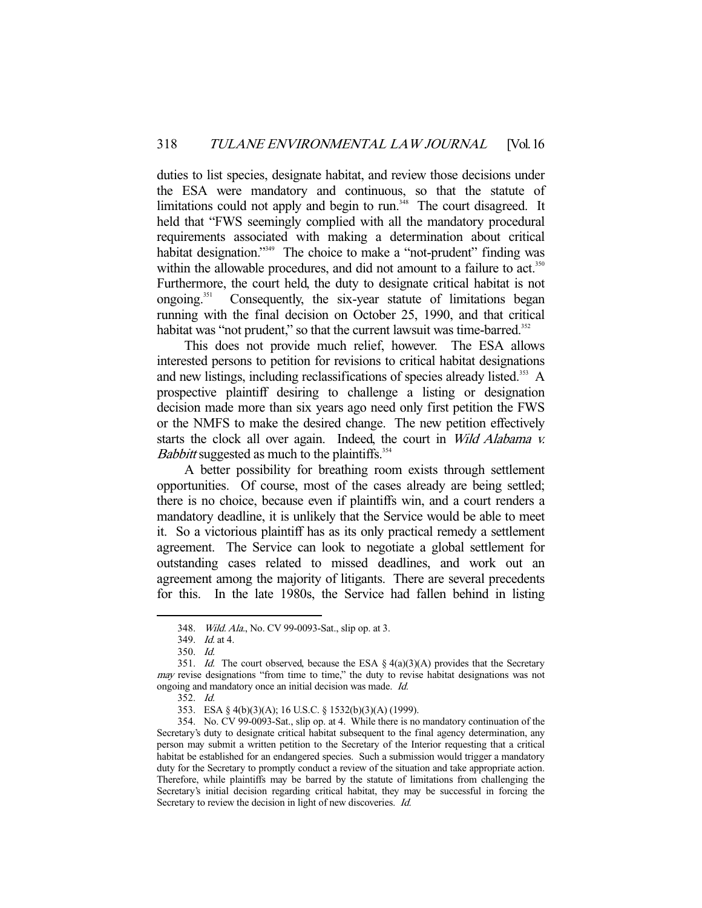duties to list species, designate habitat, and review those decisions under the ESA were mandatory and continuous, so that the statute of limitations could not apply and begin to run.[348] The court disagreed. It held that "FWS seemingly complied with all the mandatory procedural requirements associated with making a determination about critical habitat designation."[349] The choice to make a "not-prudent" finding was within the allowable procedures, and did not amount to a failure to act.[350] Furthermore, the court held, the duty to designate critical habitat is not ongoing.[351] Consequently, the six-year statute of limitations began running with the final decision on October 25, 1990, and that critical habitat was "not prudent," so that the current lawsuit was time-barred.[352]

This does not provide much relief, however. The ESA allows interested persons to petition for revisions to critical habitat designations and new listings, including reclassifications of species already listed.[353] A prospective plaintiff desiring to challenge a listing or designation decision made more than six years ago need only first petition the FWS or the NMFS to make the desired change. The new petition effectively starts the clock all over again. Indeed, the court in *Wild Alabama v. Babbitt* suggested as much to the plaintiffs.[354]

A better possibility for breathing room exists through settlement opportunities. Of course, most of the cases already are being settled; there is no choice, because even if plaintiffs win, and a court renders a mandatory deadline, it is unlikely that the Service would be able to meet it. So a victorious plaintiff has as its only practical remedy a settlement agreement. The Service can look to negotiate a global settlement for outstanding cases related to missed deadlines, and work out an agreement among the majority of litigants. There are several precedents for this. In the late 1980s, the Service had fallen behind in listing

---

348. *Wild. Ala.*, No. CV 99-0093-Sat., slip op. at 3.

349. *Id.* at 4.

350. *Id.*

351. *Id.* The court observed, because the ESA § 4(a)(3)(A) provides that the Secretary *may* revise designations "from time to time," the duty to revise habitat designations was not ongoing and mandatory once an initial decision was made. *Id.*

352. *Id.*

353. ESA § 4(b)(3)(A); 16 U.S.C. § 1532(b)(3)(A) (1999).

354. No. CV 99-0093-Sat., slip op. at 4. While there is no mandatory continuation of the Secretary's duty to designate critical habitat subsequent to the final agency determination, any person may submit a written petition to the Secretary of the Interior requesting that a critical habitat be established for an endangered species. Such a submission would trigger a mandatory duty for the Secretary to promptly conduct a review of the situation and take appropriate action. Therefore, while plaintiffs may be barred by the statute of limitations from challenging the Secretary's initial decision regarding critical habitat, they may be successful in forcing the Secretary to review the decision in light of new discoveries. *Id.*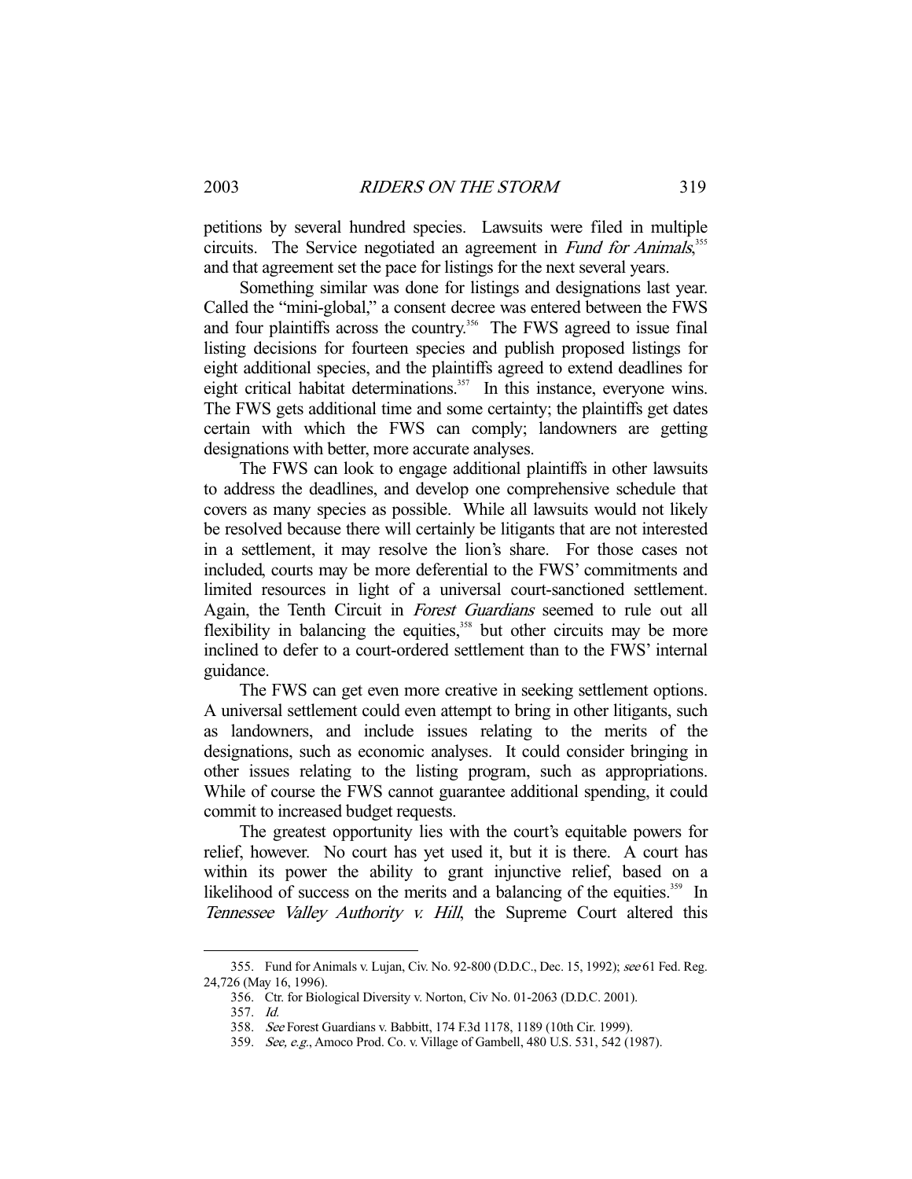petitions by several hundred species. Lawsuits were filed in multiple circuits. The Service negotiated an agreement in *Fund for Animals*,[355] and that agreement set the pace for listings for the next several years.

Something similar was done for listings and designations last year. Called the "mini-global," a consent decree was entered between the FWS and four plaintiffs across the country.[356] The FWS agreed to issue final listing decisions for fourteen species and publish proposed listings for eight additional species, and the plaintiffs agreed to extend deadlines for eight critical habitat determinations.[357] In this instance, everyone wins. The FWS gets additional time and some certainty; the plaintiffs get dates certain with which the FWS can comply; landowners are getting designations with better, more accurate analyses.

The FWS can look to engage additional plaintiffs in other lawsuits to address the deadlines, and develop one comprehensive schedule that covers as many species as possible. While all lawsuits would not likely be resolved because there will certainly be litigants that are not interested in a settlement, it may resolve the lion's share. For those cases not included, courts may be more deferential to the FWS' commitments and limited resources in light of a universal court-sanctioned settlement. Again, the Tenth Circuit in *Forest Guardians* seemed to rule out all flexibility in balancing the equities,[358] but other circuits may be more inclined to defer to a court-ordered settlement than to the FWS' internal guidance.

The FWS can get even more creative in seeking settlement options. A universal settlement could even attempt to bring in other litigants, such as landowners, and include issues relating to the merits of the designations, such as economic analyses. It could consider bringing in other issues relating to the listing program, such as appropriations. While of course the FWS cannot guarantee additional spending, it could commit to increased budget requests.

The greatest opportunity lies with the court's equitable powers for relief, however. No court has yet used it, but it is there. A court has within its power the ability to grant injunctive relief, based on a likelihood of success on the merits and a balancing of the equities.[359] In *Tennessee Valley Authority v. Hill*, the Supreme Court altered this

---

355. Fund for Animals v. Lujan, Civ. No. 92-800 (D.D.C., Dec. 15, 1992); *see* 61 Fed. Reg. 24,726 (May 16, 1996).

356. Ctr. for Biological Diversity v. Norton, Civ No. 01-2063 (D.D.C. 2001).

357. *Id.*

358. *See* Forest Guardians v. Babbitt, 174 F.3d 1178, 1189 (10th Cir. 1999).

359. *See, e.g.*, Amoco Prod. Co. v. Village of Gambell, 480 U.S. 531, 542 (1987).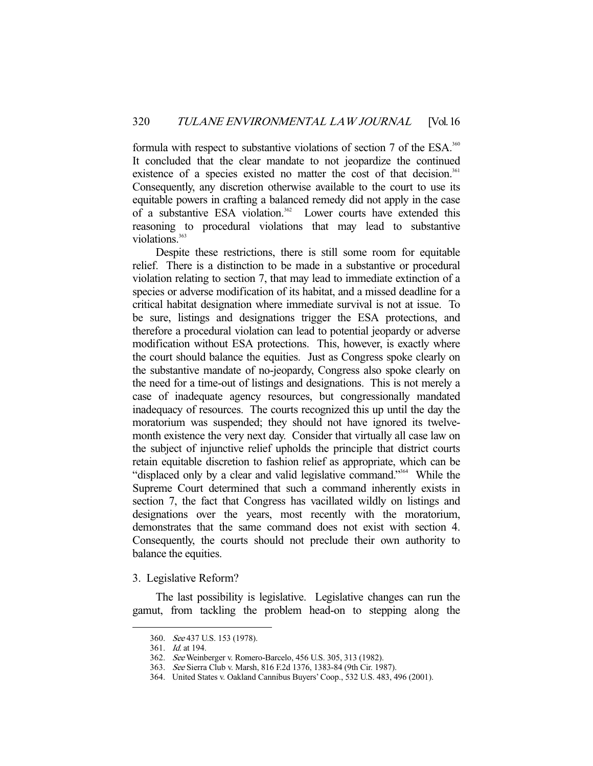formula with respect to substantive violations of section 7 of the ESA.[360] It concluded that the clear mandate to not jeopardize the continued existence of a species existed no matter the cost of that decision.[361] Consequently, any discretion otherwise available to the court to use its equitable powers in crafting a balanced remedy did not apply in the case of a substantive ESA violation.[362] Lower courts have extended this reasoning to procedural violations that may lead to substantive violations.[363]

Despite these restrictions, there is still some room for equitable relief. There is a distinction to be made in a substantive or procedural violation relating to section 7, that may lead to immediate extinction of a species or adverse modification of its habitat, and a missed deadline for a critical habitat designation where immediate survival is not at issue. To be sure, listings and designations trigger the ESA protections, and therefore a procedural violation can lead to potential jeopardy or adverse modification without ESA protections. This, however, is exactly where the court should balance the equities. Just as Congress spoke clearly on the substantive mandate of no-jeopardy, Congress also spoke clearly on the need for a time-out of listings and designations. This is not merely a case of inadequate agency resources, but congressionally mandated inadequacy of resources. The courts recognized this up until the day the moratorium was suspended; they should not have ignored its twelve-month existence the very next day. Consider that virtually all case law on the subject of injunctive relief upholds the principle that district courts retain equitable discretion to fashion relief as appropriate, which can be "displaced only by a clear and valid legislative command."[364] While the Supreme Court determined that such a command inherently exists in section 7, the fact that Congress has vacillated wildly on listings and designations over the years, most recently with the moratorium, demonstrates that the same command does not exist with section 4. Consequently, the courts should not preclude their own authority to balance the equities.

### 3. Legislative Reform?

The last possibility is legislative. Legislative changes can run the gamut, from tackling the problem head-on to stepping along the

---

360. *See* 437 U.S. 153 (1978).

361. *Id.* at 194.

362. *See* Weinberger v. Romero-Barcelo, 456 U.S. 305, 313 (1982).

363. *See* Sierra Club v. Marsh, 816 F.2d 1376, 1383-84 (9th Cir. 1987).

364. United States v. Oakland Cannibus Buyers' Coop., 532 U.S. 483, 496 (2001).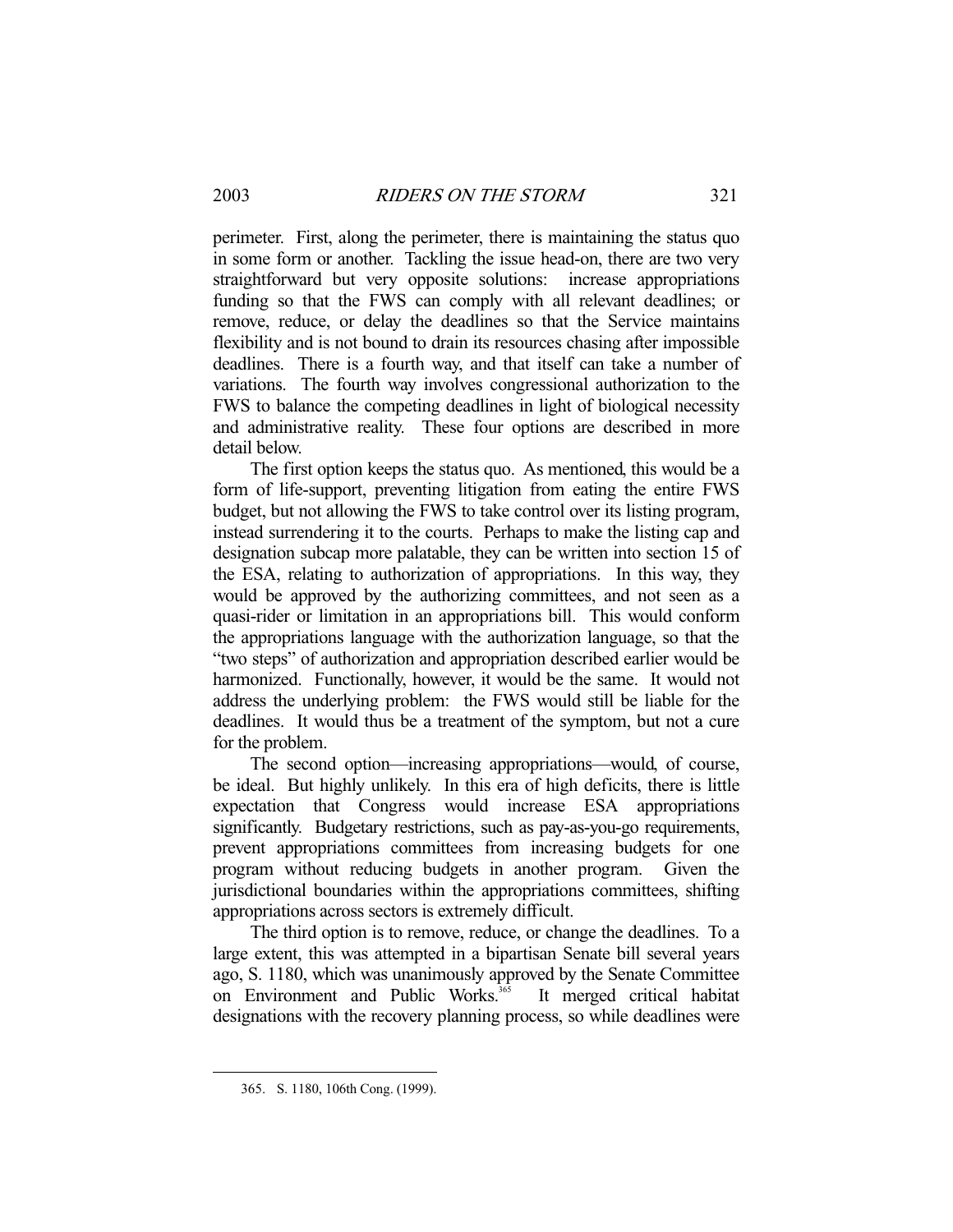perimeter. First, along the perimeter, there is maintaining the status quo in some form or another. Tackling the issue head-on, there are two very straightforward but very opposite solutions: increase appropriations funding so that the FWS can comply with all relevant deadlines; or remove, reduce, or delay the deadlines so that the Service maintains flexibility and is not bound to drain its resources chasing after impossible deadlines. There is a fourth way, and that itself can take a number of variations. The fourth way involves congressional authorization to the FWS to balance the competing deadlines in light of biological necessity and administrative reality. These four options are described in more detail below.

The first option keeps the status quo. As mentioned, this would be a form of life-support, preventing litigation from eating the entire FWS budget, but not allowing the FWS to take control over its listing program, instead surrendering it to the courts. Perhaps to make the listing cap and designation subcap more palatable, they can be written into section 15 of the ESA, relating to authorization of appropriations. In this way, they would be approved by the authorizing committees, and not seen as a quasi-rider or limitation in an appropriations bill. This would conform the appropriations language with the authorization language, so that the "two steps" of authorization and appropriation described earlier would be harmonized. Functionally, however, it would be the same. It would not address the underlying problem: the FWS would still be liable for the deadlines. It would thus be a treatment of the symptom, but not a cure for the problem.

The second option—increasing appropriations—would, of course, be ideal. But highly unlikely. In this era of high deficits, there is little expectation that Congress would increase ESA appropriations significantly. Budgetary restrictions, such as pay-as-you-go requirements, prevent appropriations committees from increasing budgets for one program without reducing budgets in another program. Given the jurisdictional boundaries within the appropriations committees, shifting appropriations across sectors is extremely difficult.

The third option is to remove, reduce, or change the deadlines. To a large extent, this was attempted in a bipartisan Senate bill several years ago, S. 1180, which was unanimously approved by the Senate Committee on Environment and Public Works.[365] It merged critical habitat designations with the recovery planning process, so while deadlines were

365. S. 1180, 106th Cong. (1999).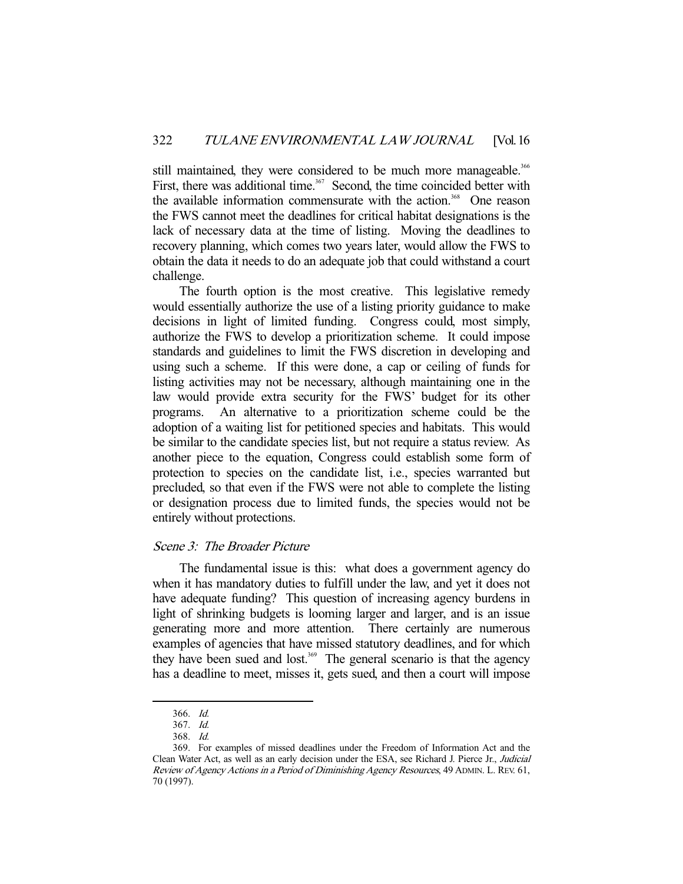still maintained, they were considered to be much more manageable.[366] First, there was additional time.[367] Second, the time coincided better with the available information commensurate with the action.[368] One reason the FWS cannot meet the deadlines for critical habitat designations is the lack of necessary data at the time of listing. Moving the deadlines to recovery planning, which comes two years later, would allow the FWS to obtain the data it needs to do an adequate job that could withstand a court challenge.

The fourth option is the most creative. This legislative remedy would essentially authorize the use of a listing priority guidance to make decisions in light of limited funding. Congress could, most simply, authorize the FWS to develop a prioritization scheme. It could impose standards and guidelines to limit the FWS discretion in developing and using such a scheme. If this were done, a cap or ceiling of funds for listing activities may not be necessary, although maintaining one in the law would provide extra security for the FWS' budget for its other programs. An alternative to a prioritization scheme could be the adoption of a waiting list for petitioned species and habitats. This would be similar to the candidate species list, but not require a status review. As another piece to the equation, Congress could establish some form of protection to species on the candidate list, i.e., species warranted but precluded, so that even if the FWS were not able to complete the listing or designation process due to limited funds, the species would not be entirely without protections.

### *Scene 3: The Broader Picture*

The fundamental issue is this: what does a government agency do when it has mandatory duties to fulfill under the law, and yet it does not have adequate funding? This question of increasing agency burdens in light of shrinking budgets is looming larger and larger, and is an issue generating more and more attention. There certainly are numerous examples of agencies that have missed statutory deadlines, and for which they have been sued and lost.[369] The general scenario is that the agency has a deadline to meet, misses it, gets sued, and then a court will impose

---

366. *Id.*

367. *Id.*

368. *Id.*

369. For examples of missed deadlines under the Freedom of Information Act and the Clean Water Act, as well as an early decision under the ESA, see Richard J. Pierce Jr., *Judicial Review of Agency Actions in a Period of Diminishing Agency Resources*, 49 ADMIN. L. REV. 61, 70 (1997).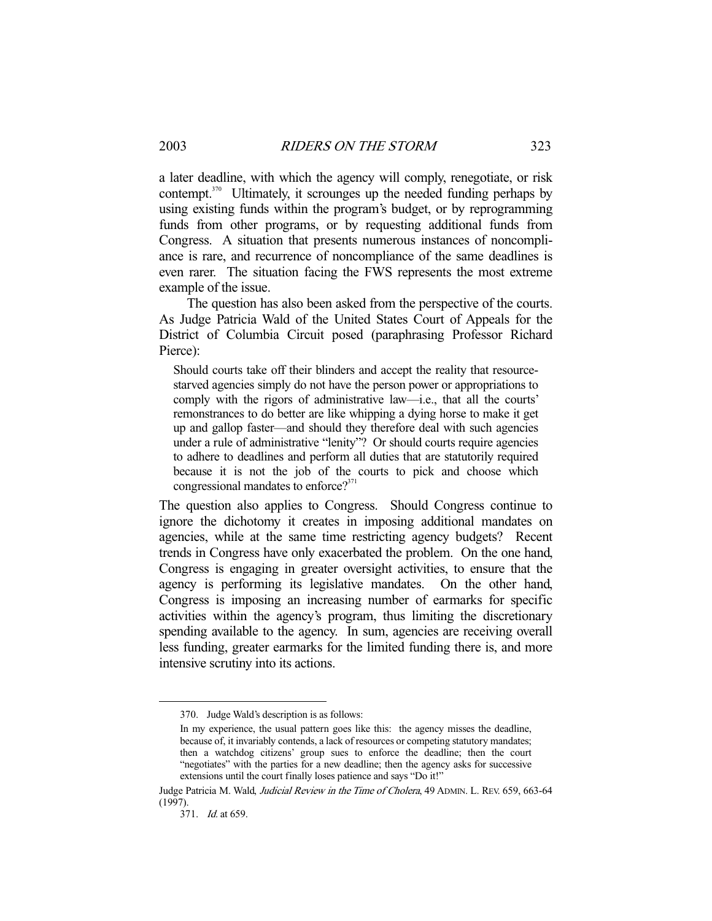a later deadline, with which the agency will comply, renegotiate, or risk contempt.[370] Ultimately, it scrounges up the needed funding perhaps by using existing funds within the program's budget, or by reprogramming funds from other programs, or by requesting additional funds from Congress. A situation that presents numerous instances of noncompliance is rare, and recurrence of noncompliance of the same deadlines is even rarer. The situation facing the FWS represents the most extreme example of the issue.

The question has also been asked from the perspective of the courts. As Judge Patricia Wald of the United States Court of Appeals for the District of Columbia Circuit posed (paraphrasing Professor Richard Pierce):

> Should courts take off their blinders and accept the reality that resource-starved agencies simply do not have the person power or appropriations to comply with the rigors of administrative law—i.e., that all the courts' remonstrances to do better are like whipping a dying horse to make it get up and gallop faster—and should they therefore deal with such agencies under a rule of administrative "lenity"? Or should courts require agencies to adhere to deadlines and perform all duties that are statutorily required because it is not the job of the courts to pick and choose which congressional mandates to enforce?[371]

The question also applies to Congress. Should Congress continue to ignore the dichotomy it creates in imposing additional mandates on agencies, while at the same time restricting agency budgets? Recent trends in Congress have only exacerbated the problem. On the one hand, Congress is engaging in greater oversight activities, to ensure that the agency is performing its legislative mandates. On the other hand, Congress is imposing an increasing number of earmarks for specific activities within the agency's program, thus limiting the discretionary spending available to the agency. In sum, agencies are receiving overall less funding, greater earmarks for the limited funding there is, and more intensive scrutiny into its actions.

---

370. Judge Wald's description is as follows:

> In my experience, the usual pattern goes like this: the agency misses the deadline, because of, it invariably contends, a lack of resources or competing statutory mandates; then a watchdog citizens' group sues to enforce the deadline; then the court "negotiates" with the parties for a new deadline; then the agency asks for successive extensions until the court finally loses patience and says "Do it!"

Judge Patricia M. Wald, *Judicial Review in the Time of Cholera*, 49 ADMIN. L. REV. 659, 663-64 (1997).

371. *Id.* at 659.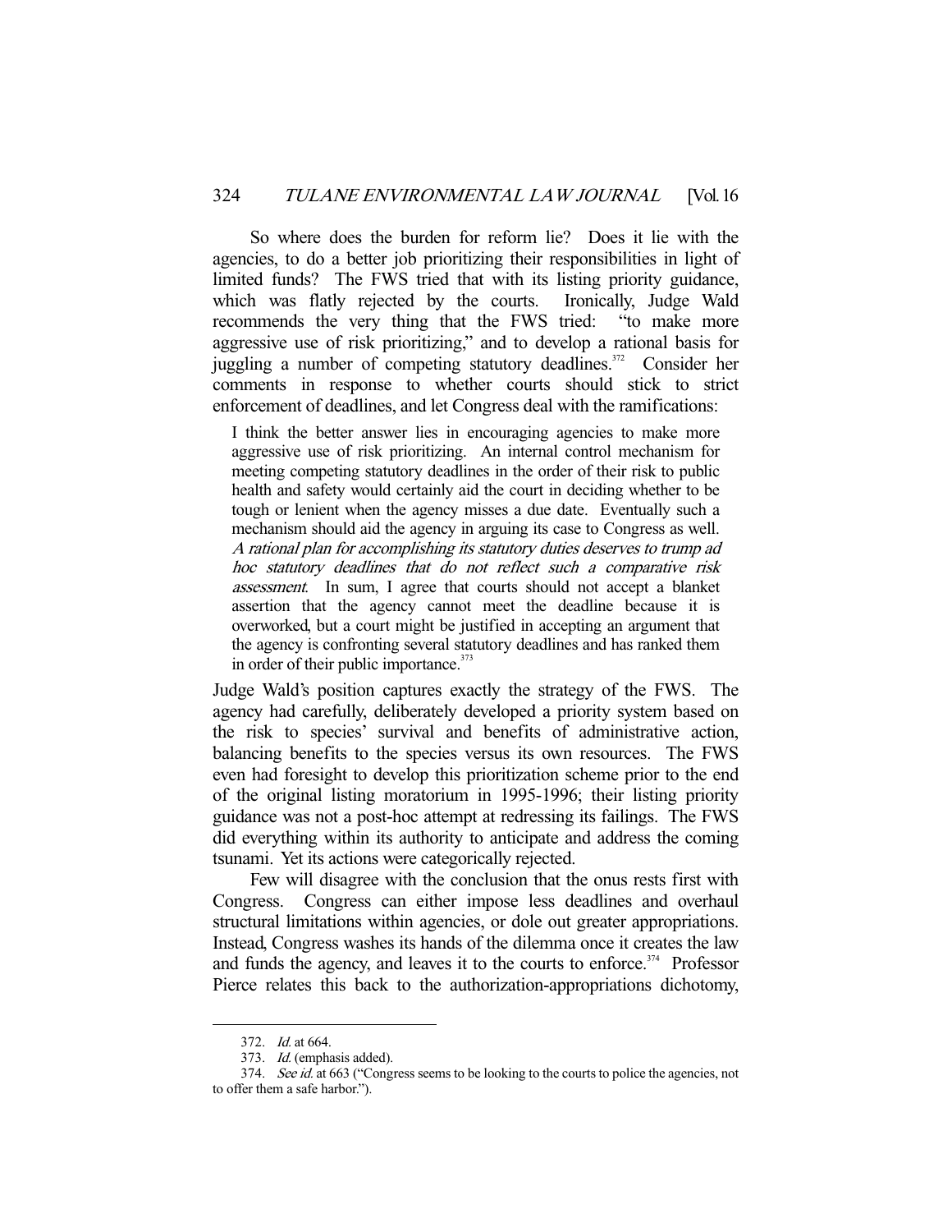So where does the burden for reform lie? Does it lie with the agencies, to do a better job prioritizing their responsibilities in light of limited funds? The FWS tried that with its listing priority guidance, which was flatly rejected by the courts. Ironically, Judge Wald recommends the very thing that the FWS tried: "to make more aggressive use of risk prioritizing," and to develop a rational basis for juggling a number of competing statutory deadlines.[372] Consider her comments in response to whether courts should stick to strict enforcement of deadlines, and let Congress deal with the ramifications:

> I think the better answer lies in encouraging agencies to make more aggressive use of risk prioritizing. An internal control mechanism for meeting competing statutory deadlines in the order of their risk to public health and safety would certainly aid the court in deciding whether to be tough or lenient when the agency misses a due date. Eventually such a mechanism should aid the agency in arguing its case to Congress as well. *A rational plan for accomplishing its statutory duties deserves to trump ad hoc statutory deadlines that do not reflect such a comparative risk assessment*. In sum, I agree that courts should not accept a blanket assertion that the agency cannot meet the deadline because it is overworked, but a court might be justified in accepting an argument that the agency is confronting several statutory deadlines and has ranked them in order of their public importance.[373]

Judge Wald's position captures exactly the strategy of the FWS. The agency had carefully, deliberately developed a priority system based on the risk to species' survival and benefits of administrative action, balancing benefits to the species versus its own resources. The FWS even had foresight to develop this prioritization scheme prior to the end of the original listing moratorium in 1995-1996; their listing priority guidance was not a post-hoc attempt at redressing its failings. The FWS did everything within its authority to anticipate and address the coming tsunami. Yet its actions were categorically rejected.

Few will disagree with the conclusion that the onus rests first with Congress. Congress can either impose less deadlines and overhaul structural limitations within agencies, or dole out greater appropriations. Instead, Congress washes its hands of the dilemma once it creates the law and funds the agency, and leaves it to the courts to enforce.[374] Professor Pierce relates this back to the authorization-appropriations dichotomy,

---

372. *Id.* at 664.

373. *Id.* (emphasis added).

374. *See id.* at 663 ("Congress seems to be looking to the courts to police the agencies, not to offer them a safe harbor.").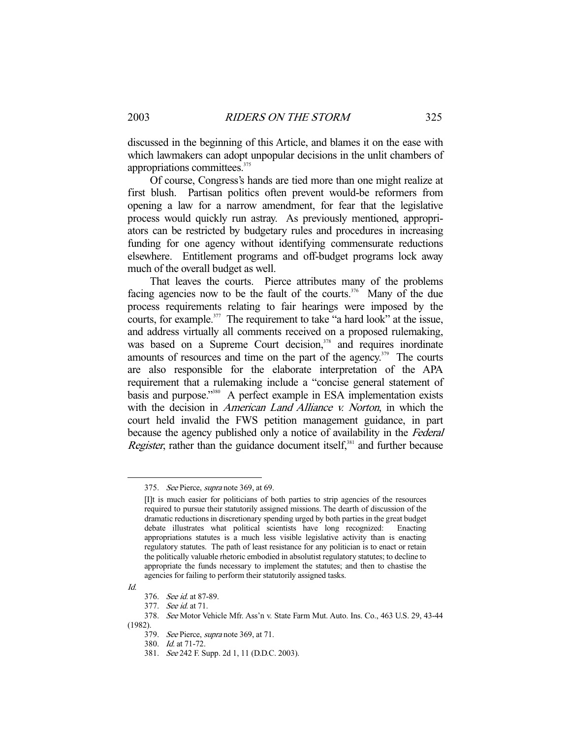discussed in the beginning of this Article, and blames it on the ease with which lawmakers can adopt unpopular decisions in the unlit chambers of appropriations committees.[375]

Of course, Congress's hands are tied more than one might realize at first blush. Partisan politics often prevent would-be reformers from opening a law for a narrow amendment, for fear that the legislative process would quickly run astray. As previously mentioned, appropriators can be restricted by budgetary rules and procedures in increasing funding for one agency without identifying commensurate reductions elsewhere. Entitlement programs and off-budget programs lock away much of the overall budget as well.

That leaves the courts. Pierce attributes many of the problems facing agencies now to be the fault of the courts.[376] Many of the due process requirements relating to fair hearings were imposed by the courts, for example.[377] The requirement to take "a hard look" at the issue, and address virtually all comments received on a proposed rulemaking, was based on a Supreme Court decision,[378] and requires inordinate amounts of resources and time on the part of the agency.[379] The courts are also responsible for the elaborate interpretation of the APA requirement that a rulemaking include a "concise general statement of basis and purpose."[380] A perfect example in ESA implementation exists with the decision in *American Land Alliance v. Norton*, in which the court held invalid the FWS petition management guidance, in part because the agency published only a notice of availability in the *Federal Register*, rather than the guidance document itself,[381] and further because

---

375. *See* Pierce, *supra* note 369, at 69.

> [I]t is much easier for politicians of both parties to strip agencies of the resources required to pursue their statutorily assigned missions. The dearth of discussion of the dramatic reductions in discretionary spending urged by both parties in the great budget debate illustrates what political scientists have long recognized: Enacting appropriations statutes is a much less visible legislative activity than is enacting regulatory statutes. The path of least resistance for any politician is to enact or retain the politically valuable rhetoric embodied in absolutist regulatory statutes; to decline to appropriate the funds necessary to implement the statutes; and then to chastise the agencies for failing to perform their statutorily assigned tasks.

*Id.*

376. *See id.* at 87-89.

377. *See id.* at 71.

378. *See* Motor Vehicle Mfr. Ass'n v. State Farm Mut. Auto. Ins. Co., 463 U.S. 29, 43-44 (1982).

379. *See* Pierce, *supra* note 369, at 71.

380. *Id.* at 71-72.

381. *See* 242 F. Supp. 2d 1, 11 (D.D.C. 2003).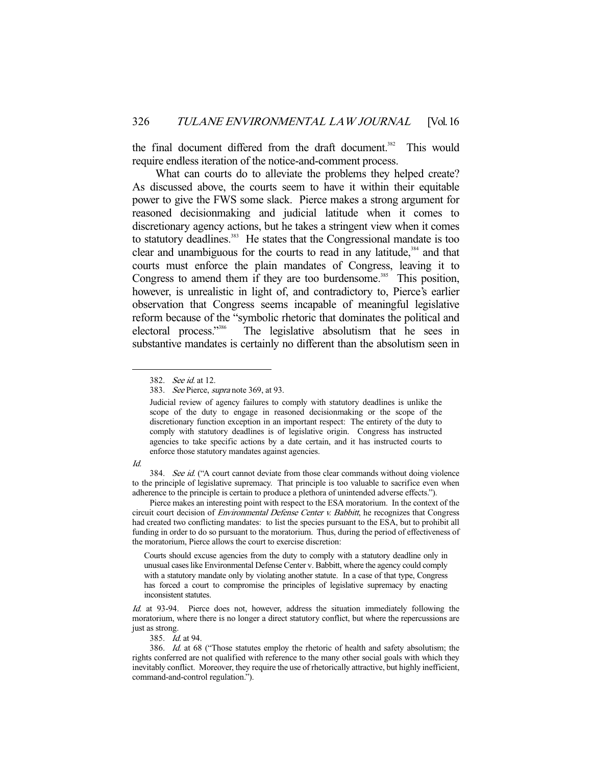the final document differed from the draft document.[382] This would require endless iteration of the notice-and-comment process.

What can courts do to alleviate the problems they helped create? As discussed above, the courts seem to have it within their equitable power to give the FWS some slack. Pierce makes a strong argument for reasoned decisionmaking and judicial latitude when it comes to discretionary agency actions, but he takes a stringent view when it comes to statutory deadlines.[383] He states that the Congressional mandate is too clear and unambiguous for the courts to read in any latitude,[384] and that courts must enforce the plain mandates of Congress, leaving it to Congress to amend them if they are too burdensome.[385] This position, however, is unrealistic in light of, and contradictory to, Pierce's earlier observation that Congress seems incapable of meaningful legislative reform because of the "symbolic rhetoric that dominates the political and electoral process."[386] The legislative absolutism that he sees in substantive mandates is certainly no different than the absolutism seen in

---

382. *See id.* at 12.

383. *See* Pierce, *supra* note 369, at 93.

> Judicial review of agency failures to comply with statutory deadlines is unlike the scope of the duty to engage in reasoned decisionmaking or the scope of the discretionary function exception in an important respect: The entirety of the duty to comply with statutory deadlines is of legislative origin. Congress has instructed agencies to take specific actions by a date certain, and it has instructed courts to enforce those statutory mandates against agencies.

*Id.*

384. *See id.* ("A court cannot deviate from those clear commands without doing violence to the principle of legislative supremacy. That principle is too valuable to sacrifice even when adherence to the principle is certain to produce a plethora of unintended adverse effects.").

Pierce makes an interesting point with respect to the ESA moratorium. In the context of the circuit court decision of *Environmental Defense Center v. Babbitt*, he recognizes that Congress had created two conflicting mandates: to list the species pursuant to the ESA, but to prohibit all funding in order to do so pursuant to the moratorium. Thus, during the period of effectiveness of the moratorium, Pierce allows the court to exercise discretion:

> Courts should excuse agencies from the duty to comply with a statutory deadline only in unusual cases like Environmental Defense Center v. Babbitt, where the agency could comply with a statutory mandate only by violating another statute. In a case of that type, Congress has forced a court to compromise the principles of legislative supremacy by enacting inconsistent statutes.

*Id.* at 93-94. Pierce does not, however, address the situation immediately following the moratorium, where there is no longer a direct statutory conflict, but where the repercussions are just as strong.

385. *Id.* at 94.

386. *Id.* at 68 ("Those statutes employ the rhetoric of health and safety absolutism; the rights conferred are not qualified with reference to the many other social goals with which they inevitably conflict. Moreover, they require the use of rhetorically attractive, but highly inefficient, command-and-control regulation.").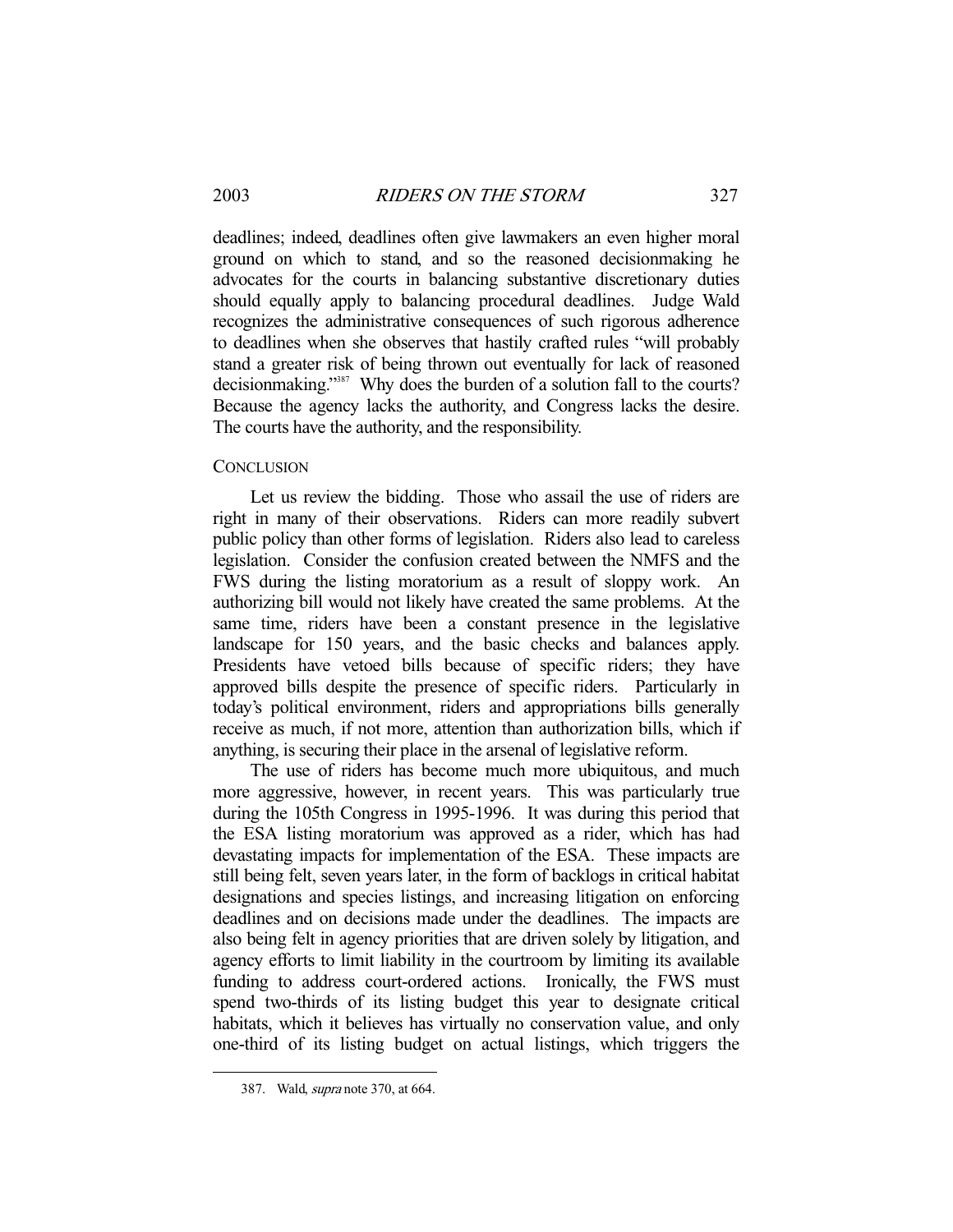deadlines; indeed, deadlines often give lawmakers an even higher moral ground on which to stand, and so the reasoned decisionmaking he advocates for the courts in balancing substantive discretionary duties should equally apply to balancing procedural deadlines. Judge Wald recognizes the administrative consequences of such rigorous adherence to deadlines when she observes that hastily crafted rules "will probably stand a greater risk of being thrown out eventually for lack of reasoned decisionmaking."[387] Why does the burden of a solution fall to the courts? Because the agency lacks the authority, and Congress lacks the desire. The courts have the authority, and the responsibility.

## CONCLUSION

Let us review the bidding. Those who assail the use of riders are right in many of their observations. Riders can more readily subvert public policy than other forms of legislation. Riders also lead to careless legislation. Consider the confusion created between the NMFS and the FWS during the listing moratorium as a result of sloppy work. An authorizing bill would not likely have created the same problems. At the same time, riders have been a constant presence in the legislative landscape for 150 years, and the basic checks and balances apply. Presidents have vetoed bills because of specific riders; they have approved bills despite the presence of specific riders. Particularly in today's political environment, riders and appropriations bills generally receive as much, if not more, attention than authorization bills, which if anything, is securing their place in the arsenal of legislative reform.

The use of riders has become much more ubiquitous, and much more aggressive, however, in recent years. This was particularly true during the 105th Congress in 1995-1996. It was during this period that the ESA listing moratorium was approved as a rider, which has had devastating impacts for implementation of the ESA. These impacts are still being felt, seven years later, in the form of backlogs in critical habitat designations and species listings, and increasing litigation on enforcing deadlines and on decisions made under the deadlines. The impacts are also being felt in agency priorities that are driven solely by litigation, and agency efforts to limit liability in the courtroom by limiting its available funding to address court-ordered actions. Ironically, the FWS must spend two-thirds of its listing budget this year to designate critical habitats, which it believes has virtually no conservation value, and only one-third of its listing budget on actual listings, which triggers the

387. Wald, *supra* note 370, at 664.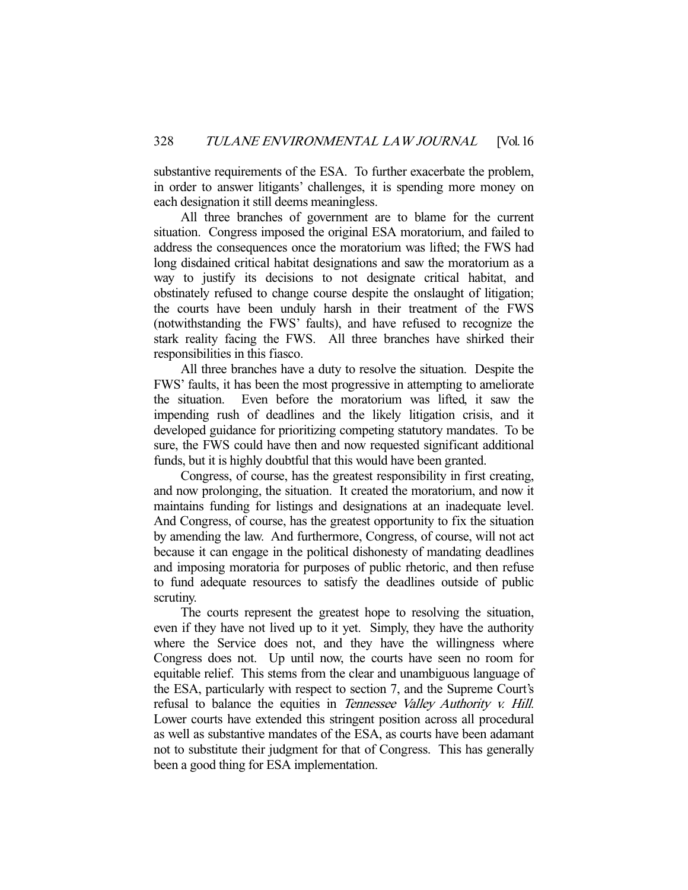substantive requirements of the ESA. To further exacerbate the problem, in order to answer litigants' challenges, it is spending more money on each designation it still deems meaningless.

All three branches of government are to blame for the current situation. Congress imposed the original ESA moratorium, and failed to address the consequences once the moratorium was lifted; the FWS had long disdained critical habitat designations and saw the moratorium as a way to justify its decisions to not designate critical habitat, and obstinately refused to change course despite the onslaught of litigation; the courts have been unduly harsh in their treatment of the FWS (notwithstanding the FWS' faults), and have refused to recognize the stark reality facing the FWS. All three branches have shirked their responsibilities in this fiasco.

All three branches have a duty to resolve the situation. Despite the FWS' faults, it has been the most progressive in attempting to ameliorate the situation. Even before the moratorium was lifted, it saw the impending rush of deadlines and the likely litigation crisis, and it developed guidance for prioritizing competing statutory mandates. To be sure, the FWS could have then and now requested significant additional funds, but it is highly doubtful that this would have been granted.

Congress, of course, has the greatest responsibility in first creating, and now prolonging, the situation. It created the moratorium, and now it maintains funding for listings and designations at an inadequate level. And Congress, of course, has the greatest opportunity to fix the situation by amending the law. And furthermore, Congress, of course, will not act because it can engage in the political dishonesty of mandating deadlines and imposing moratoria for purposes of public rhetoric, and then refuse to fund adequate resources to satisfy the deadlines outside of public scrutiny.

The courts represent the greatest hope to resolving the situation, even if they have not lived up to it yet. Simply, they have the authority where the Service does not, and they have the willingness where Congress does not. Up until now, the courts have seen no room for equitable relief. This stems from the clear and unambiguous language of the ESA, particularly with respect to section 7, and the Supreme Court's refusal to balance the equities in *Tennessee Valley Authority v. Hill*. Lower courts have extended this stringent position across all procedural as well as substantive mandates of the ESA, as courts have been adamant not to substitute their judgment for that of Congress. This has generally been a good thing for ESA implementation.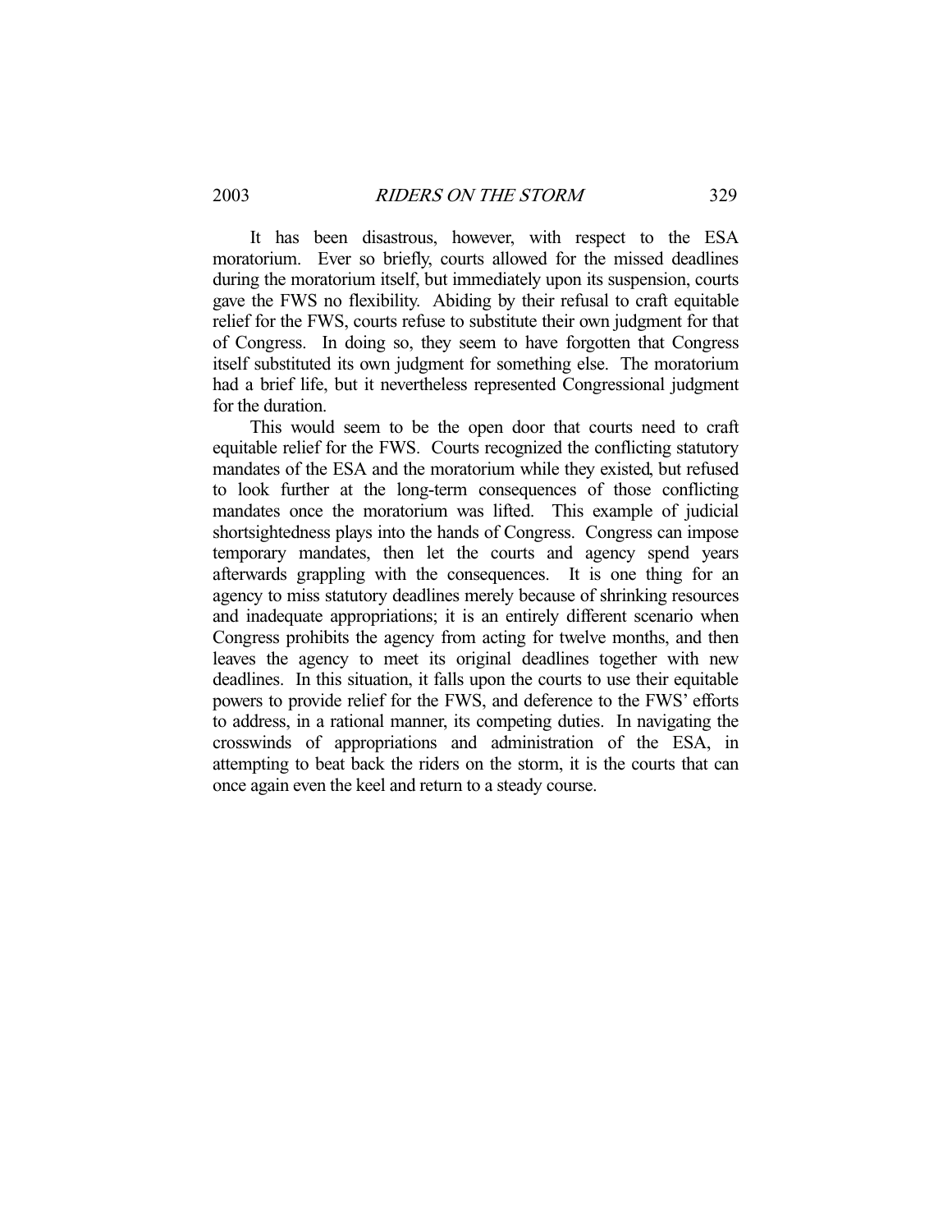It has been disastrous, however, with respect to the ESA moratorium. Ever so briefly, courts allowed for the missed deadlines during the moratorium itself, but immediately upon its suspension, courts gave the FWS no flexibility. Abiding by their refusal to craft equitable relief for the FWS, courts refuse to substitute their own judgment for that of Congress. In doing so, they seem to have forgotten that Congress itself substituted its own judgment for something else. The moratorium had a brief life, but it nevertheless represented Congressional judgment for the duration.

This would seem to be the open door that courts need to craft equitable relief for the FWS. Courts recognized the conflicting statutory mandates of the ESA and the moratorium while they existed, but refused to look further at the long-term consequences of those conflicting mandates once the moratorium was lifted. This example of judicial shortsightedness plays into the hands of Congress. Congress can impose temporary mandates, then let the courts and agency spend years afterwards grappling with the consequences. It is one thing for an agency to miss statutory deadlines merely because of shrinking resources and inadequate appropriations; it is an entirely different scenario when Congress prohibits the agency from acting for twelve months, and then leaves the agency to meet its original deadlines together with new deadlines. In this situation, it falls upon the courts to use their equitable powers to provide relief for the FWS, and deference to the FWS' efforts to address, in a rational manner, its competing duties. In navigating the crosswinds of appropriations and administration of the ESA, in attempting to beat back the riders on the storm, it is the courts that can once again even the keel and return to a steady course.